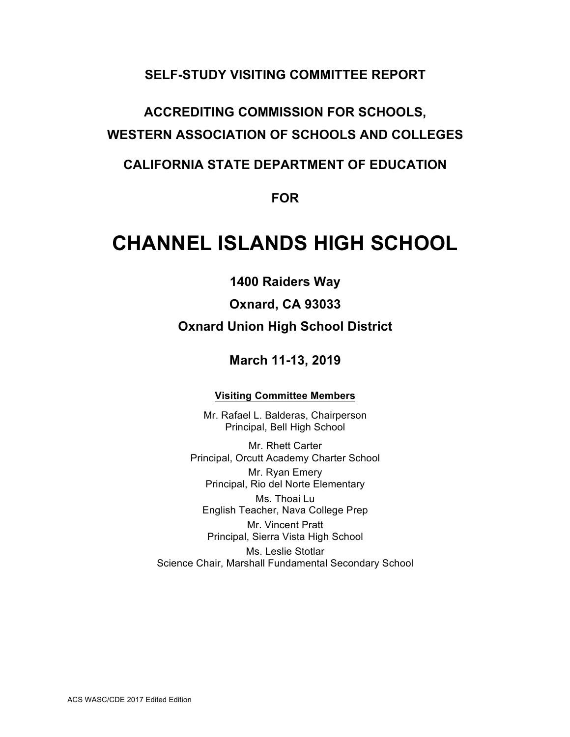**SELF-STUDY VISITING COMMITTEE REPORT**

**ACCREDITING COMMISSION FOR SCHOOLS,**
**WESTERN ASSOCIATION OF SCHOOLS AND COLLEGES**

**CALIFORNIA STATE DEPARTMENT OF EDUCATION**

**FOR**

# CHANNEL ISLANDS HIGH SCHOOL

**1400 Raiders Way**

**Oxnard, CA 93033**

**Oxnard Union High School District**

**March 11-13, 2019**

**Visiting Committee Members**

Mr. Rafael L. Balderas, Chairperson
Principal, Bell High School

Mr. Rhett Carter
Principal, Orcutt Academy Charter School

Mr. Ryan Emery
Principal, Rio del Norte Elementary

Ms. Thoai Lu
English Teacher, Nava College Prep

Mr. Vincent Pratt
Principal, Sierra Vista High School

Ms. Leslie Stotlar
Science Chair, Marshall Fundamental Secondary School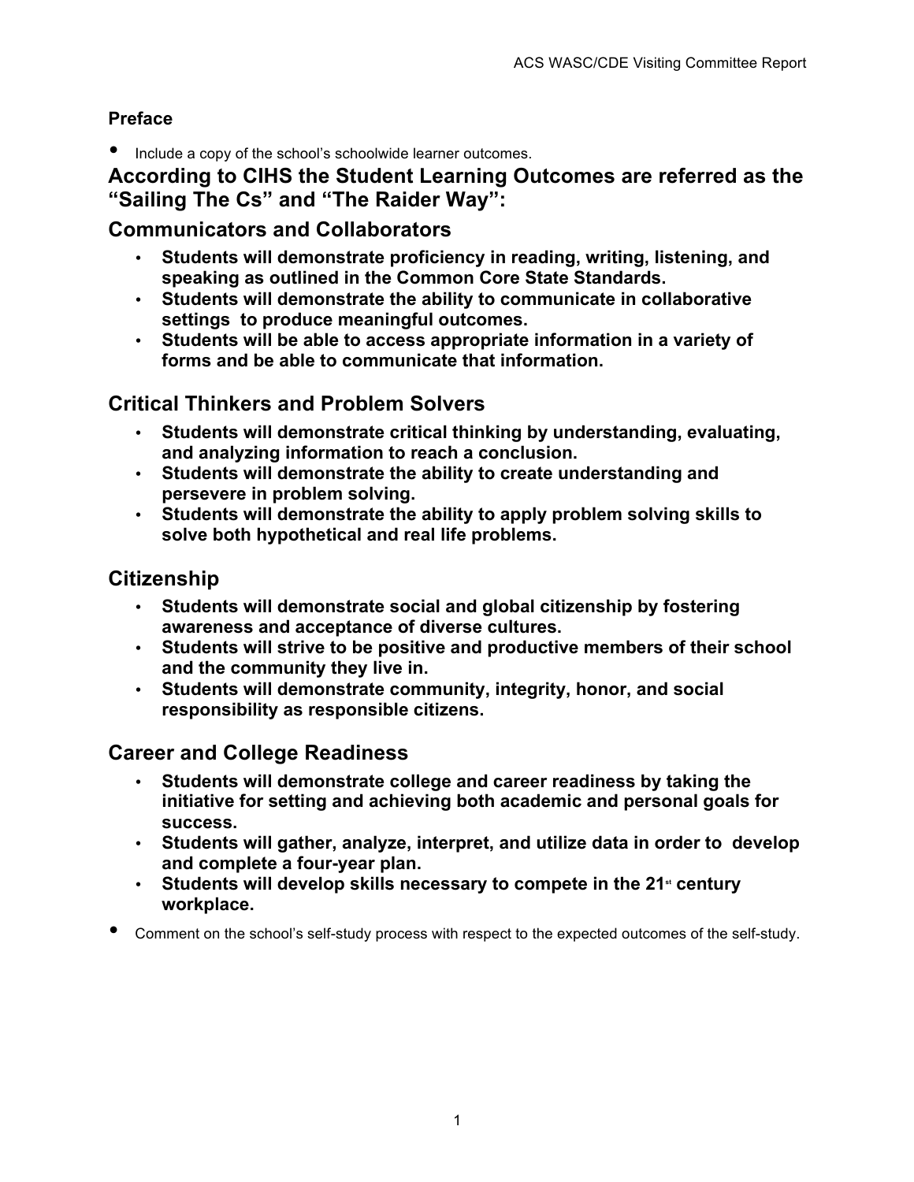### Preface

- Include a copy of the school's schoolwide learner outcomes.

## According to CIHS the Student Learning Outcomes are referred as the "Sailing The Cs" and "The Raider Way":

## Communicators and Collaborators

- **Students will demonstrate proficiency in reading, writing, listening, and speaking as outlined in the Common Core State Standards.**
- **Students will demonstrate the ability to communicate in collaborative settings to produce meaningful outcomes.**
- **Students will be able to access appropriate information in a variety of forms and be able to communicate that information.**

## Critical Thinkers and Problem Solvers

- **Students will demonstrate critical thinking by understanding, evaluating, and analyzing information to reach a conclusion.**
- **Students will demonstrate the ability to create understanding and persevere in problem solving.**
- **Students will demonstrate the ability to apply problem solving skills to solve both hypothetical and real life problems.**

## Citizenship

- **Students will demonstrate social and global citizenship by fostering awareness and acceptance of diverse cultures.**
- **Students will strive to be positive and productive members of their school and the community they live in.**
- **Students will demonstrate community, integrity, honor, and social responsibility as responsible citizens.**

## Career and College Readiness

- **Students will demonstrate college and career readiness by taking the initiative for setting and achieving both academic and personal goals for success.**
- **Students will gather, analyze, interpret, and utilize data in order to develop and complete a four-year plan.**
- **Students will develop skills necessary to compete in the 21st century workplace.**

- Comment on the school's self-study process with respect to the expected outcomes of the self-study.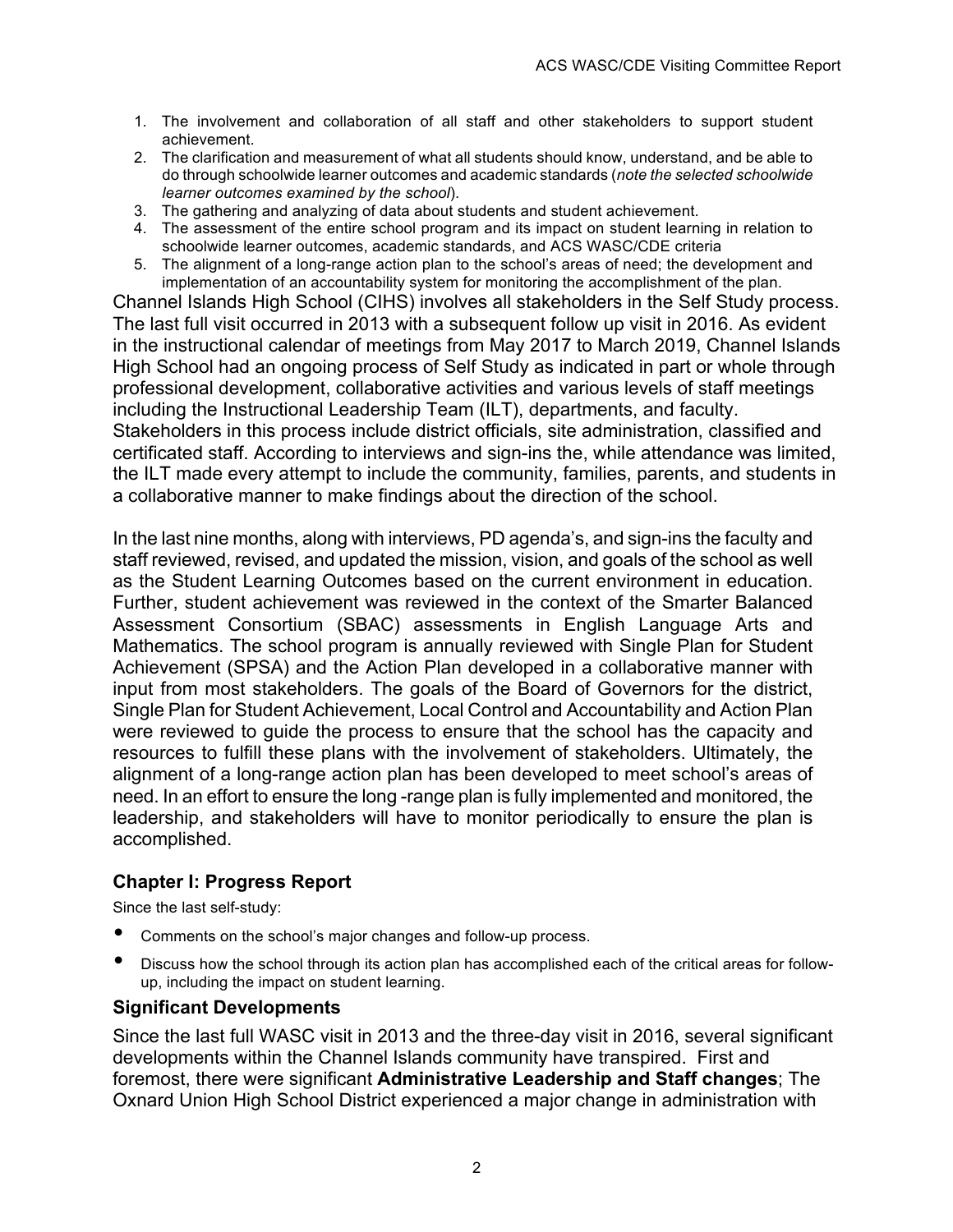1. The involvement and collaboration of all staff and other stakeholders to support student achievement.
2. The clarification and measurement of what all students should know, understand, and be able to do through schoolwide learner outcomes and academic standards (*note the selected schoolwide learner outcomes examined by the school*).
3. The gathering and analyzing of data about students and student achievement.
4. The assessment of the entire school program and its impact on student learning in relation to schoolwide learner outcomes, academic standards, and ACS WASC/CDE criteria
5. The alignment of a long-range action plan to the school's areas of need; the development and implementation of an accountability system for monitoring the accomplishment of the plan.

Channel Islands High School (CIHS) involves all stakeholders in the Self Study process. The last full visit occurred in 2013 with a subsequent follow up visit in 2016. As evident in the instructional calendar of meetings from May 2017 to March 2019, Channel Islands High School had an ongoing process of Self Study as indicated in part or whole through professional development, collaborative activities and various levels of staff meetings including the Instructional Leadership Team (ILT), departments, and faculty. Stakeholders in this process include district officials, site administration, classified and certificated staff. According to interviews and sign-ins the, while attendance was limited, the ILT made every attempt to include the community, families, parents, and students in a collaborative manner to make findings about the direction of the school.

In the last nine months, along with interviews, PD agenda's, and sign-ins the faculty and staff reviewed, revised, and updated the mission, vision, and goals of the school as well as the Student Learning Outcomes based on the current environment in education. Further, student achievement was reviewed in the context of the Smarter Balanced Assessment Consortium (SBAC) assessments in English Language Arts and Mathematics. The school program is annually reviewed with Single Plan for Student Achievement (SPSA) and the Action Plan developed in a collaborative manner with input from most stakeholders. The goals of the Board of Governors for the district, Single Plan for Student Achievement, Local Control and Accountability and Action Plan were reviewed to guide the process to ensure that the school has the capacity and resources to fulfill these plans with the involvement of stakeholders. Ultimately, the alignment of a long-range action plan has been developed to meet school's areas of need. In an effort to ensure the long -range plan is fully implemented and monitored, the leadership, and stakeholders will have to monitor periodically to ensure the plan is accomplished.

### Chapter I: Progress Report

Since the last self-study:

- Comments on the school's major changes and follow-up process.
- Discuss how the school through its action plan has accomplished each of the critical areas for follow-up, including the impact on student learning.

### Significant Developments

Since the last full WASC visit in 2013 and the three-day visit in 2016, several significant developments within the Channel Islands community have transpired. First and foremost, there were significant **Administrative Leadership and Staff changes**; The Oxnard Union High School District experienced a major change in administration with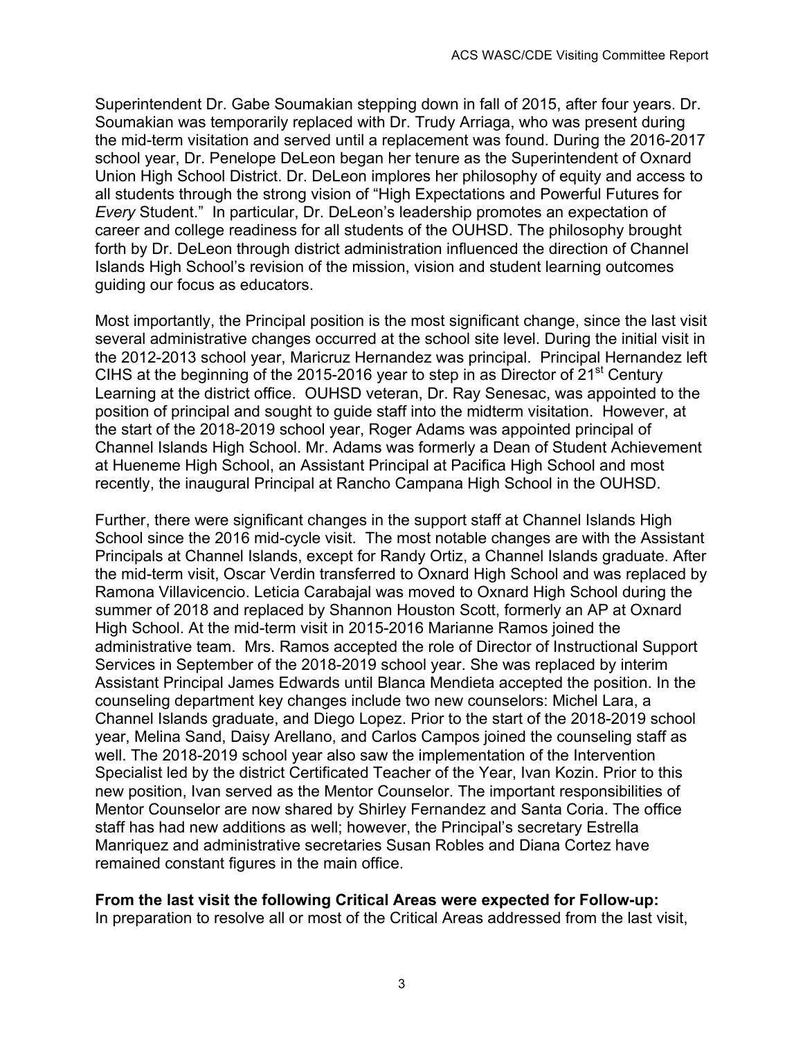Superintendent Dr. Gabe Soumakian stepping down in fall of 2015, after four years. Dr. Soumakian was temporarily replaced with Dr. Trudy Arriaga, who was present during the mid-term visitation and served until a replacement was found. During the 2016-2017 school year, Dr. Penelope DeLeon began her tenure as the Superintendent of Oxnard Union High School District. Dr. DeLeon implores her philosophy of equity and access to all students through the strong vision of "High Expectations and Powerful Futures for *Every* Student." In particular, Dr. DeLeon's leadership promotes an expectation of career and college readiness for all students of the OUHSD. The philosophy brought forth by Dr. DeLeon through district administration influenced the direction of Channel Islands High School's revision of the mission, vision and student learning outcomes guiding our focus as educators.

Most importantly, the Principal position is the most significant change, since the last visit several administrative changes occurred at the school site level. During the initial visit in the 2012-2013 school year, Maricruz Hernandez was principal. Principal Hernandez left CIHS at the beginning of the 2015-2016 year to step in as Director of 21st Century Learning at the district office. OUHSD veteran, Dr. Ray Senesac, was appointed to the position of principal and sought to guide staff into the midterm visitation. However, at the start of the 2018-2019 school year, Roger Adams was appointed principal of Channel Islands High School. Mr. Adams was formerly a Dean of Student Achievement at Hueneme High School, an Assistant Principal at Pacifica High School and most recently, the inaugural Principal at Rancho Campana High School in the OUHSD.

Further, there were significant changes in the support staff at Channel Islands High School since the 2016 mid-cycle visit. The most notable changes are with the Assistant Principals at Channel Islands, except for Randy Ortiz, a Channel Islands graduate. After the mid-term visit, Oscar Verdin transferred to Oxnard High School and was replaced by Ramona Villavicencio. Leticia Carabajal was moved to Oxnard High School during the summer of 2018 and replaced by Shannon Houston Scott, formerly an AP at Oxnard High School. At the mid-term visit in 2015-2016 Marianne Ramos joined the administrative team. Mrs. Ramos accepted the role of Director of Instructional Support Services in September of the 2018-2019 school year. She was replaced by interim Assistant Principal James Edwards until Blanca Mendieta accepted the position. In the counseling department key changes include two new counselors: Michel Lara, a Channel Islands graduate, and Diego Lopez. Prior to the start of the 2018-2019 school year, Melina Sand, Daisy Arellano, and Carlos Campos joined the counseling staff as well. The 2018-2019 school year also saw the implementation of the Intervention Specialist led by the district Certificated Teacher of the Year, Ivan Kozin. Prior to this new position, Ivan served as the Mentor Counselor. The important responsibilities of Mentor Counselor are now shared by Shirley Fernandez and Santa Coria. The office staff has had new additions as well; however, the Principal's secretary Estrella Manriquez and administrative secretaries Susan Robles and Diana Cortez have remained constant figures in the main office.

**From the last visit the following Critical Areas were expected for Follow-up:**
In preparation to resolve all or most of the Critical Areas addressed from the last visit,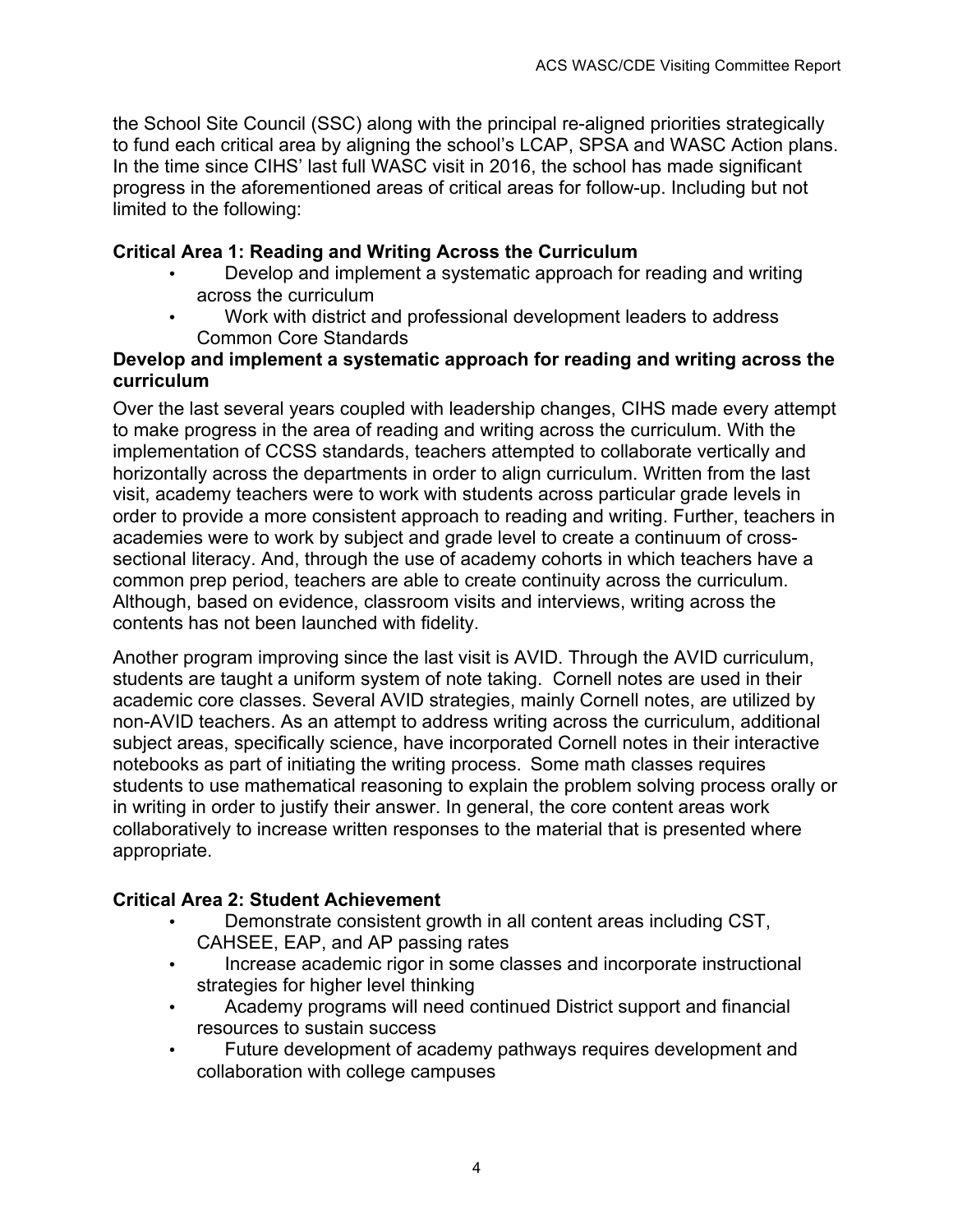the School Site Council (SSC) along with the principal re-aligned priorities strategically to fund each critical area by aligning the school's LCAP, SPSA and WASC Action plans. In the time since CIHS' last full WASC visit in 2016, the school has made significant progress in the aforementioned areas of critical areas for follow-up. Including but not limited to the following:

**Critical Area 1: Reading and Writing Across the Curriculum**

- Develop and implement a systematic approach for reading and writing across the curriculum
- Work with district and professional development leaders to address Common Core Standards

**Develop and implement a systematic approach for reading and writing across the curriculum**

Over the last several years coupled with leadership changes, CIHS made every attempt to make progress in the area of reading and writing across the curriculum. With the implementation of CCSS standards, teachers attempted to collaborate vertically and horizontally across the departments in order to align curriculum. Written from the last visit, academy teachers were to work with students across particular grade levels in order to provide a more consistent approach to reading and writing. Further, teachers in academies were to work by subject and grade level to create a continuum of cross-sectional literacy. And, through the use of academy cohorts in which teachers have a common prep period, teachers are able to create continuity across the curriculum. Although, based on evidence, classroom visits and interviews, writing across the contents has not been launched with fidelity.

Another program improving since the last visit is AVID. Through the AVID curriculum, students are taught a uniform system of note taking. Cornell notes are used in their academic core classes. Several AVID strategies, mainly Cornell notes, are utilized by non-AVID teachers. As an attempt to address writing across the curriculum, additional subject areas, specifically science, have incorporated Cornell notes in their interactive notebooks as part of initiating the writing process. Some math classes requires students to use mathematical reasoning to explain the problem solving process orally or in writing in order to justify their answer. In general, the core content areas work collaboratively to increase written responses to the material that is presented where appropriate.

**Critical Area 2: Student Achievement**

- Demonstrate consistent growth in all content areas including CST, CAHSEE, EAP, and AP passing rates
- Increase academic rigor in some classes and incorporate instructional strategies for higher level thinking
- Academy programs will need continued District support and financial resources to sustain success
- Future development of academy pathways requires development and collaboration with college campuses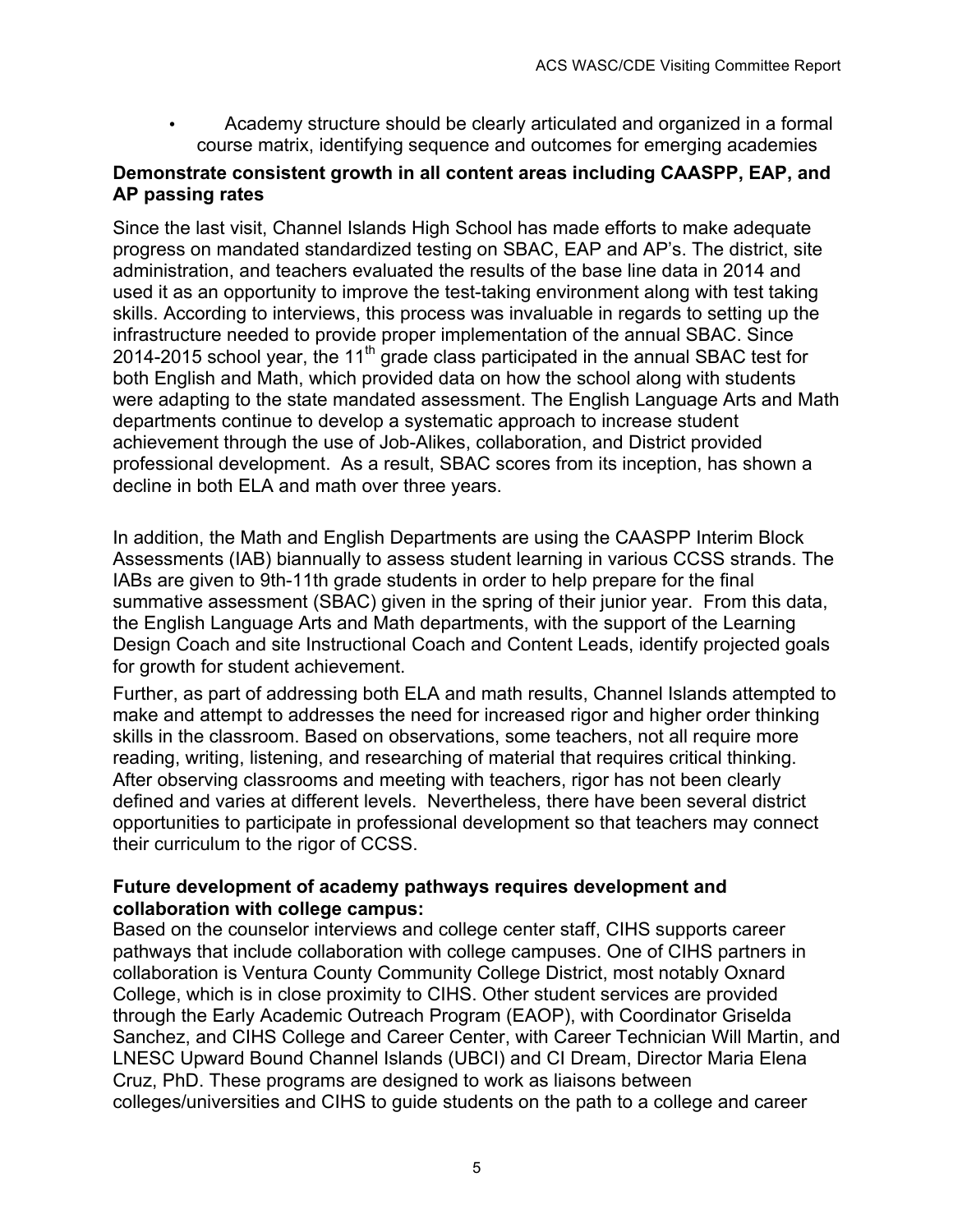- Academy structure should be clearly articulated and organized in a formal course matrix, identifying sequence and outcomes for emerging academies

**Demonstrate consistent growth in all content areas including CAASPP, EAP, and AP passing rates**

Since the last visit, Channel Islands High School has made efforts to make adequate progress on mandated standardized testing on SBAC, EAP and AP's. The district, site administration, and teachers evaluated the results of the base line data in 2014 and used it as an opportunity to improve the test-taking environment along with test taking skills. According to interviews, this process was invaluable in regards to setting up the infrastructure needed to provide proper implementation of the annual SBAC. Since 2014-2015 school year, the 11th grade class participated in the annual SBAC test for both English and Math, which provided data on how the school along with students were adapting to the state mandated assessment. The English Language Arts and Math departments continue to develop a systematic approach to increase student achievement through the use of Job-Alikes, collaboration, and District provided professional development. As a result, SBAC scores from its inception, has shown a decline in both ELA and math over three years.

In addition, the Math and English Departments are using the CAASPP Interim Block Assessments (IAB) biannually to assess student learning in various CCSS strands. The IABs are given to 9th-11th grade students in order to help prepare for the final summative assessment (SBAC) given in the spring of their junior year. From this data, the English Language Arts and Math departments, with the support of the Learning Design Coach and site Instructional Coach and Content Leads, identify projected goals for growth for student achievement.

Further, as part of addressing both ELA and math results, Channel Islands attempted to make and attempt to addresses the need for increased rigor and higher order thinking skills in the classroom. Based on observations, some teachers, not all require more reading, writing, listening, and researching of material that requires critical thinking. After observing classrooms and meeting with teachers, rigor has not been clearly defined and varies at different levels. Nevertheless, there have been several district opportunities to participate in professional development so that teachers may connect their curriculum to the rigor of CCSS.

**Future development of academy pathways requires development and collaboration with college campus:**

Based on the counselor interviews and college center staff, CIHS supports career pathways that include collaboration with college campuses. One of CIHS partners in collaboration is Ventura County Community College District, most notably Oxnard College, which is in close proximity to CIHS. Other student services are provided through the Early Academic Outreach Program (EAOP), with Coordinator Griselda Sanchez, and CIHS College and Career Center, with Career Technician Will Martin, and LNESC Upward Bound Channel Islands (UBCI) and CI Dream, Director Maria Elena Cruz, PhD. These programs are designed to work as liaisons between colleges/universities and CIHS to guide students on the path to a college and career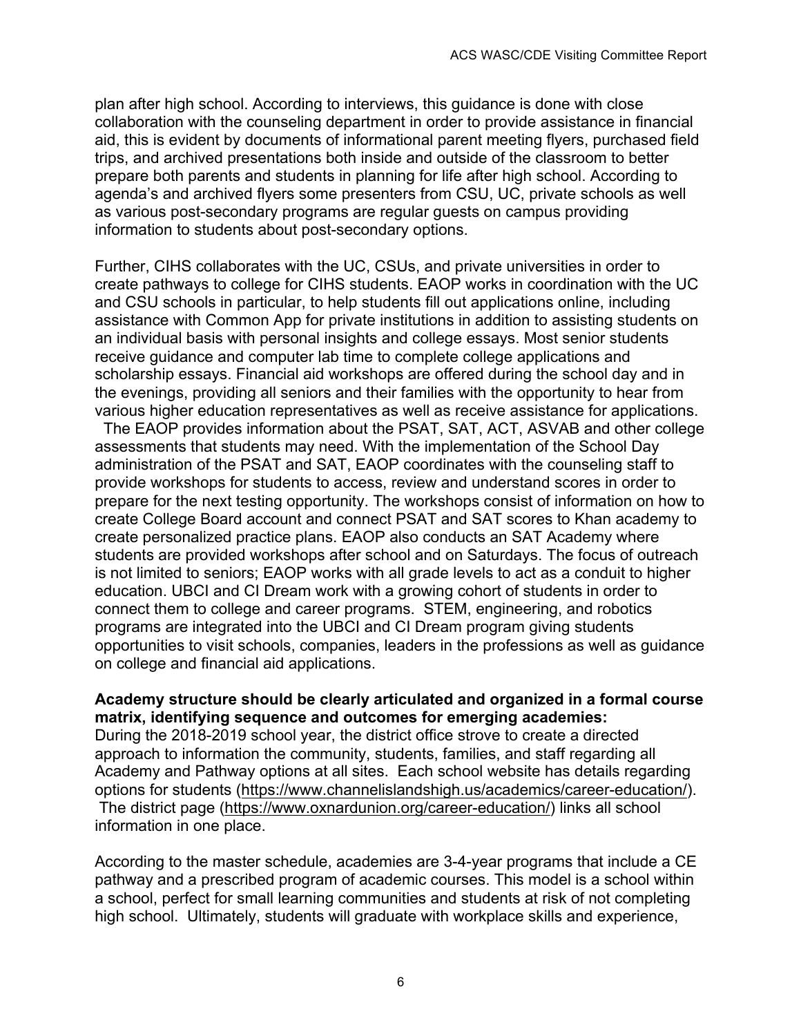plan after high school. According to interviews, this guidance is done with close collaboration with the counseling department in order to provide assistance in financial aid, this is evident by documents of informational parent meeting flyers, purchased field trips, and archived presentations both inside and outside of the classroom to better prepare both parents and students in planning for life after high school. According to agenda's and archived flyers some presenters from CSU, UC, private schools as well as various post-secondary programs are regular guests on campus providing information to students about post-secondary options.

Further, CIHS collaborates with the UC, CSUs, and private universities in order to create pathways to college for CIHS students. EAOP works in coordination with the UC and CSU schools in particular, to help students fill out applications online, including assistance with Common App for private institutions in addition to assisting students on an individual basis with personal insights and college essays. Most senior students receive guidance and computer lab time to complete college applications and scholarship essays. Financial aid workshops are offered during the school day and in the evenings, providing all seniors and their families with the opportunity to hear from various higher education representatives as well as receive assistance for applications. The EAOP provides information about the PSAT, SAT, ACT, ASVAB and other college assessments that students may need. With the implementation of the School Day administration of the PSAT and SAT, EAOP coordinates with the counseling staff to provide workshops for students to access, review and understand scores in order to prepare for the next testing opportunity. The workshops consist of information on how to create College Board account and connect PSAT and SAT scores to Khan academy to create personalized practice plans. EAOP also conducts an SAT Academy where students are provided workshops after school and on Saturdays. The focus of outreach is not limited to seniors; EAOP works with all grade levels to act as a conduit to higher education. UBCI and CI Dream work with a growing cohort of students in order to connect them to college and career programs. STEM, engineering, and robotics programs are integrated into the UBCI and CI Dream program giving students opportunities to visit schools, companies, leaders in the professions as well as guidance on college and financial aid applications.

**Academy structure should be clearly articulated and organized in a formal course matrix, identifying sequence and outcomes for emerging academies:**
During the 2018-2019 school year, the district office strove to create a directed approach to information the community, students, families, and staff regarding all Academy and Pathway options at all sites. Each school website has details regarding options for students (https://www.channelislandshigh.us/academics/career-education/). The district page (https://www.oxnardunion.org/career-education/) links all school information in one place.

According to the master schedule, academies are 3-4-year programs that include a CE pathway and a prescribed program of academic courses. This model is a school within a school, perfect for small learning communities and students at risk of not completing high school. Ultimately, students will graduate with workplace skills and experience,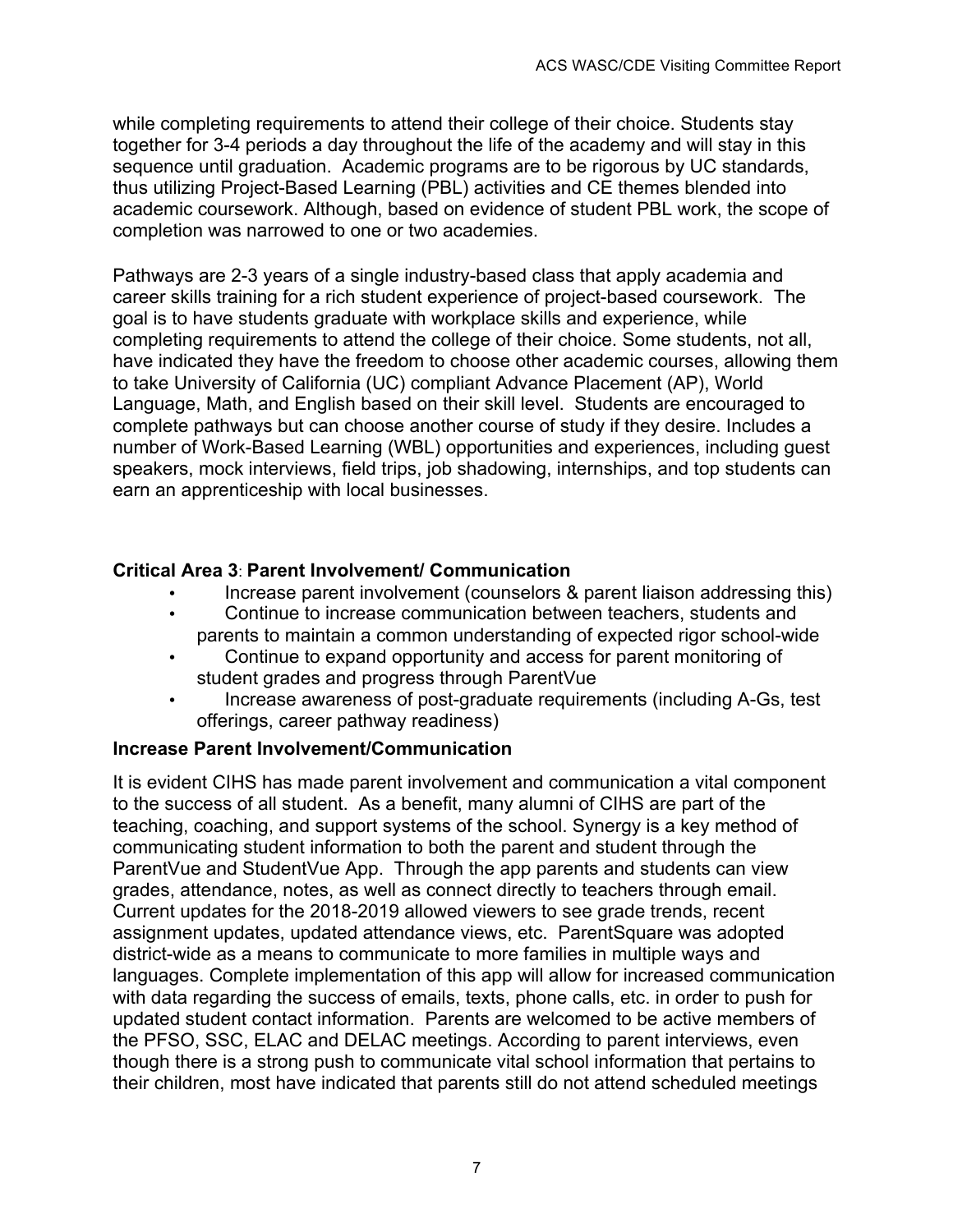while completing requirements to attend their college of their choice. Students stay together for 3-4 periods a day throughout the life of the academy and will stay in this sequence until graduation. Academic programs are to be rigorous by UC standards, thus utilizing Project-Based Learning (PBL) activities and CE themes blended into academic coursework. Although, based on evidence of student PBL work, the scope of completion was narrowed to one or two academies.

Pathways are 2-3 years of a single industry-based class that apply academia and career skills training for a rich student experience of project-based coursework. The goal is to have students graduate with workplace skills and experience, while completing requirements to attend the college of their choice. Some students, not all, have indicated they have the freedom to choose other academic courses, allowing them to take University of California (UC) compliant Advance Placement (AP), World Language, Math, and English based on their skill level. Students are encouraged to complete pathways but can choose another course of study if they desire. Includes a number of Work-Based Learning (WBL) opportunities and experiences, including guest speakers, mock interviews, field trips, job shadowing, internships, and top students can earn an apprenticeship with local businesses.

**Critical Area 3**: **Parent Involvement/ Communication**

- Increase parent involvement (counselors & parent liaison addressing this)
- Continue to increase communication between teachers, students and parents to maintain a common understanding of expected rigor school-wide
- Continue to expand opportunity and access for parent monitoring of student grades and progress through ParentVue
- Increase awareness of post-graduate requirements (including A-Gs, test offerings, career pathway readiness)

**Increase Parent Involvement/Communication**

It is evident CIHS has made parent involvement and communication a vital component to the success of all student. As a benefit, many alumni of CIHS are part of the teaching, coaching, and support systems of the school. Synergy is a key method of communicating student information to both the parent and student through the ParentVue and StudentVue App. Through the app parents and students can view grades, attendance, notes, as well as connect directly to teachers through email. Current updates for the 2018-2019 allowed viewers to see grade trends, recent assignment updates, updated attendance views, etc. ParentSquare was adopted district-wide as a means to communicate to more families in multiple ways and languages. Complete implementation of this app will allow for increased communication with data regarding the success of emails, texts, phone calls, etc. in order to push for updated student contact information. Parents are welcomed to be active members of the PFSO, SSC, ELAC and DELAC meetings. According to parent interviews, even though there is a strong push to communicate vital school information that pertains to their children, most have indicated that parents still do not attend scheduled meetings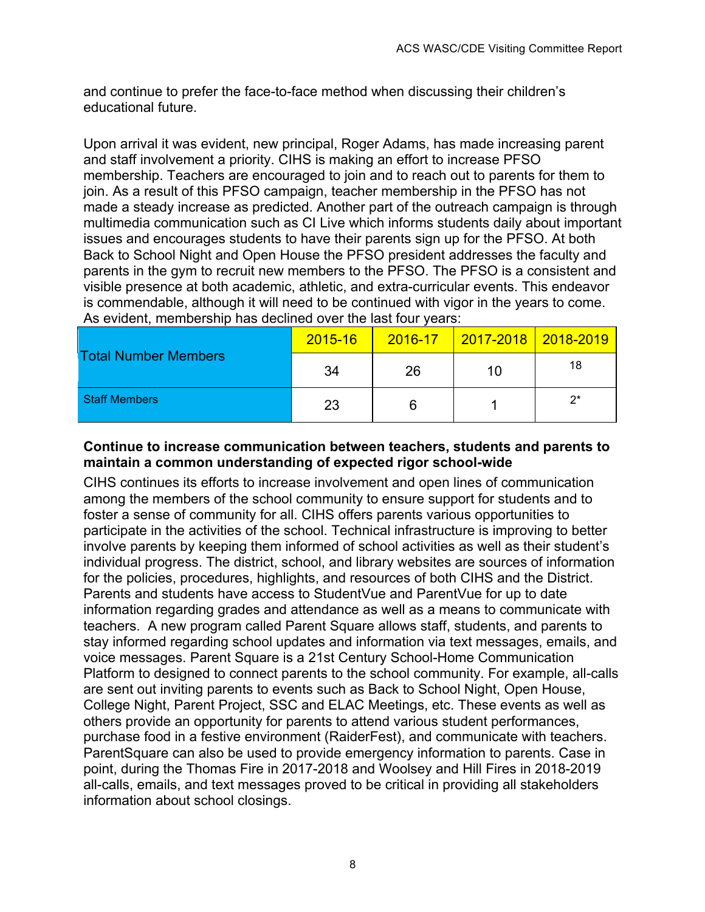and continue to prefer the face-to-face method when discussing their children's educational future.

Upon arrival it was evident, new principal, Roger Adams, has made increasing parent and staff involvement a priority. CIHS is making an effort to increase PFSO membership. Teachers are encouraged to join and to reach out to parents for them to join. As a result of this PFSO campaign, teacher membership in the PFSO has not made a steady increase as predicted. Another part of the outreach campaign is through multimedia communication such as CI Live which informs students daily about important issues and encourages students to have their parents sign up for the PFSO. At both Back to School Night and Open House the PFSO president addresses the faculty and parents in the gym to recruit new members to the PFSO. The PFSO is a consistent and visible presence at both academic, athletic, and extra-curricular events. This endeavor is commendable, although it will need to be continued with vigor in the years to come. As evident, membership has declined over the last four years:

| | 2015-16 | 2016-17 | 2017-2018 | 2018-2019 |
|---|---|---|---|---|
| Total Number Members | 34 | 26 | 10 | 18 |
| Staff Members | 23 | 6 | 1 | 2* |

**Continue to increase communication between teachers, students and parents to maintain a common understanding of expected rigor school-wide**

CIHS continues its efforts to increase involvement and open lines of communication among the members of the school community to ensure support for students and to foster a sense of community for all. CIHS offers parents various opportunities to participate in the activities of the school. Technical infrastructure is improving to better involve parents by keeping them informed of school activities as well as their student's individual progress. The district, school, and library websites are sources of information for the policies, procedures, highlights, and resources of both CIHS and the District. Parents and students have access to StudentVue and ParentVue for up to date information regarding grades and attendance as well as a means to communicate with teachers. A new program called Parent Square allows staff, students, and parents to stay informed regarding school updates and information via text messages, emails, and voice messages. Parent Square is a 21st Century School-Home Communication Platform to designed to connect parents to the school community. For example, all-calls are sent out inviting parents to events such as Back to School Night, Open House, College Night, Parent Project, SSC and ELAC Meetings, etc. These events as well as others provide an opportunity for parents to attend various student performances, purchase food in a festive environment (RaiderFest), and communicate with teachers. ParentSquare can also be used to provide emergency information to parents. Case in point, during the Thomas Fire in 2017-2018 and Woolsey and Hill Fires in 2018-2019 all-calls, emails, and text messages proved to be critical in providing all stakeholders information about school closings.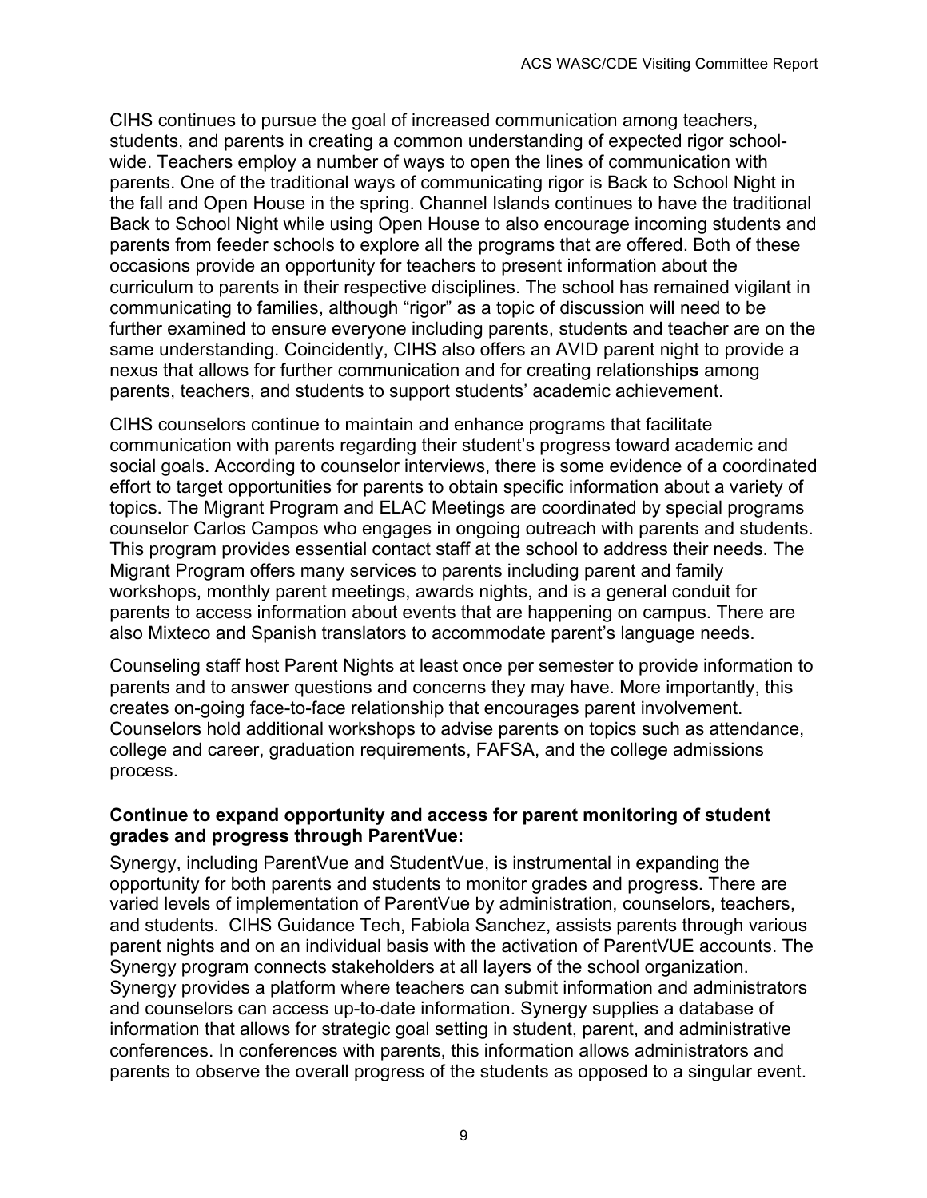CIHS continues to pursue the goal of increased communication among teachers, students, and parents in creating a common understanding of expected rigor school-wide. Teachers employ a number of ways to open the lines of communication with parents. One of the traditional ways of communicating rigor is Back to School Night in the fall and Open House in the spring. Channel Islands continues to have the traditional Back to School Night while using Open House to also encourage incoming students and parents from feeder schools to explore all the programs that are offered. Both of these occasions provide an opportunity for teachers to present information about the curriculum to parents in their respective disciplines. The school has remained vigilant in communicating to families, although "rigor" as a topic of discussion will need to be further examined to ensure everyone including parents, students and teacher are on the same understanding. Coincidently, CIHS also offers an AVID parent night to provide a nexus that allows for further communication and for creating relationship**s** among parents, teachers, and students to support students' academic achievement.

CIHS counselors continue to maintain and enhance programs that facilitate communication with parents regarding their student's progress toward academic and social goals. According to counselor interviews, there is some evidence of a coordinated effort to target opportunities for parents to obtain specific information about a variety of topics. The Migrant Program and ELAC Meetings are coordinated by special programs counselor Carlos Campos who engages in ongoing outreach with parents and students. This program provides essential contact staff at the school to address their needs. The Migrant Program offers many services to parents including parent and family workshops, monthly parent meetings, awards nights, and is a general conduit for parents to access information about events that are happening on campus. There are also Mixteco and Spanish translators to accommodate parent's language needs.

Counseling staff host Parent Nights at least once per semester to provide information to parents and to answer questions and concerns they may have. More importantly, this creates on-going face-to-face relationship that encourages parent involvement. Counselors hold additional workshops to advise parents on topics such as attendance, college and career, graduation requirements, FAFSA, and the college admissions process.

**Continue to expand opportunity and access for parent monitoring of student grades and progress through ParentVue:**

Synergy, including ParentVue and StudentVue, is instrumental in expanding the opportunity for both parents and students to monitor grades and progress. There are varied levels of implementation of ParentVue by administration, counselors, teachers, and students. CIHS Guidance Tech, Fabiola Sanchez, assists parents through various parent nights and on an individual basis with the activation of ParentVUE accounts. The Synergy program connects stakeholders at all layers of the school organization. Synergy provides a platform where teachers can submit information and administrators and counselors can access up-to-date information. Synergy supplies a database of information that allows for strategic goal setting in student, parent, and administrative conferences. In conferences with parents, this information allows administrators and parents to observe the overall progress of the students as opposed to a singular event.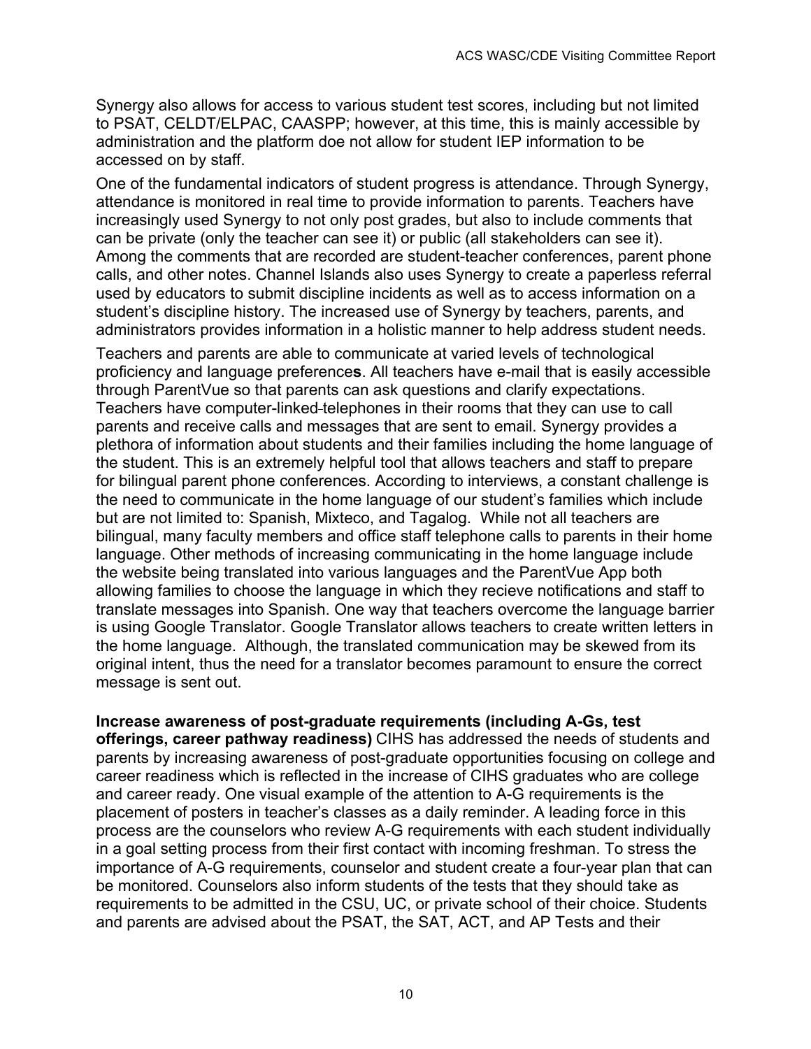Synergy also allows for access to various student test scores, including but not limited to PSAT, CELDT/ELPAC, CAASPP; however, at this time, this is mainly accessible by administration and the platform doe not allow for student IEP information to be accessed on by staff.

One of the fundamental indicators of student progress is attendance. Through Synergy, attendance is monitored in real time to provide information to parents. Teachers have increasingly used Synergy to not only post grades, but also to include comments that can be private (only the teacher can see it) or public (all stakeholders can see it). Among the comments that are recorded are student-teacher conferences, parent phone calls, and other notes. Channel Islands also uses Synergy to create a paperless referral used by educators to submit discipline incidents as well as to access information on a student's discipline history. The increased use of Synergy by teachers, parents, and administrators provides information in a holistic manner to help address student needs.

Teachers and parents are able to communicate at varied levels of technological proficiency and language preference**s**. All teachers have e-mail that is easily accessible through ParentVue so that parents can ask questions and clarify expectations. Teachers have computer-linked telephones in their rooms that they can use to call parents and receive calls and messages that are sent to email. Synergy provides a plethora of information about students and their families including the home language of the student. This is an extremely helpful tool that allows teachers and staff to prepare for bilingual parent phone conferences. According to interviews, a constant challenge is the need to communicate in the home language of our student's families which include but are not limited to: Spanish, Mixteco, and Tagalog. While not all teachers are bilingual, many faculty members and office staff telephone calls to parents in their home language. Other methods of increasing communicating in the home language include the website being translated into various languages and the ParentVue App both allowing families to choose the language in which they recieve notifications and staff to translate messages into Spanish. One way that teachers overcome the language barrier is using Google Translator. Google Translator allows teachers to create written letters in the home language. Although, the translated communication may be skewed from its original intent, thus the need for a translator becomes paramount to ensure the correct message is sent out.

**Increase awareness of post-graduate requirements (including A-Gs, test offerings, career pathway readiness)** CIHS has addressed the needs of students and parents by increasing awareness of post-graduate opportunities focusing on college and career readiness which is reflected in the increase of CIHS graduates who are college and career ready. One visual example of the attention to A-G requirements is the placement of posters in teacher's classes as a daily reminder. A leading force in this process are the counselors who review A-G requirements with each student individually in a goal setting process from their first contact with incoming freshman. To stress the importance of A-G requirements, counselor and student create a four-year plan that can be monitored. Counselors also inform students of the tests that they should take as requirements to be admitted in the CSU, UC, or private school of their choice. Students and parents are advised about the PSAT, the SAT, ACT, and AP Tests and their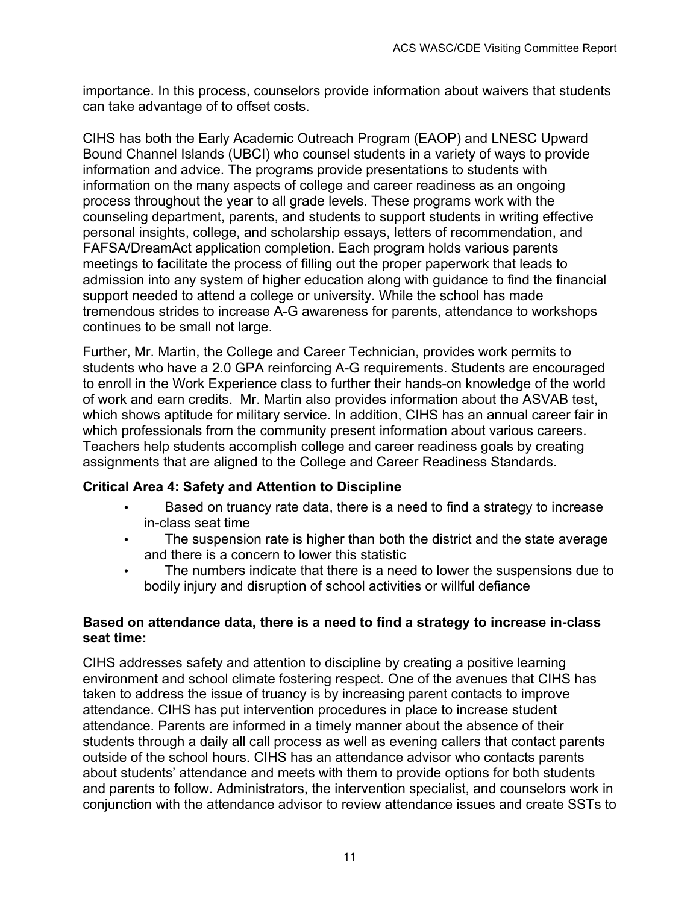importance. In this process, counselors provide information about waivers that students can take advantage of to offset costs.

CIHS has both the Early Academic Outreach Program (EAOP) and LNESC Upward Bound Channel Islands (UBCI) who counsel students in a variety of ways to provide information and advice. The programs provide presentations to students with information on the many aspects of college and career readiness as an ongoing process throughout the year to all grade levels. These programs work with the counseling department, parents, and students to support students in writing effective personal insights, college, and scholarship essays, letters of recommendation, and FAFSA/DreamAct application completion. Each program holds various parents meetings to facilitate the process of filling out the proper paperwork that leads to admission into any system of higher education along with guidance to find the financial support needed to attend a college or university. While the school has made tremendous strides to increase A-G awareness for parents, attendance to workshops continues to be small not large.

Further, Mr. Martin, the College and Career Technician, provides work permits to students who have a 2.0 GPA reinforcing A-G requirements. Students are encouraged to enroll in the Work Experience class to further their hands-on knowledge of the world of work and earn credits. Mr. Martin also provides information about the ASVAB test, which shows aptitude for military service. In addition, CIHS has an annual career fair in which professionals from the community present information about various careers. Teachers help students accomplish college and career readiness goals by creating assignments that are aligned to the College and Career Readiness Standards.

**Critical Area 4: Safety and Attention to Discipline**

- Based on truancy rate data, there is a need to find a strategy to increase in-class seat time
- The suspension rate is higher than both the district and the state average and there is a concern to lower this statistic
- The numbers indicate that there is a need to lower the suspensions due to bodily injury and disruption of school activities or willful defiance

**Based on attendance data, there is a need to find a strategy to increase in-class seat time:**

CIHS addresses safety and attention to discipline by creating a positive learning environment and school climate fostering respect. One of the avenues that CIHS has taken to address the issue of truancy is by increasing parent contacts to improve attendance. CIHS has put intervention procedures in place to increase student attendance. Parents are informed in a timely manner about the absence of their students through a daily all call process as well as evening callers that contact parents outside of the school hours. CIHS has an attendance advisor who contacts parents about students' attendance and meets with them to provide options for both students and parents to follow. Administrators, the intervention specialist, and counselors work in conjunction with the attendance advisor to review attendance issues and create SSTs to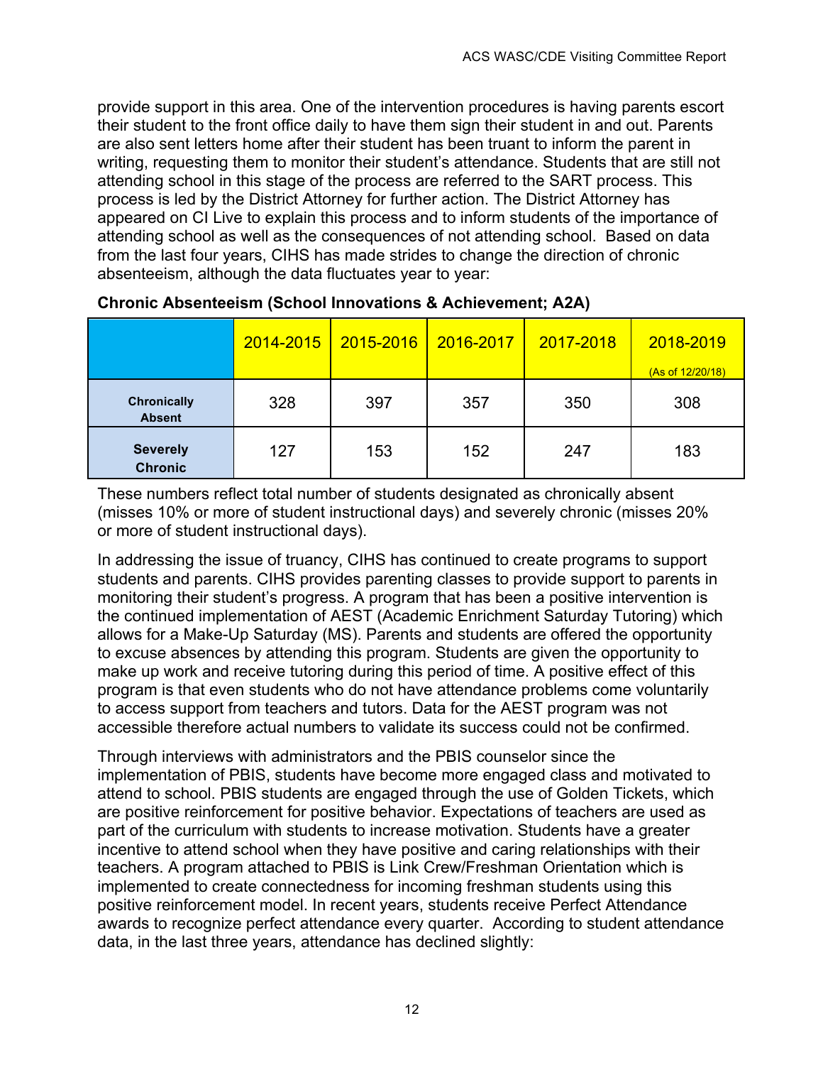provide support in this area. One of the intervention procedures is having parents escort their student to the front office daily to have them sign their student in and out. Parents are also sent letters home after their student has been truant to inform the parent in writing, requesting them to monitor their student's attendance. Students that are still not attending school in this stage of the process are referred to the SART process. This process is led by the District Attorney for further action. The District Attorney has appeared on CI Live to explain this process and to inform students of the importance of attending school as well as the consequences of not attending school.  Based on data from the last four years, CIHS has made strides to change the direction of chronic absenteeism, although the data fluctuates year to year:

**Chronic Absenteeism (School Innovations & Achievement; A2A)**

| | 2014-2015 | 2015-2016 | 2016-2017 | 2017-2018 | 2018-2019 (As of 12/20/18) |
|---|---|---|---|---|---|
| **Chronically Absent** | 328 | 397 | 357 | 350 | 308 |
| **Severely Chronic** | 127 | 153 | 152 | 247 | 183 |

These numbers reflect total number of students designated as chronically absent (misses 10% or more of student instructional days) and severely chronic (misses 20% or more of student instructional days).

In addressing the issue of truancy, CIHS has continued to create programs to support students and parents. CIHS provides parenting classes to provide support to parents in monitoring their student's progress. A program that has been a positive intervention is the continued implementation of AEST (Academic Enrichment Saturday Tutoring) which allows for a Make-Up Saturday (MS). Parents and students are offered the opportunity to excuse absences by attending this program. Students are given the opportunity to make up work and receive tutoring during this period of time. A positive effect of this program is that even students who do not have attendance problems come voluntarily to access support from teachers and tutors. Data for the AEST program was not accessible therefore actual numbers to validate its success could not be confirmed.

Through interviews with administrators and the PBIS counselor since the implementation of PBIS, students have become more engaged class and motivated to attend to school. PBIS students are engaged through the use of Golden Tickets, which are positive reinforcement for positive behavior. Expectations of teachers are used as part of the curriculum with students to increase motivation. Students have a greater incentive to attend school when they have positive and caring relationships with their teachers. A program attached to PBIS is Link Crew/Freshman Orientation which is implemented to create connectedness for incoming freshman students using this positive reinforcement model. In recent years, students receive Perfect Attendance awards to recognize perfect attendance every quarter.  According to student attendance data, in the last three years, attendance has declined slightly: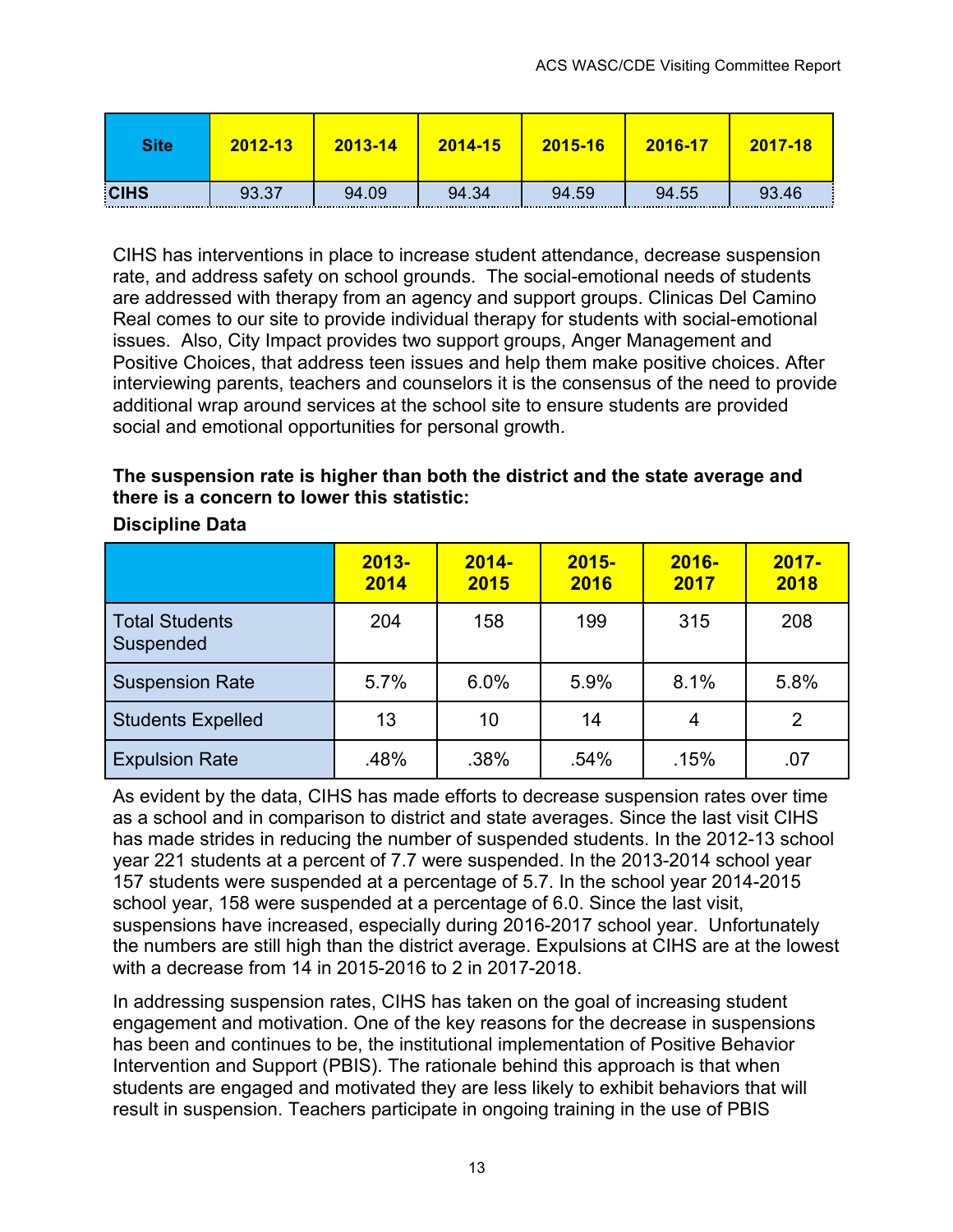| Site | 2012-13 | 2013-14 | 2014-15 | 2015-16 | 2016-17 | 2017-18 |
|---|---|---|---|---|---|---|
| CIHS | 93.37 | 94.09 | 94.34 | 94.59 | 94.55 | 93.46 |

CIHS has interventions in place to increase student attendance, decrease suspension rate, and address safety on school grounds. The social-emotional needs of students are addressed with therapy from an agency and support groups. Clinicas Del Camino Real comes to our site to provide individual therapy for students with social-emotional issues. Also, City Impact provides two support groups, Anger Management and Positive Choices, that address teen issues and help them make positive choices. After interviewing parents, teachers and counselors it is the consensus of the need to provide additional wrap around services at the school site to ensure students are provided social and emotional opportunities for personal growth.

**The suspension rate is higher than both the district and the state average and there is a concern to lower this statistic:**

**Discipline Data**

| | 2013-2014 | 2014-2015 | 2015-2016 | 2016-2017 | 2017-2018 |
|---|---|---|---|---|---|
| Total Students Suspended | 204 | 158 | 199 | 315 | 208 |
| Suspension Rate | 5.7% | 6.0% | 5.9% | 8.1% | 5.8% |
| Students Expelled | 13 | 10 | 14 | 4 | 2 |
| Expulsion Rate | .48% | .38% | .54% | .15% | .07 |

As evident by the data, CIHS has made efforts to decrease suspension rates over time as a school and in comparison to district and state averages. Since the last visit CIHS has made strides in reducing the number of suspended students. In the 2012-13 school year 221 students at a percent of 7.7 were suspended. In the 2013-2014 school year 157 students were suspended at a percentage of 5.7. In the school year 2014-2015 school year, 158 were suspended at a percentage of 6.0. Since the last visit, suspensions have increased, especially during 2016-2017 school year. Unfortunately the numbers are still high than the district average. Expulsions at CIHS are at the lowest with a decrease from 14 in 2015-2016 to 2 in 2017-2018.

In addressing suspension rates, CIHS has taken on the goal of increasing student engagement and motivation. One of the key reasons for the decrease in suspensions has been and continues to be, the institutional implementation of Positive Behavior Intervention and Support (PBIS). The rationale behind this approach is that when students are engaged and motivated they are less likely to exhibit behaviors that will result in suspension. Teachers participate in ongoing training in the use of PBIS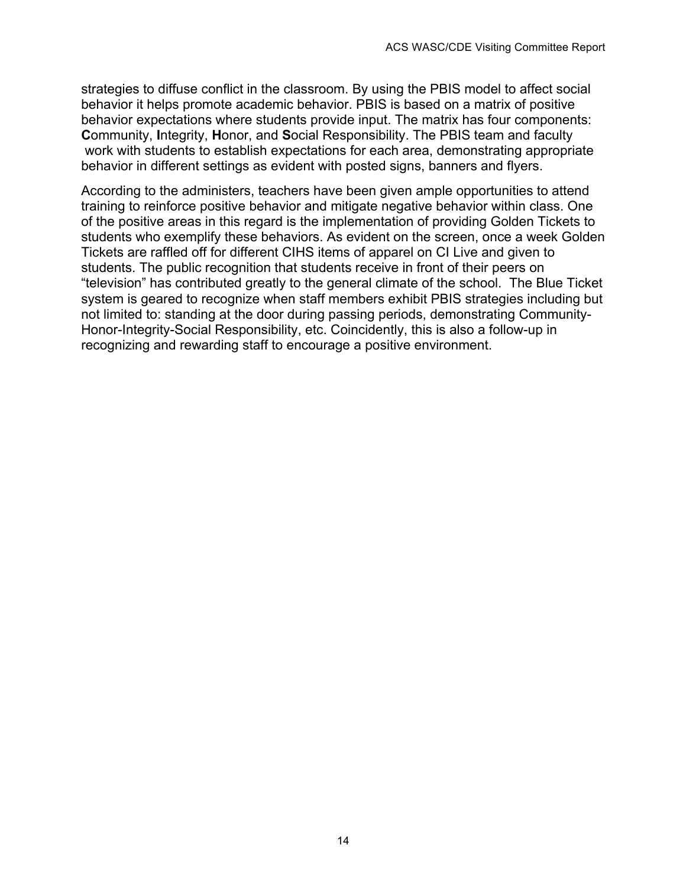strategies to diffuse conflict in the classroom. By using the PBIS model to affect social behavior it helps promote academic behavior. PBIS is based on a matrix of positive behavior expectations where students provide input. The matrix has four components: **C**ommunity, **I**ntegrity, **H**onor, and **S**ocial Responsibility. The PBIS team and faculty work with students to establish expectations for each area, demonstrating appropriate behavior in different settings as evident with posted signs, banners and flyers.

According to the administers, teachers have been given ample opportunities to attend training to reinforce positive behavior and mitigate negative behavior within class. One of the positive areas in this regard is the implementation of providing Golden Tickets to students who exemplify these behaviors. As evident on the screen, once a week Golden Tickets are raffled off for different CIHS items of apparel on CI Live and given to students. The public recognition that students receive in front of their peers on "television" has contributed greatly to the general climate of the school. The Blue Ticket system is geared to recognize when staff members exhibit PBIS strategies including but not limited to: standing at the door during passing periods, demonstrating Community-Honor-Integrity-Social Responsibility, etc. Coincidently, this is also a follow-up in recognizing and rewarding staff to encourage a positive environment.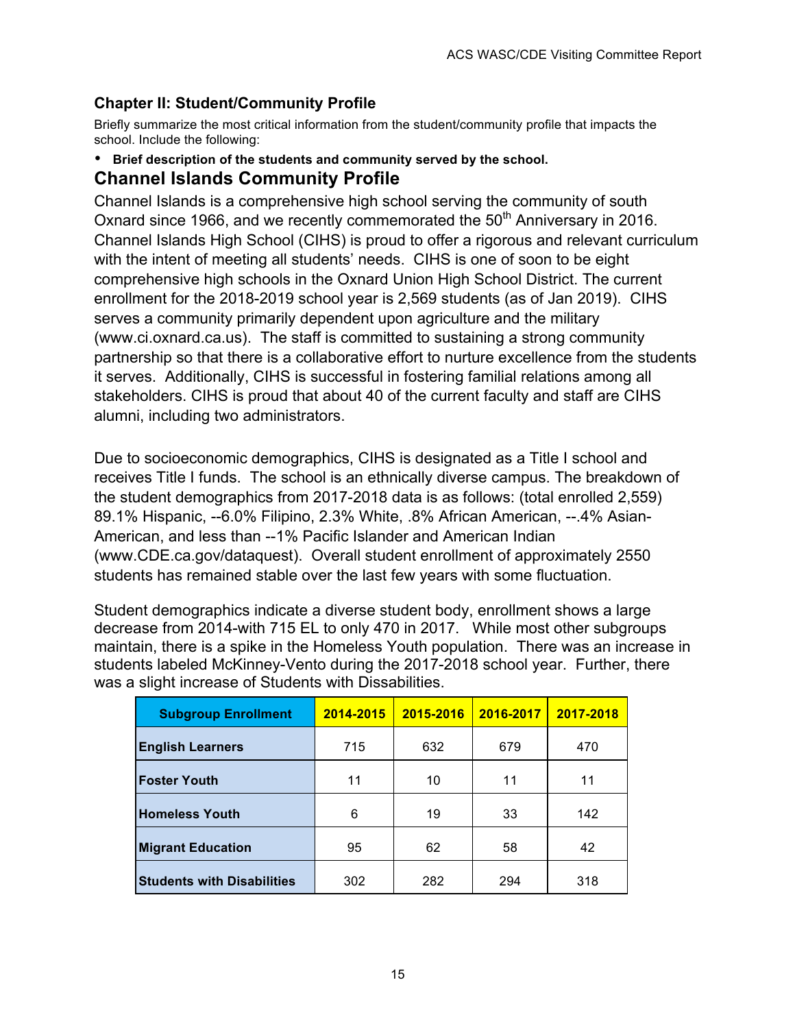## Chapter II: Student/Community Profile

Briefly summarize the most critical information from the student/community profile that impacts the school. Include the following:

- **Brief description of the students and community served by the school.**

## Channel Islands Community Profile

Channel Islands is a comprehensive high school serving the community of south Oxnard since 1966, and we recently commemorated the 50th Anniversary in 2016. Channel Islands High School (CIHS) is proud to offer a rigorous and relevant curriculum with the intent of meeting all students' needs. CIHS is one of soon to be eight comprehensive high schools in the Oxnard Union High School District. The current enrollment for the 2018-2019 school year is 2,569 students (as of Jan 2019). CIHS serves a community primarily dependent upon agriculture and the military (www.ci.oxnard.ca.us). The staff is committed to sustaining a strong community partnership so that there is a collaborative effort to nurture excellence from the students it serves. Additionally, CIHS is successful in fostering familial relations among all stakeholders. CIHS is proud that about 40 of the current faculty and staff are CIHS alumni, including two administrators.

Due to socioeconomic demographics, CIHS is designated as a Title I school and receives Title I funds. The school is an ethnically diverse campus. The breakdown of the student demographics from 2017-2018 data is as follows: (total enrolled 2,559) 89.1% Hispanic, --6.0% Filipino, 2.3% White, .8% African American, --.4% Asian-American, and less than --1% Pacific Islander and American Indian (www.CDE.ca.gov/dataquest). Overall student enrollment of approximately 2550 students has remained stable over the last few years with some fluctuation.

Student demographics indicate a diverse student body, enrollment shows a large decrease from 2014-with 715 EL to only 470 in 2017. While most other subgroups maintain, there is a spike in the Homeless Youth population. There was an increase in students labeled McKinney-Vento during the 2017-2018 school year. Further, there was a slight increase of Students with Dissabilities.

| Subgroup Enrollment | 2014-2015 | 2015-2016 | 2016-2017 | 2017-2018 |
| --- | --- | --- | --- | --- |
| **English Learners** | 715 | 632 | 679 | 470 |
| **Foster Youth** | 11 | 10 | 11 | 11 |
| **Homeless Youth** | 6 | 19 | 33 | 142 |
| **Migrant Education** | 95 | 62 | 58 | 42 |
| **Students with Disabilities** | 302 | 282 | 294 | 318 |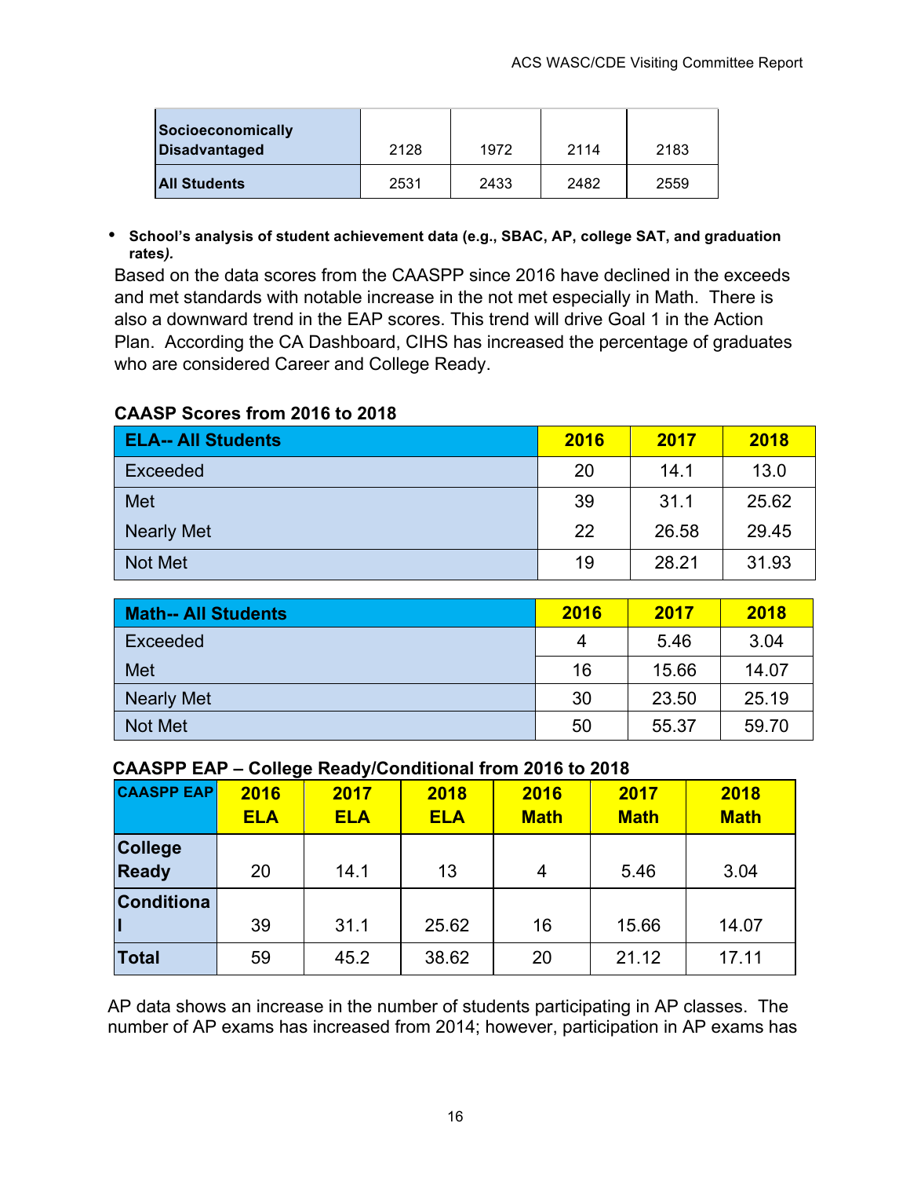| Socioeconomically Disadvantaged | 2128 | 1972 | 2114 | 2183 |
|---|---|---|---|---|
| **All Students** | 2531 | 2433 | 2482 | 2559 |

- **School's analysis of student achievement data (e.g., SBAC, AP, college SAT, and graduation rates*).***

Based on the data scores from the CAASPP since 2016 have declined in the exceeds and met standards with notable increase in the not met especially in Math. There is also a downward trend in the EAP scores. This trend will drive Goal 1 in the Action Plan. According the CA Dashboard, CIHS has increased the percentage of graduates who are considered Career and College Ready.

**CAASP Scores from 2016 to 2018**

| ELA-- All Students | 2016 | 2017 | 2018 |
|---|---|---|---|
| Exceeded | 20 | 14.1 | 13.0 |
| Met | 39 | 31.1 | 25.62 |
| Nearly Met | 22 | 26.58 | 29.45 |
| Not Met | 19 | 28.21 | 31.93 |

| Math-- All Students | 2016 | 2017 | 2018 |
|---|---|---|---|
| Exceeded | 4 | 5.46 | 3.04 |
| Met | 16 | 15.66 | 14.07 |
| Nearly Met | 30 | 23.50 | 25.19 |
| Not Met | 50 | 55.37 | 59.70 |

**CAASPP EAP – College Ready/Conditional from 2016 to 2018**

| CAASPP EAP | 2016 ELA | 2017 ELA | 2018 ELA | 2016 Math | 2017 Math | 2018 Math |
|---|---|---|---|---|---|---|
| **College Ready** | 20 | 14.1 | 13 | 4 | 5.46 | 3.04 |
| **Conditional** | 39 | 31.1 | 25.62 | 16 | 15.66 | 14.07 |
| **Total** | 59 | 45.2 | 38.62 | 20 | 21.12 | 17.11 |

AP data shows an increase in the number of students participating in AP classes. The number of AP exams has increased from 2014; however, participation in AP exams has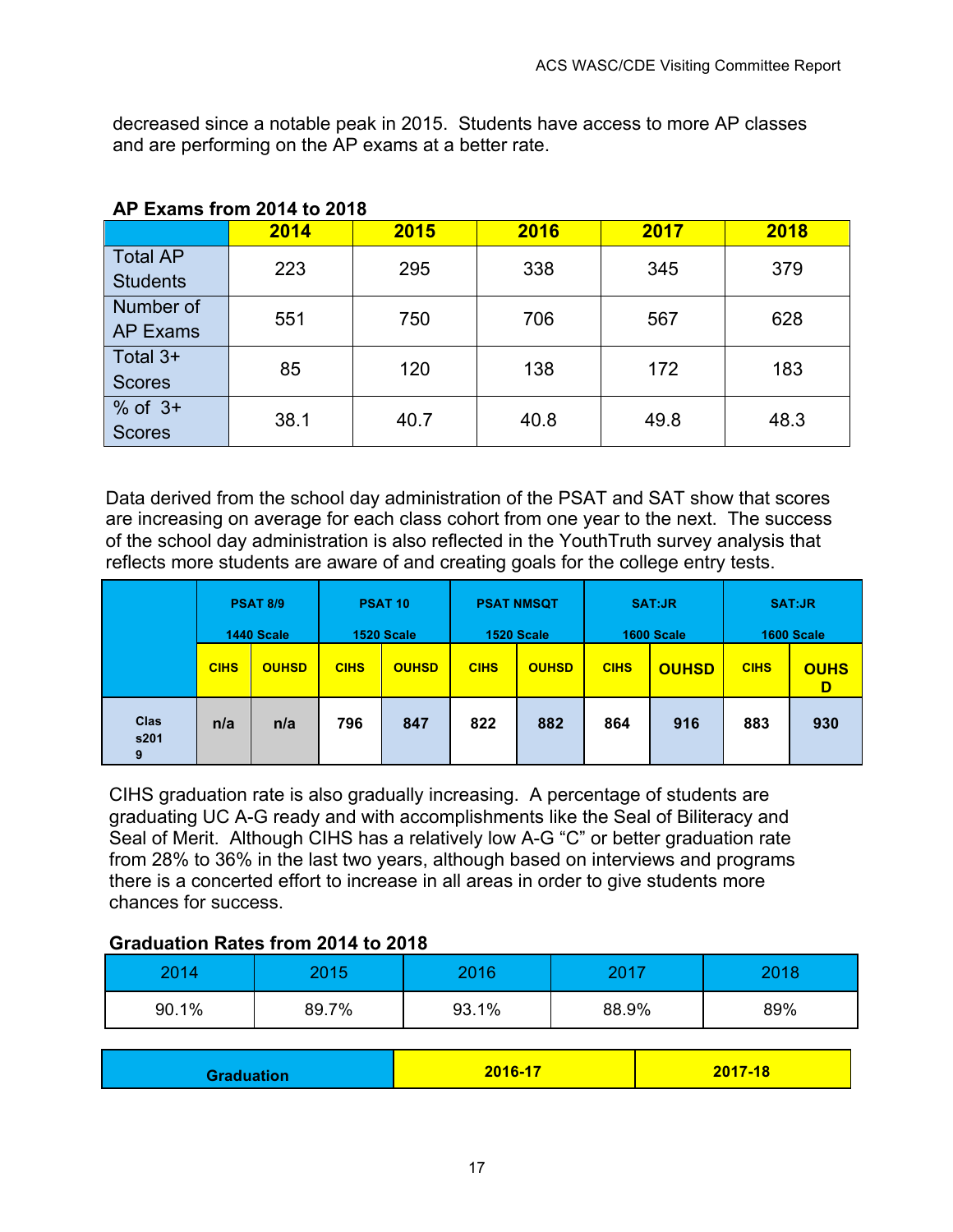decreased since a notable peak in 2015. Students have access to more AP classes and are performing on the AP exams at a better rate.

**AP Exams from 2014 to 2018**

| | 2014 | 2015 | 2016 | 2017 | 2018 |
|---|---|---|---|---|---|
| Total AP Students | 223 | 295 | 338 | 345 | 379 |
| Number of AP Exams | 551 | 750 | 706 | 567 | 628 |
| Total 3+ Scores | 85 | 120 | 138 | 172 | 183 |
| % of 3+ Scores | 38.1 | 40.7 | 40.8 | 49.8 | 48.3 |

Data derived from the school day administration of the PSAT and SAT show that scores are increasing on average for each class cohort from one year to the next. The success of the school day administration is also reflected in the YouthTruth survey analysis that reflects more students are aware of and creating goals for the college entry tests.

| | PSAT 8/9 1440 Scale | | PSAT 10 1520 Scale | | PSAT NMSQT 1520 Scale | | SAT:JR 1600 Scale | | SAT:JR 1600 Scale | |
|---|---|---|---|---|---|---|---|---|---|---|
| | CIHS | OUHSD | CIHS | OUHSD | CIHS | OUHSD | CIHS | OUHSD | CIHS | OUHSD |
| Class2019 | n/a | n/a | 796 | 847 | 822 | 882 | 864 | 916 | 883 | 930 |

CIHS graduation rate is also gradually increasing. A percentage of students are graduating UC A-G ready and with accomplishments like the Seal of Biliteracy and Seal of Merit. Although CIHS has a relatively low A-G "C" or better graduation rate from 28% to 36% in the last two years, although based on interviews and programs there is a concerted effort to increase in all areas in order to give students more chances for success.

**Graduation Rates from 2014 to 2018**

| 2014 | 2015 | 2016 | 2017 | 2018 |
|---|---|---|---|---|
| 90.1% | 89.7% | 93.1% | 88.9% | 89% |

| Graduation | 2016-17 | 2017-18 |
|---|---|---|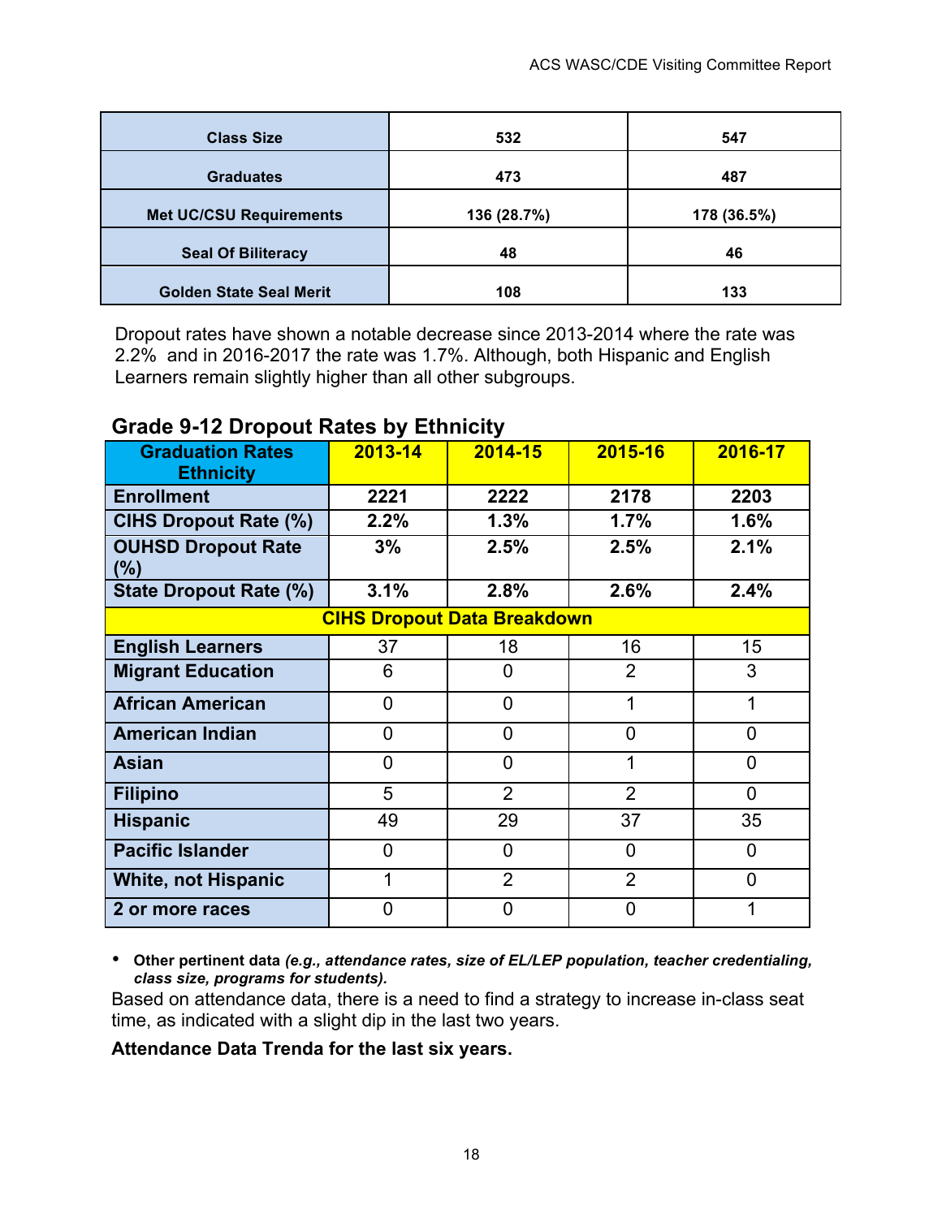| Class Size | 532 | 547 |
|---|---|---|
| Graduates | 473 | 487 |
| Met UC/CSU Requirements | 136 (28.7%) | 178 (36.5%) |
| Seal Of Biliteracy | 48 | 46 |
| Golden State Seal Merit | 108 | 133 |

Dropout rates have shown a notable decrease since 2013-2014 where the rate was 2.2% and in 2016-2017 the rate was 1.7%. Although, both Hispanic and English Learners remain slightly higher than all other subgroups.

## Grade 9-12 Dropout Rates by Ethnicity

| Graduation Rates Ethnicity | 2013-14 | 2014-15 | 2015-16 | 2016-17 |
|---|---|---|---|---|
| Enrollment | 2221 | 2222 | 2178 | 2203 |
| CIHS Dropout Rate (%) | 2.2% | 1.3% | 1.7% | 1.6% |
| OUHSD Dropout Rate (%) | 3% | 2.5% | 2.5% | 2.1% |
| State Dropout Rate (%) | 3.1% | 2.8% | 2.6% | 2.4% |
| **CIHS Dropout Data Breakdown** | | | | |
| English Learners | 37 | 18 | 16 | 15 |
| Migrant Education | 6 | 0 | 2 | 3 |
| African American | 0 | 0 | 1 | 1 |
| American Indian | 0 | 0 | 0 | 0 |
| Asian | 0 | 0 | 1 | 0 |
| Filipino | 5 | 2 | 2 | 0 |
| Hispanic | 49 | 29 | 37 | 35 |
| Pacific Islander | 0 | 0 | 0 | 0 |
| White, not Hispanic | 1 | 2 | 2 | 0 |
| 2 or more races | 0 | 0 | 0 | 1 |

- **Other pertinent data *(e.g., attendance rates, size of EL/LEP population, teacher credentialing, class size, programs for students).***

Based on attendance data, there is a need to find a strategy to increase in-class seat time, as indicated with a slight dip in the last two years.

**Attendance Data Trenda for the last six years.**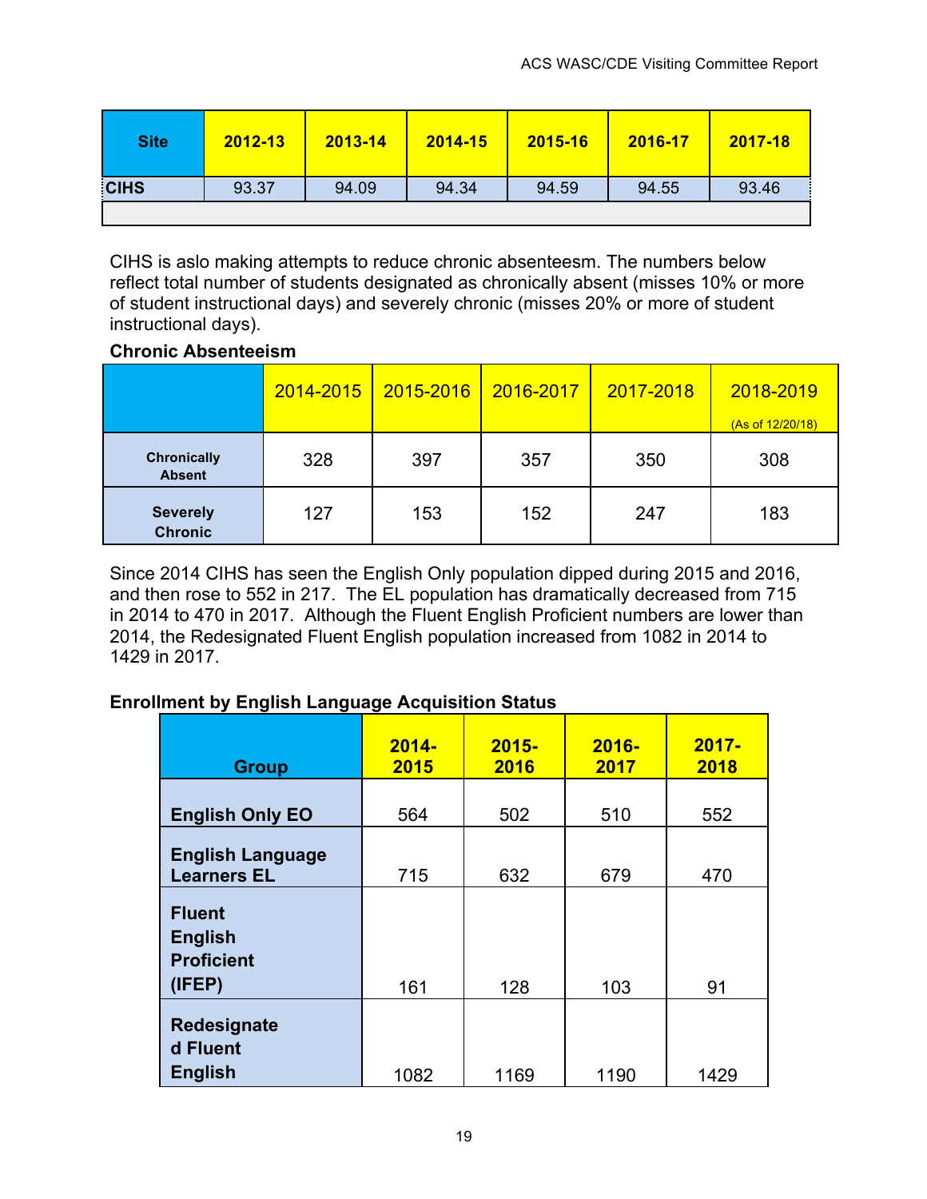| Site | 2012-13 | 2013-14 | 2014-15 | 2015-16 | 2016-17 | 2017-18 |
|---|---|---|---|---|---|---|
| CIHS | 93.37 | 94.09 | 94.34 | 94.59 | 94.55 | 93.46 |
| | | | | | | |

CIHS is aslo making attempts to reduce chronic absenteesm. The numbers below reflect total number of students designated as chronically absent (misses 10% or more of student instructional days) and severely chronic (misses 20% or more of student instructional days).

**Chronic Absenteeism**

| | 2014-2015 | 2015-2016 | 2016-2017 | 2017-2018 | 2018-2019 (As of 12/20/18) |
|---|---|---|---|---|---|
| **Chronically Absent** | 328 | 397 | 357 | 350 | 308 |
| **Severely Chronic** | 127 | 153 | 152 | 247 | 183 |

Since 2014 CIHS has seen the English Only population dipped during 2015 and 2016, and then rose to 552 in 217. The EL population has dramatically decreased from 715 in 2014 to 470 in 2017. Although the Fluent English Proficient numbers are lower than 2014, the Redesignated Fluent English population increased from 1082 in 2014 to 1429 in 2017.

**Enrollment by English Language Acquisition Status**

| Group | 2014-2015 | 2015-2016 | 2016-2017 | 2017-2018 |
|---|---|---|---|---|
| **English Only EO** | 564 | 502 | 510 | 552 |
| **English Language Learners EL** | 715 | 632 | 679 | 470 |
| **Fluent English Proficient (IFEP)** | 161 | 128 | 103 | 91 |
| **Redesignated Fluent English** | 1082 | 1169 | 1190 | 1429 |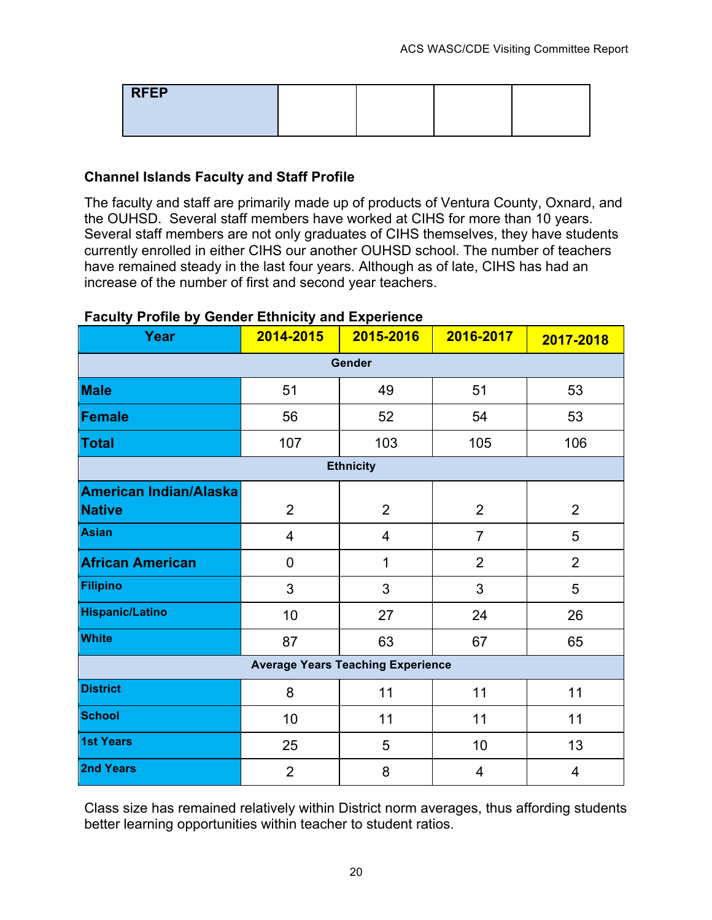| RFEP | | | | |
|---|---|---|---|---|

**Channel Islands Faculty and Staff Profile**

The faculty and staff are primarily made up of products of Ventura County, Oxnard, and the OUHSD. Several staff members have worked at CIHS for more than 10 years. Several staff members are not only graduates of CIHS themselves, they have students currently enrolled in either CIHS our another OUHSD school. The number of teachers have remained steady in the last four years. Although as of late, CIHS has had an increase of the number of first and second year teachers.

**Faculty Profile by Gender Ethnicity and Experience**

| Year | 2014-2015 | 2015-2016 | 2016-2017 | 2017-2018 |
|---|---|---|---|---|
| **Gender** | | | | |
| **Male** | 51 | 49 | 51 | 53 |
| **Female** | 56 | 52 | 54 | 53 |
| **Total** | 107 | 103 | 105 | 106 |
| **Ethnicity** | | | | |
| **American Indian/Alaska Native** | 2 | 2 | 2 | 2 |
| **Asian** | 4 | 4 | 7 | 5 |
| **African American** | 0 | 1 | 2 | 2 |
| **Filipino** | 3 | 3 | 3 | 5 |
| **Hispanic/Latino** | 10 | 27 | 24 | 26 |
| **White** | 87 | 63 | 67 | 65 |
| **Average Years Teaching Experience** | | | | |
| **District** | 8 | 11 | 11 | 11 |
| **School** | 10 | 11 | 11 | 11 |
| **1st Years** | 25 | 5 | 10 | 13 |
| **2nd Years** | 2 | 8 | 4 | 4 |

Class size has remained relatively within District norm averages, thus affording students better learning opportunities within teacher to student ratios.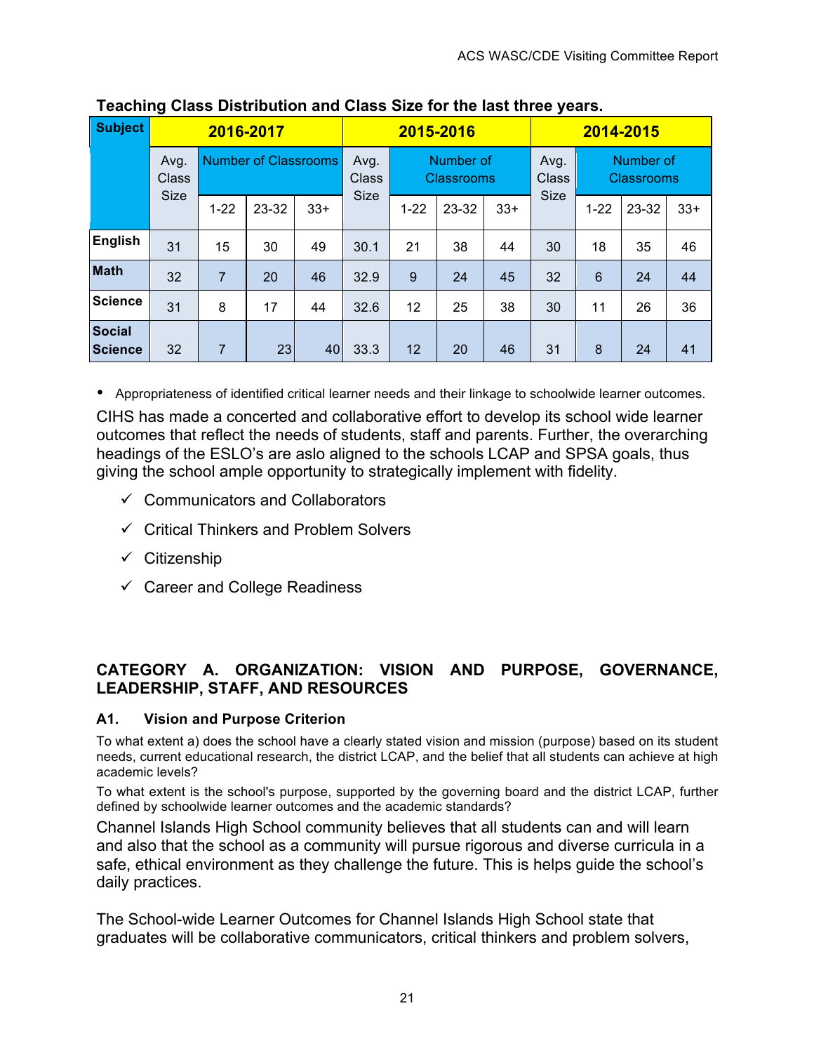**Teaching Class Distribution and Class Size for the last three years.**

| Subject | 2016-2017 | | | | 2015-2016 | | | | 2014-2015 | | | |
|---|---|---|---|---|---|---|---|---|---|---|---|---|
| | Avg. Class Size | Number of Classrooms | | | Avg. Class Size | Number of Classrooms | | | Avg. Class Size | Number of Classrooms | | |
| | | 1-22 | 23-32 | 33+ | | 1-22 | 23-32 | 33+ | | 1-22 | 23-32 | 33+ |
| English | 31 | 15 | 30 | 49 | 30.1 | 21 | 38 | 44 | 30 | 18 | 35 | 46 |
| Math | 32 | 7 | 20 | 46 | 32.9 | 9 | 24 | 45 | 32 | 6 | 24 | 44 |
| Science | 31 | 8 | 17 | 44 | 32.6 | 12 | 25 | 38 | 30 | 11 | 26 | 36 |
| Social Science | 32 | 7 | 23 | 40 | 33.3 | 12 | 20 | 46 | 31 | 8 | 24 | 41 |

- Appropriateness of identified critical learner needs and their linkage to schoolwide learner outcomes.

CIHS has made a concerted and collaborative effort to develop its school wide learner outcomes that reflect the needs of students, staff and parents. Further, the overarching headings of the ESLO's are aslo aligned to the schools LCAP and SPSA goals, thus giving the school ample opportunity to strategically implement with fidelity.

- ✓ Communicators and Collaborators
- ✓ Critical Thinkers and Problem Solvers
- ✓ Citizenship
- ✓ Career and College Readiness

## CATEGORY A. ORGANIZATION: VISION AND PURPOSE, GOVERNANCE, LEADERSHIP, STAFF, AND RESOURCES

### A1. Vision and Purpose Criterion

To what extent a) does the school have a clearly stated vision and mission (purpose) based on its student needs, current educational research, the district LCAP, and the belief that all students can achieve at high academic levels?

To what extent is the school's purpose, supported by the governing board and the district LCAP, further defined by schoolwide learner outcomes and the academic standards?

Channel Islands High School community believes that all students can and will learn and also that the school as a community will pursue rigorous and diverse curricula in a safe, ethical environment as they challenge the future. This is helps guide the school's daily practices.

The School-wide Learner Outcomes for Channel Islands High School state that graduates will be collaborative communicators, critical thinkers and problem solvers,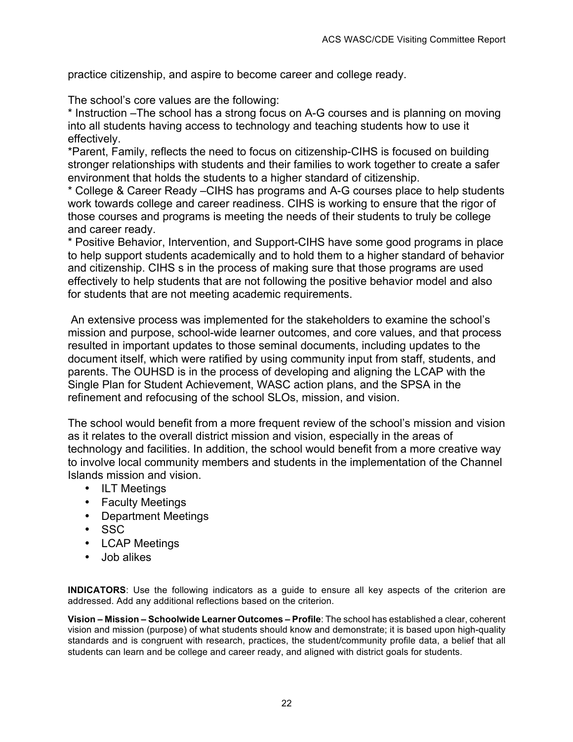practice citizenship, and aspire to become career and college ready.

The school's core values are the following:
* Instruction –The school has a strong focus on A-G courses and is planning on moving into all students having access to technology and teaching students how to use it effectively.
*Parent, Family, reflects the need to focus on citizenship-CIHS is focused on building stronger relationships with students and their families to work together to create a safer environment that holds the students to a higher standard of citizenship.
* College & Career Ready –CIHS has programs and A-G courses place to help students work towards college and career readiness. CIHS is working to ensure that the rigor of those courses and programs is meeting the needs of their students to truly be college and career ready.
* Positive Behavior, Intervention, and Support-CIHS have some good programs in place to help support students academically and to hold them to a higher standard of behavior and citizenship. CIHS s in the process of making sure that those programs are used effectively to help students that are not following the positive behavior model and also for students that are not meeting academic requirements.

An extensive process was implemented for the stakeholders to examine the school's mission and purpose, school-wide learner outcomes, and core values, and that process resulted in important updates to those seminal documents, including updates to the document itself, which were ratified by using community input from staff, students, and parents. The OUHSD is in the process of developing and aligning the LCAP with the Single Plan for Student Achievement, WASC action plans, and the SPSA in the refinement and refocusing of the school SLOs, mission, and vision.

The school would benefit from a more frequent review of the school's mission and vision as it relates to the overall district mission and vision, especially in the areas of technology and facilities. In addition, the school would benefit from a more creative way to involve local community members and students in the implementation of the Channel Islands mission and vision.

- ILT Meetings
- Faculty Meetings
- Department Meetings
- SSC
- LCAP Meetings
- Job alikes

**INDICATORS**: Use the following indicators as a guide to ensure all key aspects of the criterion are addressed. Add any additional reflections based on the criterion.

**Vision – Mission – Schoolwide Learner Outcomes – Profile**: The school has established a clear, coherent vision and mission (purpose) of what students should know and demonstrate; it is based upon high-quality standards and is congruent with research, practices, the student/community profile data, a belief that all students can learn and be college and career ready, and aligned with district goals for students.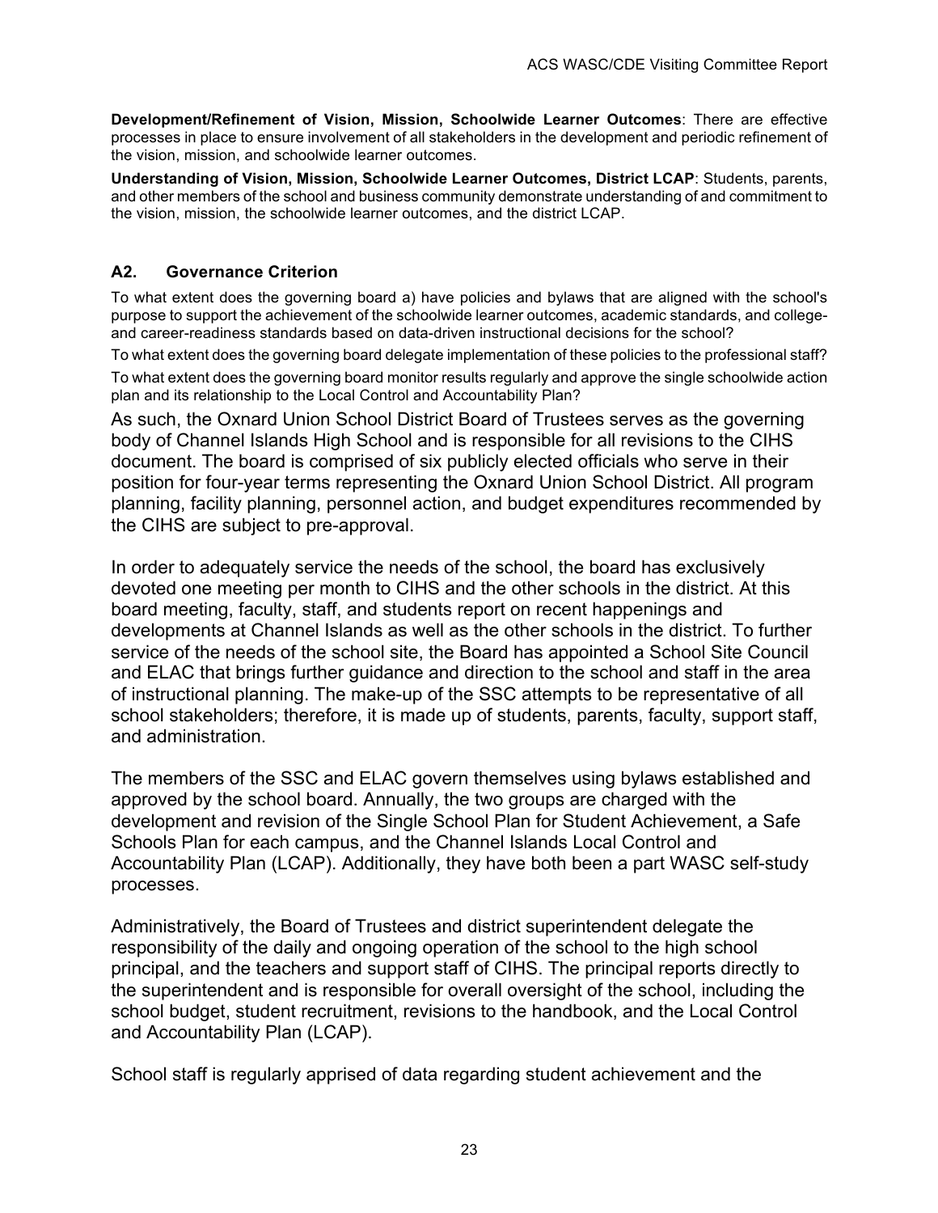**Development/Refinement of Vision, Mission, Schoolwide Learner Outcomes**: There are effective processes in place to ensure involvement of all stakeholders in the development and periodic refinement of the vision, mission, and schoolwide learner outcomes.

**Understanding of Vision, Mission, Schoolwide Learner Outcomes, District LCAP**: Students, parents, and other members of the school and business community demonstrate understanding of and commitment to the vision, mission, the schoolwide learner outcomes, and the district LCAP.

### A2. Governance Criterion

To what extent does the governing board a) have policies and bylaws that are aligned with the school's purpose to support the achievement of the schoolwide learner outcomes, academic standards, and college- and career-readiness standards based on data-driven instructional decisions for the school?

To what extent does the governing board delegate implementation of these policies to the professional staff?

To what extent does the governing board monitor results regularly and approve the single schoolwide action plan and its relationship to the Local Control and Accountability Plan?

As such, the Oxnard Union School District Board of Trustees serves as the governing body of Channel Islands High School and is responsible for all revisions to the CIHS document. The board is comprised of six publicly elected officials who serve in their position for four-year terms representing the Oxnard Union School District. All program planning, facility planning, personnel action, and budget expenditures recommended by the CIHS are subject to pre-approval.

In order to adequately service the needs of the school, the board has exclusively devoted one meeting per month to CIHS and the other schools in the district. At this board meeting, faculty, staff, and students report on recent happenings and developments at Channel Islands as well as the other schools in the district. To further service of the needs of the school site, the Board has appointed a School Site Council and ELAC that brings further guidance and direction to the school and staff in the area of instructional planning. The make-up of the SSC attempts to be representative of all school stakeholders; therefore, it is made up of students, parents, faculty, support staff, and administration.

The members of the SSC and ELAC govern themselves using bylaws established and approved by the school board. Annually, the two groups are charged with the development and revision of the Single School Plan for Student Achievement, a Safe Schools Plan for each campus, and the Channel Islands Local Control and Accountability Plan (LCAP). Additionally, they have both been a part WASC self-study processes.

Administratively, the Board of Trustees and district superintendent delegate the responsibility of the daily and ongoing operation of the school to the high school principal, and the teachers and support staff of CIHS. The principal reports directly to the superintendent and is responsible for overall oversight of the school, including the school budget, student recruitment, revisions to the handbook, and the Local Control and Accountability Plan (LCAP).

School staff is regularly apprised of data regarding student achievement and the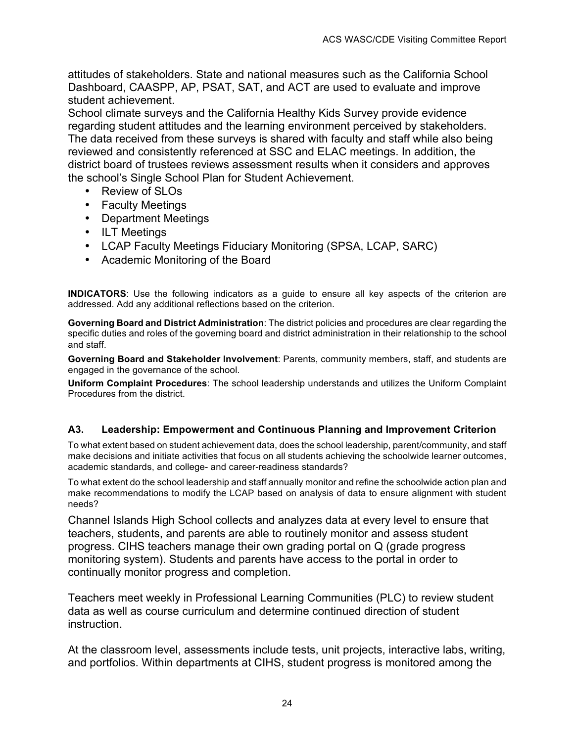attitudes of stakeholders. State and national measures such as the California School Dashboard, CAASPP, AP, PSAT, SAT, and ACT are used to evaluate and improve student achievement.

School climate surveys and the California Healthy Kids Survey provide evidence regarding student attitudes and the learning environment perceived by stakeholders. The data received from these surveys is shared with faculty and staff while also being reviewed and consistently referenced at SSC and ELAC meetings. In addition, the district board of trustees reviews assessment results when it considers and approves the school's Single School Plan for Student Achievement.

- Review of SLOs
- Faculty Meetings
- Department Meetings
- ILT Meetings
- LCAP Faculty Meetings Fiduciary Monitoring (SPSA, LCAP, SARC)
- Academic Monitoring of the Board

**INDICATORS**: Use the following indicators as a guide to ensure all key aspects of the criterion are addressed. Add any additional reflections based on the criterion.

**Governing Board and District Administration**: The district policies and procedures are clear regarding the specific duties and roles of the governing board and district administration in their relationship to the school and staff.

**Governing Board and Stakeholder Involvement**: Parents, community members, staff, and students are engaged in the governance of the school.

**Uniform Complaint Procedures**: The school leadership understands and utilizes the Uniform Complaint Procedures from the district.

### A3. Leadership: Empowerment and Continuous Planning and Improvement Criterion

To what extent based on student achievement data, does the school leadership, parent/community, and staff make decisions and initiate activities that focus on all students achieving the schoolwide learner outcomes, academic standards, and college- and career-readiness standards?

To what extent do the school leadership and staff annually monitor and refine the schoolwide action plan and make recommendations to modify the LCAP based on analysis of data to ensure alignment with student needs?

Channel Islands High School collects and analyzes data at every level to ensure that teachers, students, and parents are able to routinely monitor and assess student progress. CIHS teachers manage their own grading portal on Q (grade progress monitoring system). Students and parents have access to the portal in order to continually monitor progress and completion.

Teachers meet weekly in Professional Learning Communities (PLC) to review student data as well as course curriculum and determine continued direction of student instruction.

At the classroom level, assessments include tests, unit projects, interactive labs, writing, and portfolios. Within departments at CIHS, student progress is monitored among the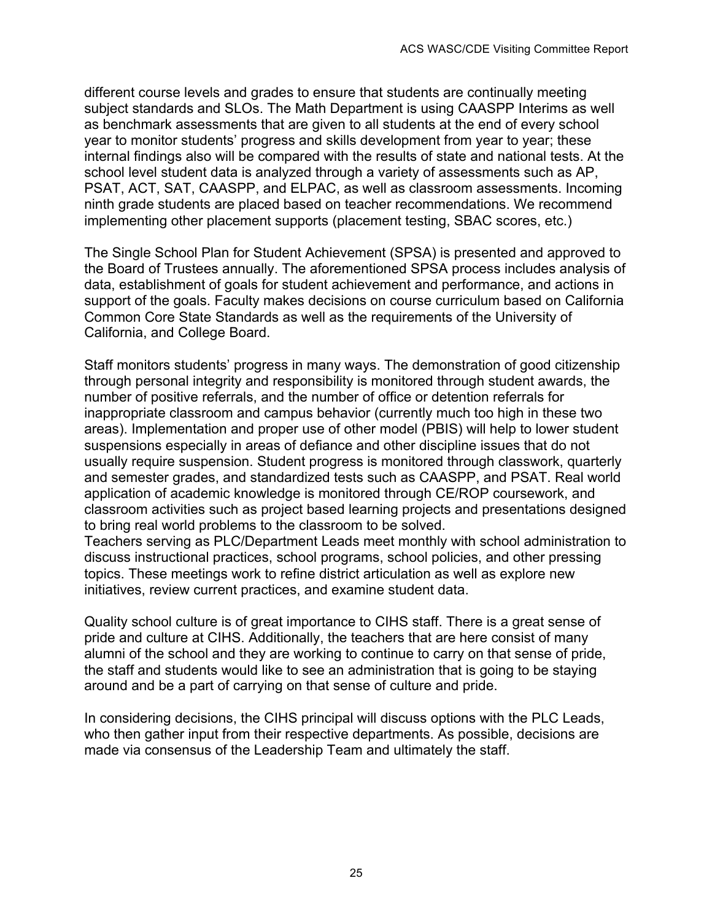different course levels and grades to ensure that students are continually meeting subject standards and SLOs. The Math Department is using CAASPP Interims as well as benchmark assessments that are given to all students at the end of every school year to monitor students' progress and skills development from year to year; these internal findings also will be compared with the results of state and national tests. At the school level student data is analyzed through a variety of assessments such as AP, PSAT, ACT, SAT, CAASPP, and ELPAC, as well as classroom assessments. Incoming ninth grade students are placed based on teacher recommendations. We recommend implementing other placement supports (placement testing, SBAC scores, etc.)

The Single School Plan for Student Achievement (SPSA) is presented and approved to the Board of Trustees annually. The aforementioned SPSA process includes analysis of data, establishment of goals for student achievement and performance, and actions in support of the goals. Faculty makes decisions on course curriculum based on California Common Core State Standards as well as the requirements of the University of California, and College Board.

Staff monitors students' progress in many ways. The demonstration of good citizenship through personal integrity and responsibility is monitored through student awards, the number of positive referrals, and the number of office or detention referrals for inappropriate classroom and campus behavior (currently much too high in these two areas). Implementation and proper use of other model (PBIS) will help to lower student suspensions especially in areas of defiance and other discipline issues that do not usually require suspension. Student progress is monitored through classwork, quarterly and semester grades, and standardized tests such as CAASPP, and PSAT. Real world application of academic knowledge is monitored through CE/ROP coursework, and classroom activities such as project based learning projects and presentations designed to bring real world problems to the classroom to be solved.
Teachers serving as PLC/Department Leads meet monthly with school administration to discuss instructional practices, school programs, school policies, and other pressing topics. These meetings work to refine district articulation as well as explore new initiatives, review current practices, and examine student data.

Quality school culture is of great importance to CIHS staff. There is a great sense of pride and culture at CIHS. Additionally, the teachers that are here consist of many alumni of the school and they are working to continue to carry on that sense of pride, the staff and students would like to see an administration that is going to be staying around and be a part of carrying on that sense of culture and pride.

In considering decisions, the CIHS principal will discuss options with the PLC Leads, who then gather input from their respective departments. As possible, decisions are made via consensus of the Leadership Team and ultimately the staff.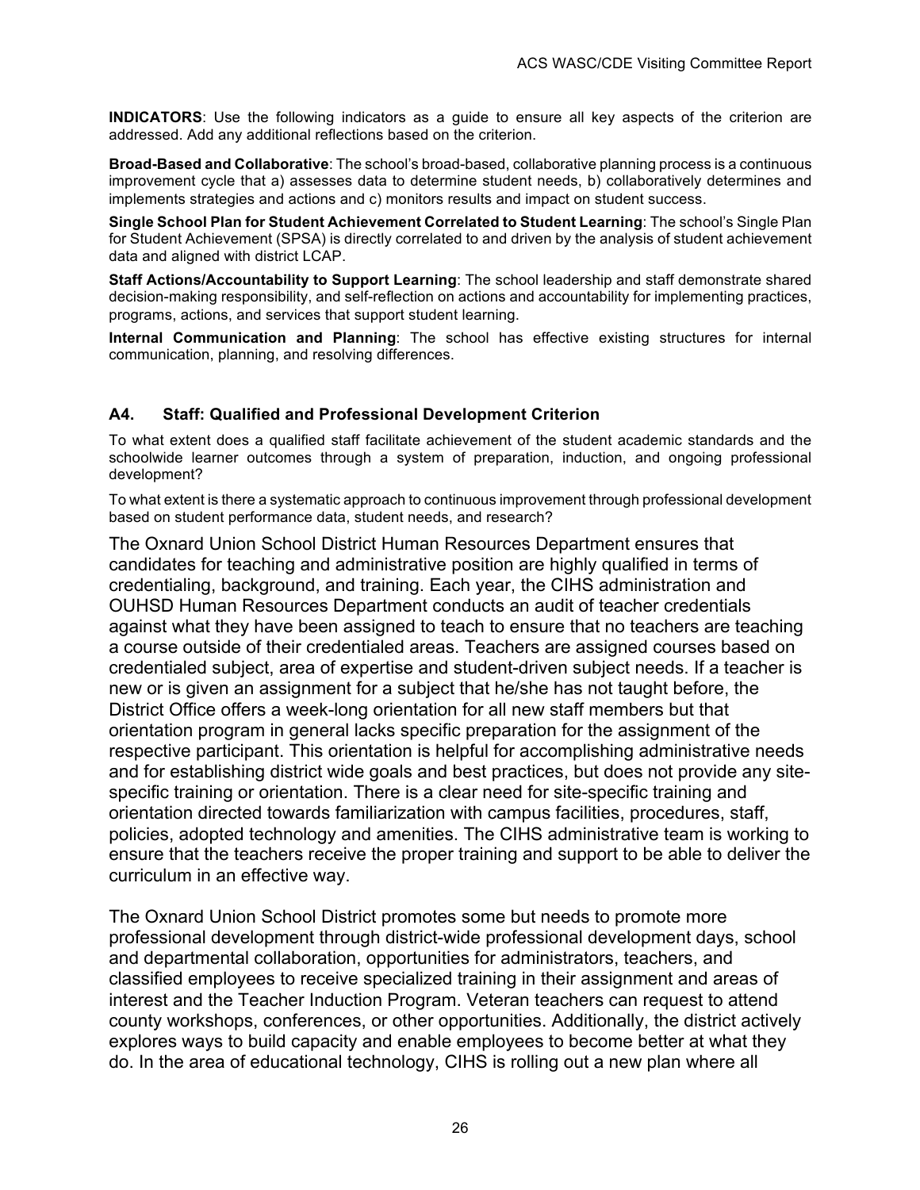**INDICATORS**: Use the following indicators as a guide to ensure all key aspects of the criterion are addressed. Add any additional reflections based on the criterion.

**Broad-Based and Collaborative**: The school's broad-based, collaborative planning process is a continuous improvement cycle that a) assesses data to determine student needs, b) collaboratively determines and implements strategies and actions and c) monitors results and impact on student success.

**Single School Plan for Student Achievement Correlated to Student Learning**: The school's Single Plan for Student Achievement (SPSA) is directly correlated to and driven by the analysis of student achievement data and aligned with district LCAP.

**Staff Actions/Accountability to Support Learning**: The school leadership and staff demonstrate shared decision-making responsibility, and self-reflection on actions and accountability for implementing practices, programs, actions, and services that support student learning.

**Internal Communication and Planning**: The school has effective existing structures for internal communication, planning, and resolving differences.

### A4. Staff: Qualified and Professional Development Criterion

To what extent does a qualified staff facilitate achievement of the student academic standards and the schoolwide learner outcomes through a system of preparation, induction, and ongoing professional development?

To what extent is there a systematic approach to continuous improvement through professional development based on student performance data, student needs, and research?

The Oxnard Union School District Human Resources Department ensures that candidates for teaching and administrative position are highly qualified in terms of credentialing, background, and training. Each year, the CIHS administration and OUHSD Human Resources Department conducts an audit of teacher credentials against what they have been assigned to teach to ensure that no teachers are teaching a course outside of their credentialed areas. Teachers are assigned courses based on credentialed subject, area of expertise and student-driven subject needs. If a teacher is new or is given an assignment for a subject that he/she has not taught before, the District Office offers a week-long orientation for all new staff members but that orientation program in general lacks specific preparation for the assignment of the respective participant. This orientation is helpful for accomplishing administrative needs and for establishing district wide goals and best practices, but does not provide any site-specific training or orientation. There is a clear need for site-specific training and orientation directed towards familiarization with campus facilities, procedures, staff, policies, adopted technology and amenities. The CIHS administrative team is working to ensure that the teachers receive the proper training and support to be able to deliver the curriculum in an effective way.

The Oxnard Union School District promotes some but needs to promote more professional development through district-wide professional development days, school and departmental collaboration, opportunities for administrators, teachers, and classified employees to receive specialized training in their assignment and areas of interest and the Teacher Induction Program. Veteran teachers can request to attend county workshops, conferences, or other opportunities. Additionally, the district actively explores ways to build capacity and enable employees to become better at what they do. In the area of educational technology, CIHS is rolling out a new plan where all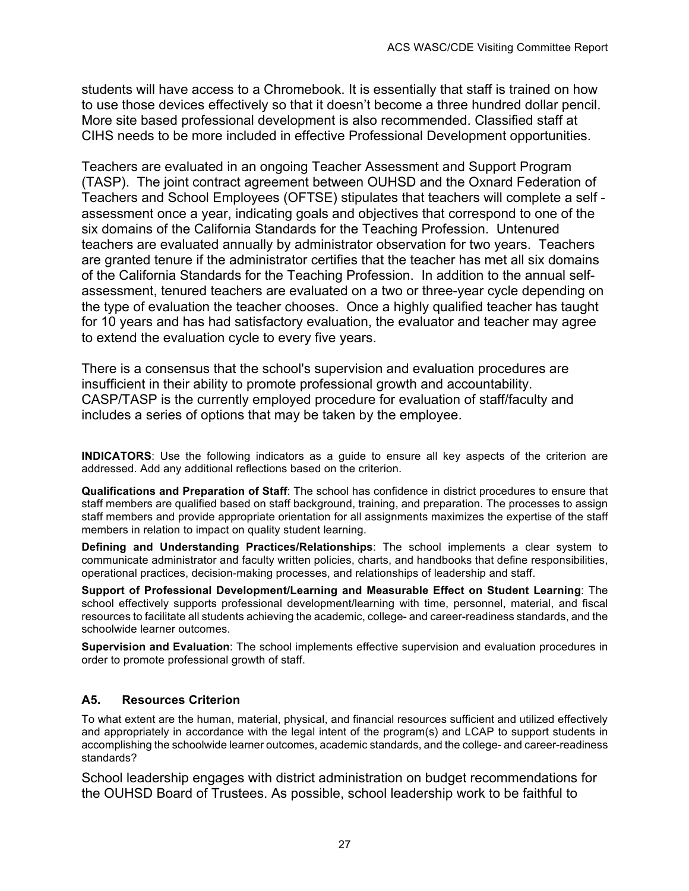students will have access to a Chromebook. It is essentially that staff is trained on how to use those devices effectively so that it doesn't become a three hundred dollar pencil. More site based professional development is also recommended. Classified staff at CIHS needs to be more included in effective Professional Development opportunities.

Teachers are evaluated in an ongoing Teacher Assessment and Support Program (TASP). The joint contract agreement between OUHSD and the Oxnard Federation of Teachers and School Employees (OFTSE) stipulates that teachers will complete a self - assessment once a year, indicating goals and objectives that correspond to one of the six domains of the California Standards for the Teaching Profession. Untenured teachers are evaluated annually by administrator observation for two years. Teachers are granted tenure if the administrator certifies that the teacher has met all six domains of the California Standards for the Teaching Profession. In addition to the annual self-assessment, tenured teachers are evaluated on a two or three-year cycle depending on the type of evaluation the teacher chooses. Once a highly qualified teacher has taught for 10 years and has had satisfactory evaluation, the evaluator and teacher may agree to extend the evaluation cycle to every five years.

There is a consensus that the school's supervision and evaluation procedures are insufficient in their ability to promote professional growth and accountability. CASP/TASP is the currently employed procedure for evaluation of staff/faculty and includes a series of options that may be taken by the employee.

**INDICATORS**: Use the following indicators as a guide to ensure all key aspects of the criterion are addressed. Add any additional reflections based on the criterion.

**Qualifications and Preparation of Staff**: The school has confidence in district procedures to ensure that staff members are qualified based on staff background, training, and preparation. The processes to assign staff members and provide appropriate orientation for all assignments maximizes the expertise of the staff members in relation to impact on quality student learning.

**Defining and Understanding Practices/Relationships**: The school implements a clear system to communicate administrator and faculty written policies, charts, and handbooks that define responsibilities, operational practices, decision-making processes, and relationships of leadership and staff.

**Support of Professional Development/Learning and Measurable Effect on Student Learning**: The school effectively supports professional development/learning with time, personnel, material, and fiscal resources to facilitate all students achieving the academic, college- and career-readiness standards, and the schoolwide learner outcomes.

**Supervision and Evaluation**: The school implements effective supervision and evaluation procedures in order to promote professional growth of staff.

### A5. Resources Criterion

To what extent are the human, material, physical, and financial resources sufficient and utilized effectively and appropriately in accordance with the legal intent of the program(s) and LCAP to support students in accomplishing the schoolwide learner outcomes, academic standards, and the college- and career-readiness standards?

School leadership engages with district administration on budget recommendations for the OUHSD Board of Trustees. As possible, school leadership work to be faithful to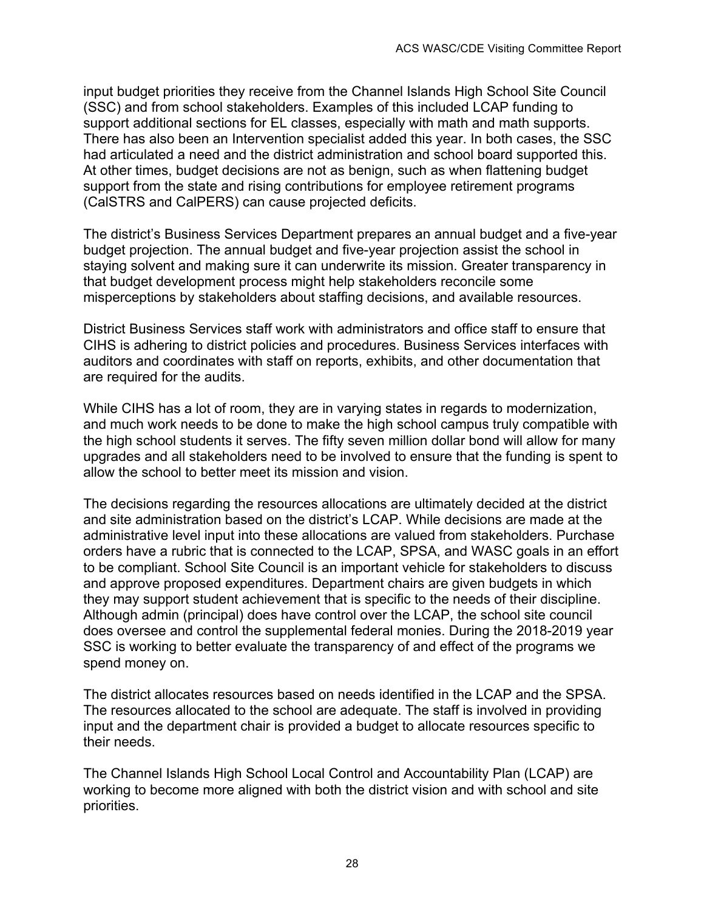input budget priorities they receive from the Channel Islands High School Site Council (SSC) and from school stakeholders. Examples of this included LCAP funding to support additional sections for EL classes, especially with math and math supports. There has also been an Intervention specialist added this year. In both cases, the SSC had articulated a need and the district administration and school board supported this. At other times, budget decisions are not as benign, such as when flattening budget support from the state and rising contributions for employee retirement programs (CalSTRS and CalPERS) can cause projected deficits.

The district's Business Services Department prepares an annual budget and a five-year budget projection. The annual budget and five-year projection assist the school in staying solvent and making sure it can underwrite its mission. Greater transparency in that budget development process might help stakeholders reconcile some misperceptions by stakeholders about staffing decisions, and available resources.

District Business Services staff work with administrators and office staff to ensure that CIHS is adhering to district policies and procedures. Business Services interfaces with auditors and coordinates with staff on reports, exhibits, and other documentation that are required for the audits.

While CIHS has a lot of room, they are in varying states in regards to modernization, and much work needs to be done to make the high school campus truly compatible with the high school students it serves. The fifty seven million dollar bond will allow for many upgrades and all stakeholders need to be involved to ensure that the funding is spent to allow the school to better meet its mission and vision.

The decisions regarding the resources allocations are ultimately decided at the district and site administration based on the district's LCAP. While decisions are made at the administrative level input into these allocations are valued from stakeholders. Purchase orders have a rubric that is connected to the LCAP, SPSA, and WASC goals in an effort to be compliant. School Site Council is an important vehicle for stakeholders to discuss and approve proposed expenditures. Department chairs are given budgets in which they may support student achievement that is specific to the needs of their discipline. Although admin (principal) does have control over the LCAP, the school site council does oversee and control the supplemental federal monies. During the 2018-2019 year SSC is working to better evaluate the transparency of and effect of the programs we spend money on.

The district allocates resources based on needs identified in the LCAP and the SPSA. The resources allocated to the school are adequate. The staff is involved in providing input and the department chair is provided a budget to allocate resources specific to their needs.

The Channel Islands High School Local Control and Accountability Plan (LCAP) are working to become more aligned with both the district vision and with school and site priorities.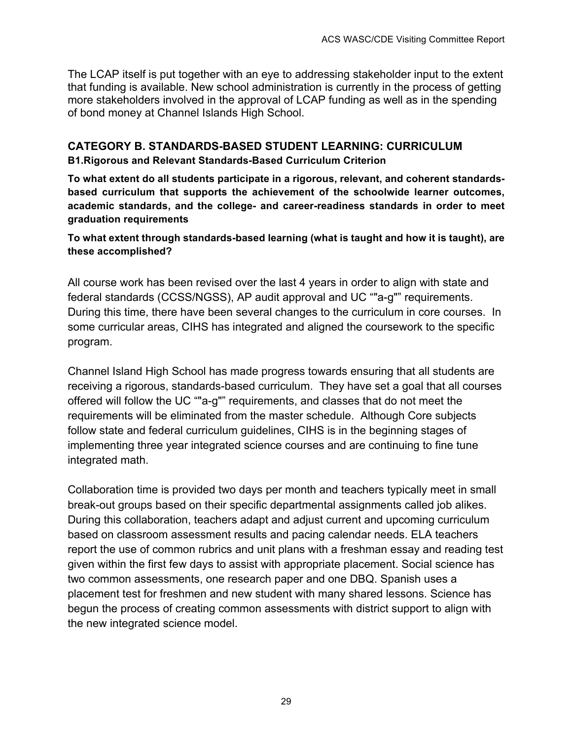The LCAP itself is put together with an eye to addressing stakeholder input to the extent that funding is available. New school administration is currently in the process of getting more stakeholders involved in the approval of LCAP funding as well as in the spending of bond money at Channel Islands High School.

## CATEGORY B. STANDARDS-BASED STUDENT LEARNING: CURRICULUM

### B1.Rigorous and Relevant Standards-Based Curriculum Criterion

**To what extent do all students participate in a rigorous, relevant, and coherent standards-based curriculum that supports the achievement of the schoolwide learner outcomes, academic standards, and the college- and career-readiness standards in order to meet graduation requirements**

**To what extent through standards-based learning (what is taught and how it is taught), are these accomplished?**

All course work has been revised over the last 4 years in order to align with state and federal standards (CCSS/NGSS), AP audit approval and UC “"a-g"” requirements. During this time, there have been several changes to the curriculum in core courses. In some curricular areas, CIHS has integrated and aligned the coursework to the specific program.

Channel Island High School has made progress towards ensuring that all students are receiving a rigorous, standards-based curriculum. They have set a goal that all courses offered will follow the UC “"a-g"” requirements, and classes that do not meet the requirements will be eliminated from the master schedule. Although Core subjects follow state and federal curriculum guidelines, CIHS is in the beginning stages of implementing three year integrated science courses and are continuing to fine tune integrated math.

Collaboration time is provided two days per month and teachers typically meet in small break-out groups based on their specific departmental assignments called job alikes. During this collaboration, teachers adapt and adjust current and upcoming curriculum based on classroom assessment results and pacing calendar needs. ELA teachers report the use of common rubrics and unit plans with a freshman essay and reading test given within the first few days to assist with appropriate placement. Social science has two common assessments, one research paper and one DBQ. Spanish uses a placement test for freshmen and new student with many shared lessons. Science has begun the process of creating common assessments with district support to align with the new integrated science model.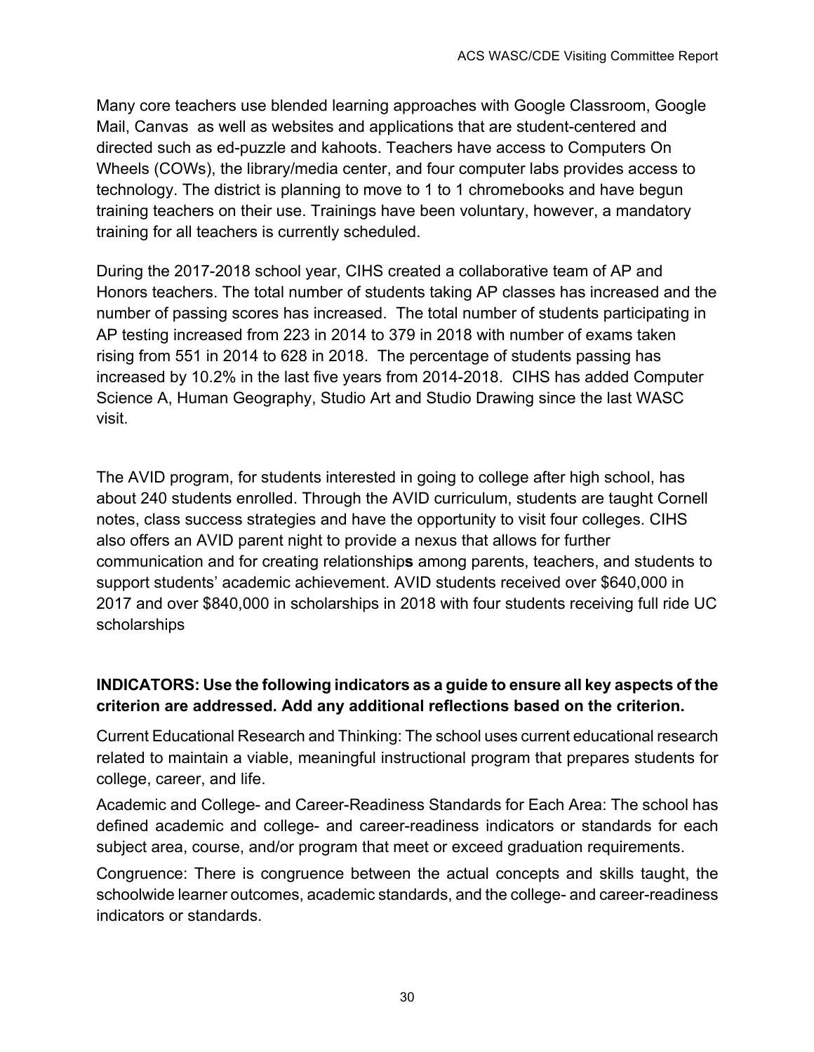Many core teachers use blended learning approaches with Google Classroom, Google Mail, Canvas  as well as websites and applications that are student-centered and directed such as ed-puzzle and kahoots. Teachers have access to Computers On Wheels (COWs), the library/media center, and four computer labs provides access to technology. The district is planning to move to 1 to 1 chromebooks and have begun training teachers on their use. Trainings have been voluntary, however, a mandatory training for all teachers is currently scheduled.

During the 2017-2018 school year, CIHS created a collaborative team of AP and Honors teachers. The total number of students taking AP classes has increased and the number of passing scores has increased.  The total number of students participating in AP testing increased from 223 in 2014 to 379 in 2018 with number of exams taken rising from 551 in 2014 to 628 in 2018.  The percentage of students passing has increased by 10.2% in the last five years from 2014-2018.  CIHS has added Computer Science A, Human Geography, Studio Art and Studio Drawing since the last WASC visit.

The AVID program, for students interested in going to college after high school, has about 240 students enrolled. Through the AVID curriculum, students are taught Cornell notes, class success strategies and have the opportunity to visit four colleges. CIHS also offers an AVID parent night to provide a nexus that allows for further communication and for creating relationship**s** among parents, teachers, and students to support students' academic achievement. AVID students received over $640,000 in 2017 and over $840,000 in scholarships in 2018 with four students receiving full ride UC scholarships

**INDICATORS: Use the following indicators as a guide to ensure all key aspects of the criterion are addressed. Add any additional reflections based on the criterion.**

Current Educational Research and Thinking: The school uses current educational research related to maintain a viable, meaningful instructional program that prepares students for college, career, and life.

Academic and College- and Career-Readiness Standards for Each Area: The school has defined academic and college- and career-readiness indicators or standards for each subject area, course, and/or program that meet or exceed graduation requirements.

Congruence: There is congruence between the actual concepts and skills taught, the schoolwide learner outcomes, academic standards, and the college- and career-readiness indicators or standards.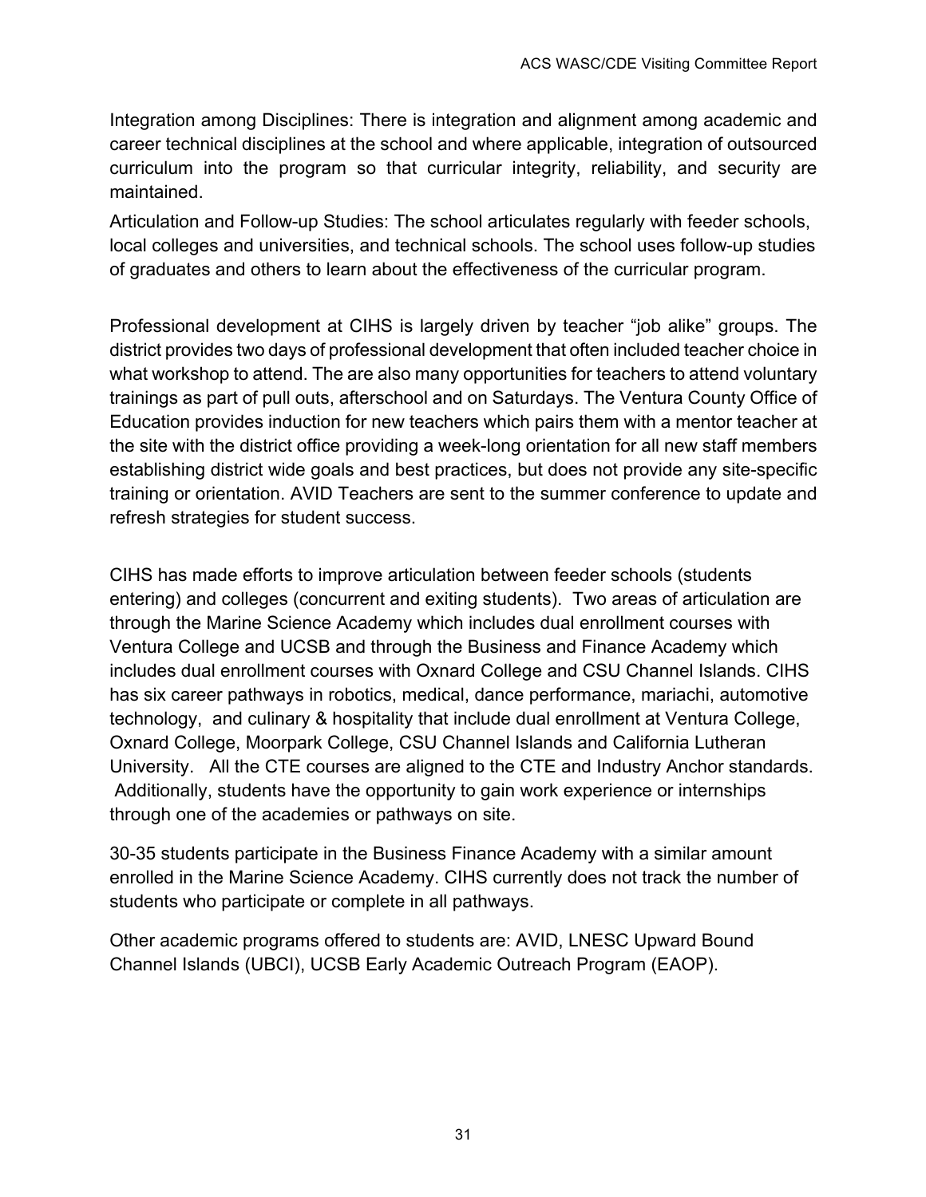Integration among Disciplines: There is integration and alignment among academic and career technical disciplines at the school and where applicable, integration of outsourced curriculum into the program so that curricular integrity, reliability, and security are maintained.

Articulation and Follow-up Studies: The school articulates regularly with feeder schools, local colleges and universities, and technical schools. The school uses follow-up studies of graduates and others to learn about the effectiveness of the curricular program.

Professional development at CIHS is largely driven by teacher "job alike" groups. The district provides two days of professional development that often included teacher choice in what workshop to attend. The are also many opportunities for teachers to attend voluntary trainings as part of pull outs, afterschool and on Saturdays. The Ventura County Office of Education provides induction for new teachers which pairs them with a mentor teacher at the site with the district office providing a week-long orientation for all new staff members establishing district wide goals and best practices, but does not provide any site-specific training or orientation. AVID Teachers are sent to the summer conference to update and refresh strategies for student success.

CIHS has made efforts to improve articulation between feeder schools (students entering) and colleges (concurrent and exiting students). Two areas of articulation are through the Marine Science Academy which includes dual enrollment courses with Ventura College and UCSB and through the Business and Finance Academy which includes dual enrollment courses with Oxnard College and CSU Channel Islands. CIHS has six career pathways in robotics, medical, dance performance, mariachi, automotive technology, and culinary & hospitality that include dual enrollment at Ventura College, Oxnard College, Moorpark College, CSU Channel Islands and California Lutheran University. All the CTE courses are aligned to the CTE and Industry Anchor standards. Additionally, students have the opportunity to gain work experience or internships through one of the academies or pathways on site.

30-35 students participate in the Business Finance Academy with a similar amount enrolled in the Marine Science Academy. CIHS currently does not track the number of students who participate or complete in all pathways.

Other academic programs offered to students are: AVID, LNESC Upward Bound Channel Islands (UBCI), UCSB Early Academic Outreach Program (EAOP).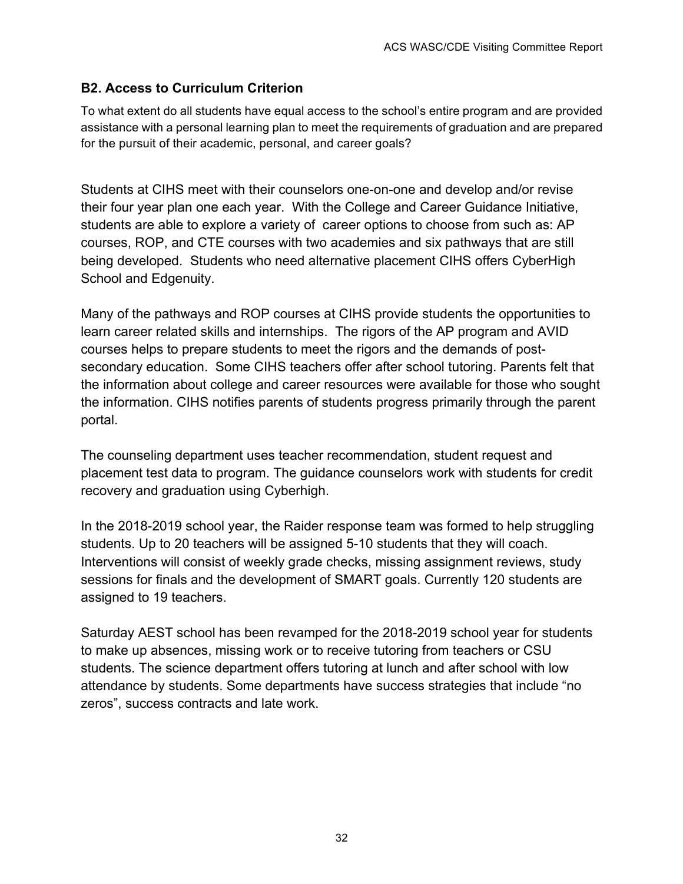## B2. Access to Curriculum Criterion

To what extent do all students have equal access to the school's entire program and are provided assistance with a personal learning plan to meet the requirements of graduation and are prepared for the pursuit of their academic, personal, and career goals?

Students at CIHS meet with their counselors one-on-one and develop and/or revise their four year plan one each year. With the College and Career Guidance Initiative, students are able to explore a variety of career options to choose from such as: AP courses, ROP, and CTE courses with two academies and six pathways that are still being developed. Students who need alternative placement CIHS offers CyberHigh School and Edgenuity.

Many of the pathways and ROP courses at CIHS provide students the opportunities to learn career related skills and internships. The rigors of the AP program and AVID courses helps to prepare students to meet the rigors and the demands of post-secondary education. Some CIHS teachers offer after school tutoring. Parents felt that the information about college and career resources were available for those who sought the information. CIHS notifies parents of students progress primarily through the parent portal.

The counseling department uses teacher recommendation, student request and placement test data to program. The guidance counselors work with students for credit recovery and graduation using Cyberhigh.

In the 2018-2019 school year, the Raider response team was formed to help struggling students. Up to 20 teachers will be assigned 5-10 students that they will coach. Interventions will consist of weekly grade checks, missing assignment reviews, study sessions for finals and the development of SMART goals. Currently 120 students are assigned to 19 teachers.

Saturday AEST school has been revamped for the 2018-2019 school year for students to make up absences, missing work or to receive tutoring from teachers or CSU students. The science department offers tutoring at lunch and after school with low attendance by students. Some departments have success strategies that include "no zeros", success contracts and late work.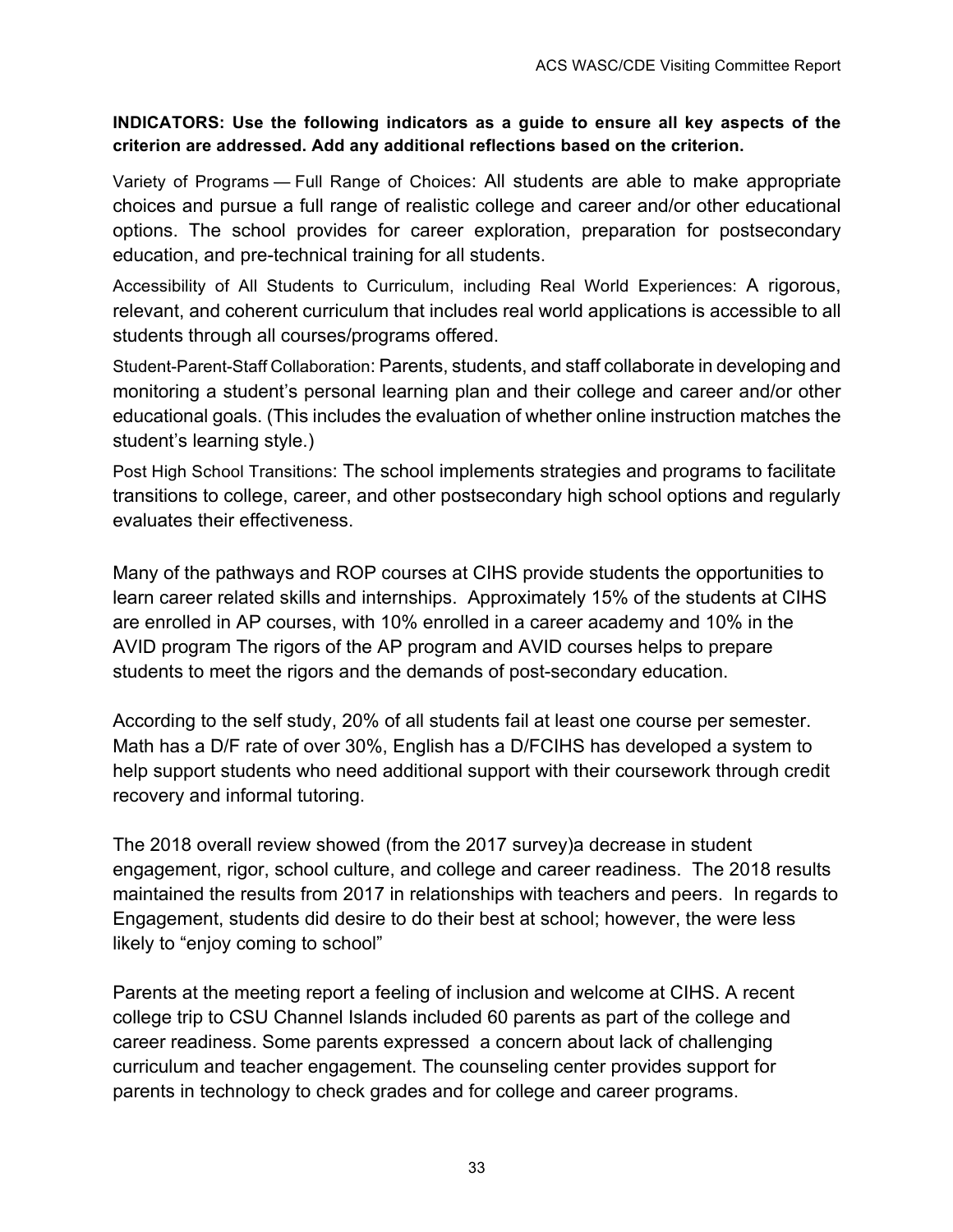**INDICATORS: Use the following indicators as a guide to ensure all key aspects of the criterion are addressed. Add any additional reflections based on the criterion.**

Variety of Programs — Full Range of Choices: All students are able to make appropriate choices and pursue a full range of realistic college and career and/or other educational options. The school provides for career exploration, preparation for postsecondary education, and pre-technical training for all students.

Accessibility of All Students to Curriculum, including Real World Experiences: A rigorous, relevant, and coherent curriculum that includes real world applications is accessible to all students through all courses/programs offered.

Student-Parent-Staff Collaboration: Parents, students, and staff collaborate in developing and monitoring a student's personal learning plan and their college and career and/or other educational goals. (This includes the evaluation of whether online instruction matches the student's learning style.)

Post High School Transitions: The school implements strategies and programs to facilitate transitions to college, career, and other postsecondary high school options and regularly evaluates their effectiveness.

Many of the pathways and ROP courses at CIHS provide students the opportunities to learn career related skills and internships. Approximately 15% of the students at CIHS are enrolled in AP courses, with 10% enrolled in a career academy and 10% in the AVID program The rigors of the AP program and AVID courses helps to prepare students to meet the rigors and the demands of post-secondary education.

According to the self study, 20% of all students fail at least one course per semester. Math has a D/F rate of over 30%, English has a D/FCIHS has developed a system to help support students who need additional support with their coursework through credit recovery and informal tutoring.

The 2018 overall review showed (from the 2017 survey)a decrease in student engagement, rigor, school culture, and college and career readiness. The 2018 results maintained the results from 2017 in relationships with teachers and peers. In regards to Engagement, students did desire to do their best at school; however, the were less likely to "enjoy coming to school"

Parents at the meeting report a feeling of inclusion and welcome at CIHS. A recent college trip to CSU Channel Islands included 60 parents as part of the college and career readiness. Some parents expressed a concern about lack of challenging curriculum and teacher engagement. The counseling center provides support for parents in technology to check grades and for college and career programs.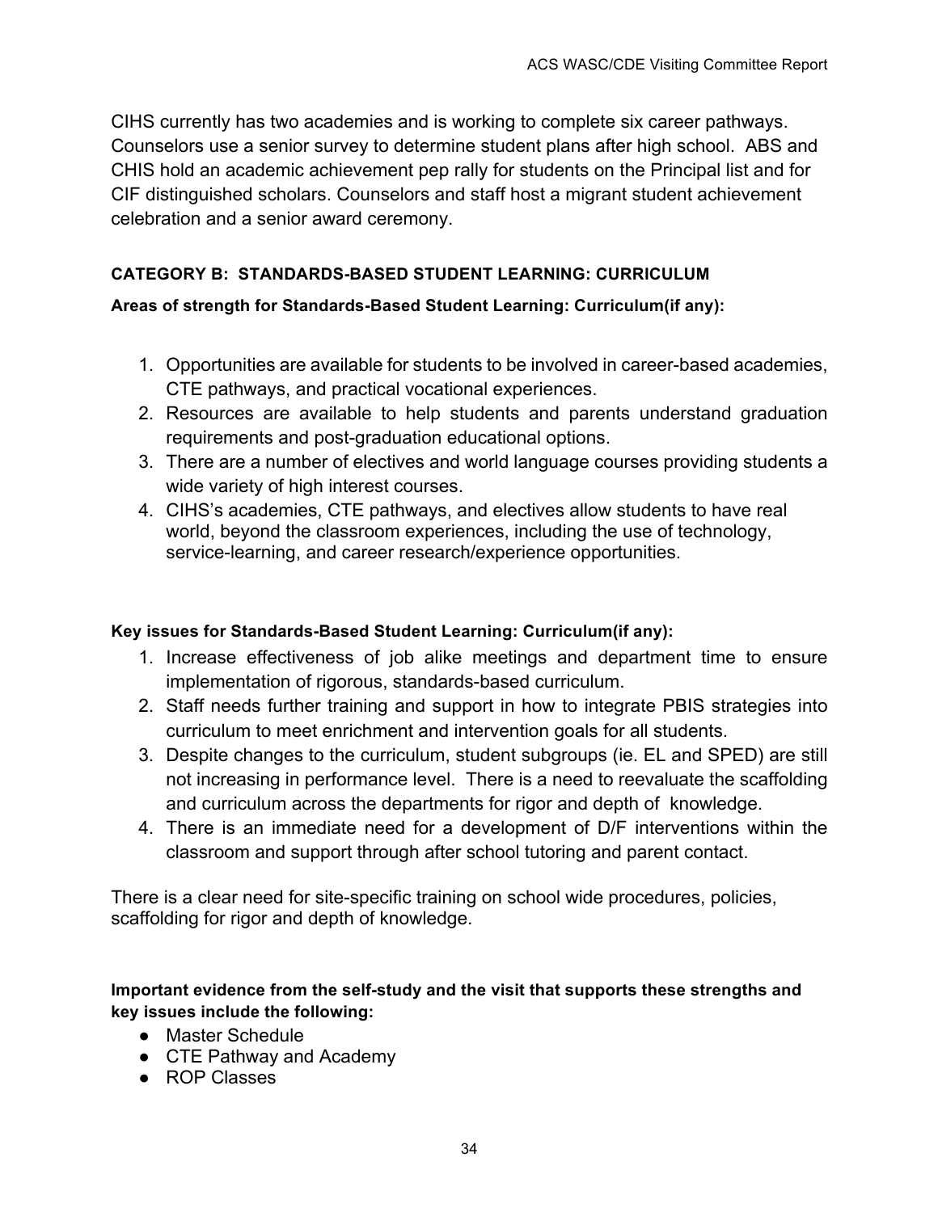CIHS currently has two academies and is working to complete six career pathways. Counselors use a senior survey to determine student plans after high school. ABS and CHIS hold an academic achievement pep rally for students on the Principal list and for CIF distinguished scholars. Counselors and staff host a migrant student achievement celebration and a senior award ceremony.

#### CATEGORY B: STANDARDS-BASED STUDENT LEARNING: CURRICULUM

**Areas of strength for Standards-Based Student Learning: Curriculum(if any):**

1. Opportunities are available for students to be involved in career-based academies, CTE pathways, and practical vocational experiences.
2. Resources are available to help students and parents understand graduation requirements and post-graduation educational options.
3. There are a number of electives and world language courses providing students a wide variety of high interest courses.
4. CIHS's academies, CTE pathways, and electives allow students to have real world, beyond the classroom experiences, including the use of technology, service-learning, and career research/experience opportunities.

**Key issues for Standards-Based Student Learning: Curriculum(if any):**

1. Increase effectiveness of job alike meetings and department time to ensure implementation of rigorous, standards-based curriculum.
2. Staff needs further training and support in how to integrate PBIS strategies into curriculum to meet enrichment and intervention goals for all students.
3. Despite changes to the curriculum, student subgroups (ie. EL and SPED) are still not increasing in performance level. There is a need to reevaluate the scaffolding and curriculum across the departments for rigor and depth of knowledge.
4. There is an immediate need for a development of D/F interventions within the classroom and support through after school tutoring and parent contact.

There is a clear need for site-specific training on school wide procedures, policies, scaffolding for rigor and depth of knowledge.

**Important evidence from the self-study and the visit that supports these strengths and key issues include the following:**

- Master Schedule
- CTE Pathway and Academy
- ROP Classes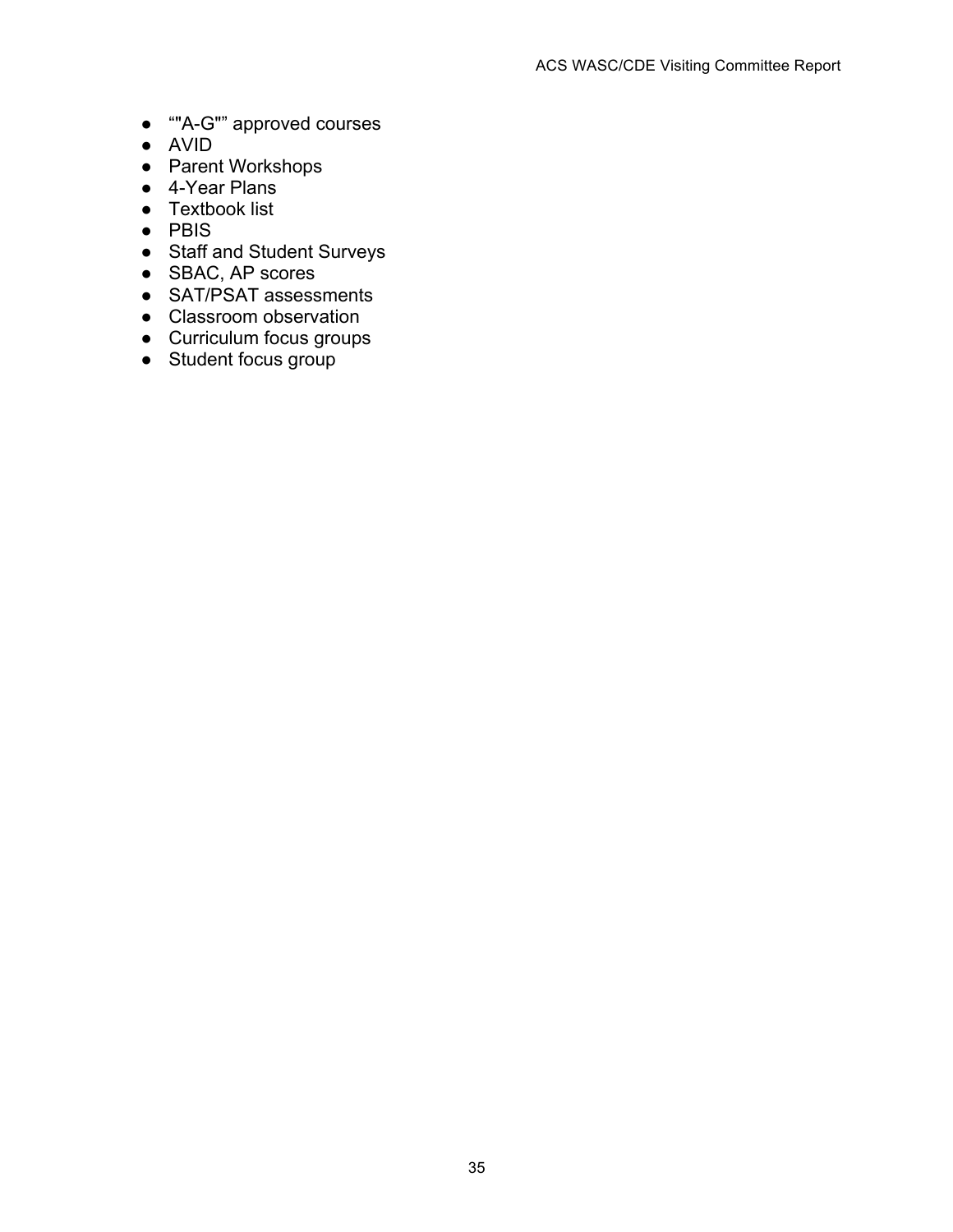- “"A-G"” approved courses
- AVID
- Parent Workshops
- 4-Year Plans
- Textbook list
- PBIS
- Staff and Student Surveys
- SBAC, AP scores
- SAT/PSAT assessments
- Classroom observation
- Curriculum focus groups
- Student focus group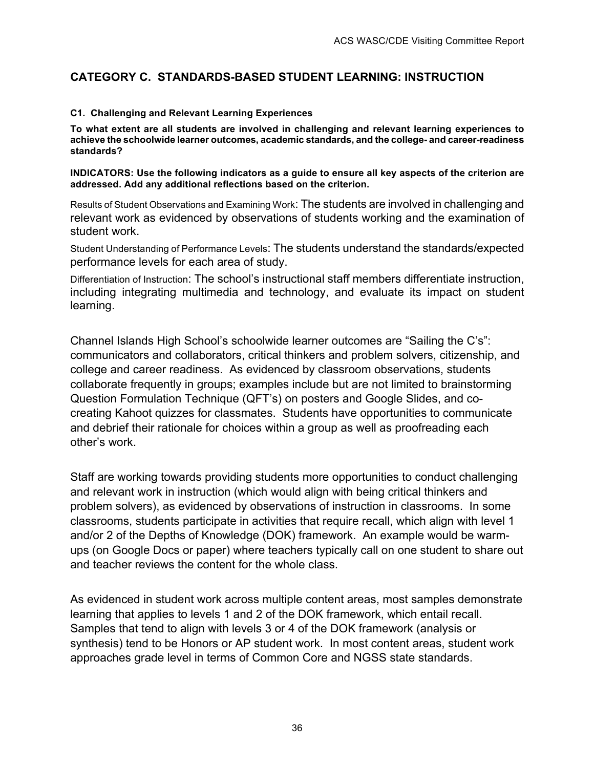## CATEGORY C. STANDARDS-BASED STUDENT LEARNING: INSTRUCTION

#### C1. Challenging and Relevant Learning Experiences

**To what extent are all students are involved in challenging and relevant learning experiences to achieve the schoolwide learner outcomes, academic standards, and the college- and career-readiness standards?**

**INDICATORS: Use the following indicators as a guide to ensure all key aspects of the criterion are addressed. Add any additional reflections based on the criterion.**

Results of Student Observations and Examining Work: The students are involved in challenging and relevant work as evidenced by observations of students working and the examination of student work.

Student Understanding of Performance Levels: The students understand the standards/expected performance levels for each area of study.

Differentiation of Instruction: The school's instructional staff members differentiate instruction, including integrating multimedia and technology, and evaluate its impact on student learning.

Channel Islands High School's schoolwide learner outcomes are "Sailing the C's": communicators and collaborators, critical thinkers and problem solvers, citizenship, and college and career readiness. As evidenced by classroom observations, students collaborate frequently in groups; examples include but are not limited to brainstorming Question Formulation Technique (QFT's) on posters and Google Slides, and co-creating Kahoot quizzes for classmates. Students have opportunities to communicate and debrief their rationale for choices within a group as well as proofreading each other's work.

Staff are working towards providing students more opportunities to conduct challenging and relevant work in instruction (which would align with being critical thinkers and problem solvers), as evidenced by observations of instruction in classrooms. In some classrooms, students participate in activities that require recall, which align with level 1 and/or 2 of the Depths of Knowledge (DOK) framework. An example would be warm-ups (on Google Docs or paper) where teachers typically call on one student to share out and teacher reviews the content for the whole class.

As evidenced in student work across multiple content areas, most samples demonstrate learning that applies to levels 1 and 2 of the DOK framework, which entail recall. Samples that tend to align with levels 3 or 4 of the DOK framework (analysis or synthesis) tend to be Honors or AP student work. In most content areas, student work approaches grade level in terms of Common Core and NGSS state standards.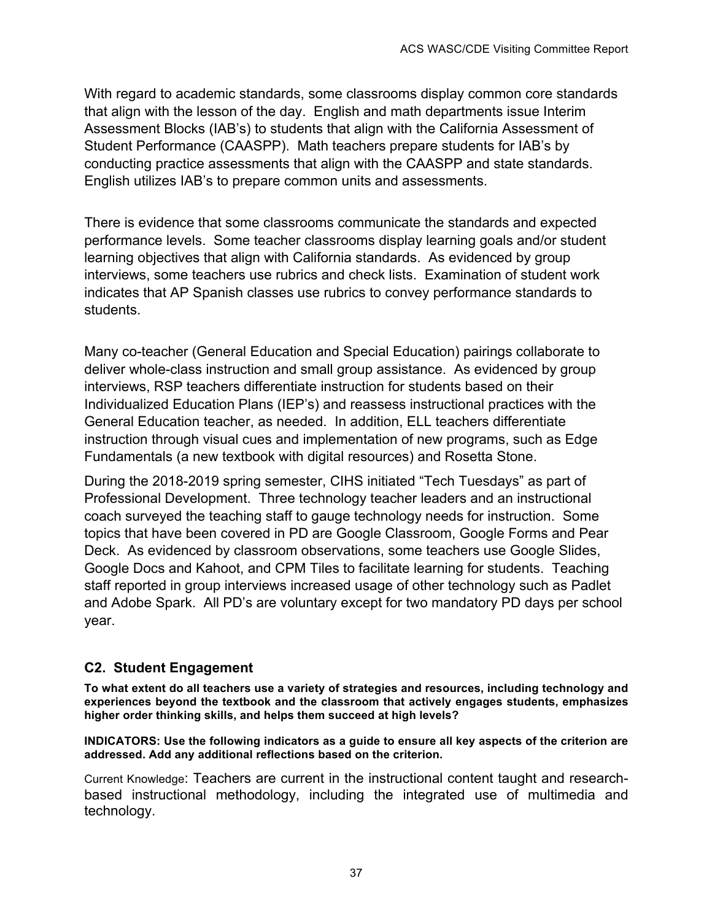With regard to academic standards, some classrooms display common core standards that align with the lesson of the day. English and math departments issue Interim Assessment Blocks (IAB's) to students that align with the California Assessment of Student Performance (CAASPP). Math teachers prepare students for IAB's by conducting practice assessments that align with the CAASPP and state standards. English utilizes IAB's to prepare common units and assessments.

There is evidence that some classrooms communicate the standards and expected performance levels. Some teacher classrooms display learning goals and/or student learning objectives that align with California standards. As evidenced by group interviews, some teachers use rubrics and check lists. Examination of student work indicates that AP Spanish classes use rubrics to convey performance standards to students.

Many co-teacher (General Education and Special Education) pairings collaborate to deliver whole-class instruction and small group assistance. As evidenced by group interviews, RSP teachers differentiate instruction for students based on their Individualized Education Plans (IEP's) and reassess instructional practices with the General Education teacher, as needed. In addition, ELL teachers differentiate instruction through visual cues and implementation of new programs, such as Edge Fundamentals (a new textbook with digital resources) and Rosetta Stone.

During the 2018-2019 spring semester, CIHS initiated "Tech Tuesdays" as part of Professional Development. Three technology teacher leaders and an instructional coach surveyed the teaching staff to gauge technology needs for instruction. Some topics that have been covered in PD are Google Classroom, Google Forms and Pear Deck. As evidenced by classroom observations, some teachers use Google Slides, Google Docs and Kahoot, and CPM Tiles to facilitate learning for students. Teaching staff reported in group interviews increased usage of other technology such as Padlet and Adobe Spark. All PD's are voluntary except for two mandatory PD days per school year.

### C2. Student Engagement

**To what extent do all teachers use a variety of strategies and resources, including technology and experiences beyond the textbook and the classroom that actively engages students, emphasizes higher order thinking skills, and helps them succeed at high levels?**

**INDICATORS: Use the following indicators as a guide to ensure all key aspects of the criterion are addressed. Add any additional reflections based on the criterion.**

Current Knowledge: Teachers are current in the instructional content taught and research-based instructional methodology, including the integrated use of multimedia and technology.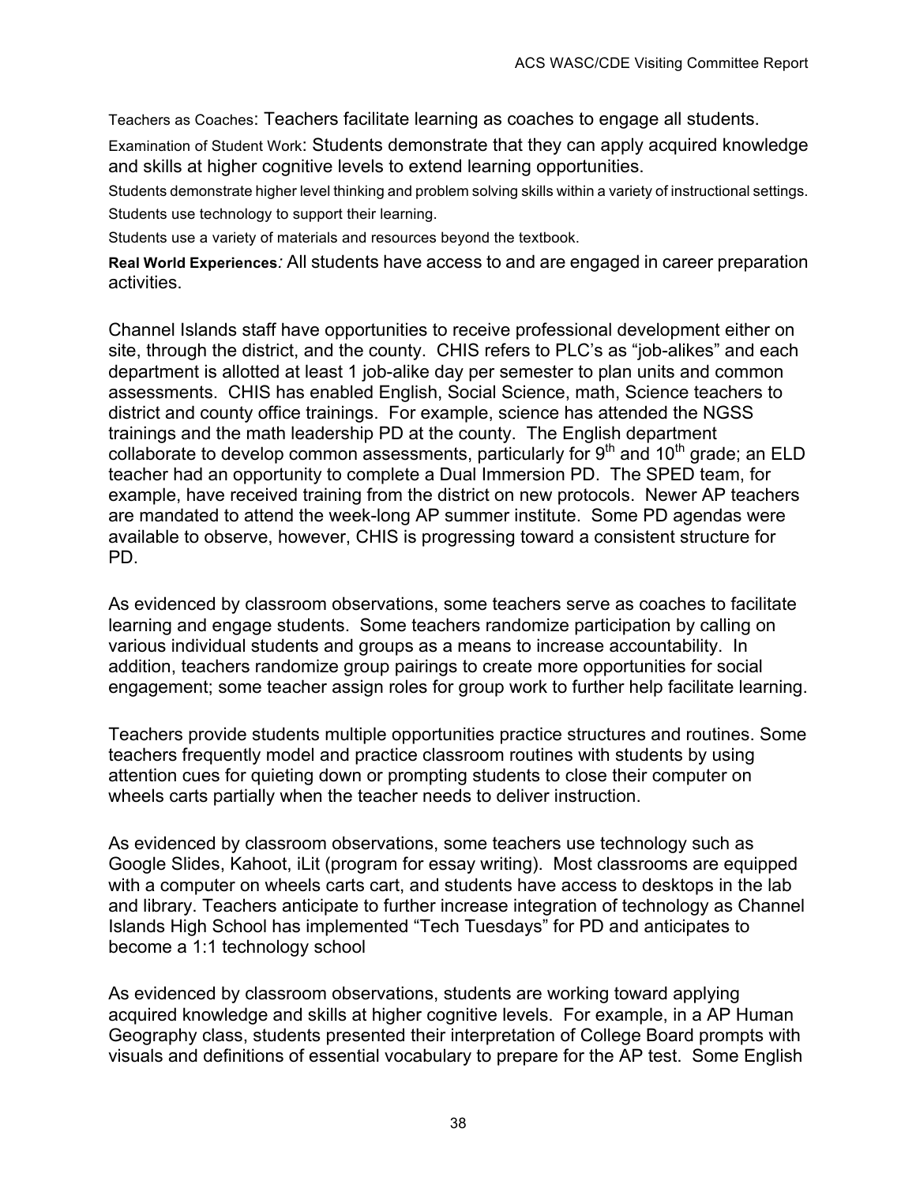Teachers as Coaches: Teachers facilitate learning as coaches to engage all students.

Examination of Student Work: Students demonstrate that they can apply acquired knowledge and skills at higher cognitive levels to extend learning opportunities.

Students demonstrate higher level thinking and problem solving skills within a variety of instructional settings.

Students use technology to support their learning.

Students use a variety of materials and resources beyond the textbook.

**Real World Experiences***: All students have access to and are engaged in career preparation activities.*

Channel Islands staff have opportunities to receive professional development either on site, through the district, and the county. CHIS refers to PLC's as "job-alikes" and each department is allotted at least 1 job-alike day per semester to plan units and common assessments. CHIS has enabled English, Social Science, math, Science teachers to district and county office trainings. For example, science has attended the NGSS trainings and the math leadership PD at the county. The English department collaborate to develop common assessments, particularly for 9th and 10th grade; an ELD teacher had an opportunity to complete a Dual Immersion PD. The SPED team, for example, have received training from the district on new protocols. Newer AP teachers are mandated to attend the week-long AP summer institute. Some PD agendas were available to observe, however, CHIS is progressing toward a consistent structure for PD.

As evidenced by classroom observations, some teachers serve as coaches to facilitate learning and engage students. Some teachers randomize participation by calling on various individual students and groups as a means to increase accountability. In addition, teachers randomize group pairings to create more opportunities for social engagement; some teacher assign roles for group work to further help facilitate learning.

Teachers provide students multiple opportunities practice structures and routines. Some teachers frequently model and practice classroom routines with students by using attention cues for quieting down or prompting students to close their computer on wheels carts partially when the teacher needs to deliver instruction.

As evidenced by classroom observations, some teachers use technology such as Google Slides, Kahoot, iLit (program for essay writing). Most classrooms are equipped with a computer on wheels carts cart, and students have access to desktops in the lab and library. Teachers anticipate to further increase integration of technology as Channel Islands High School has implemented "Tech Tuesdays" for PD and anticipates to become a 1:1 technology school

As evidenced by classroom observations, students are working toward applying acquired knowledge and skills at higher cognitive levels. For example, in a AP Human Geography class, students presented their interpretation of College Board prompts with visuals and definitions of essential vocabulary to prepare for the AP test. Some English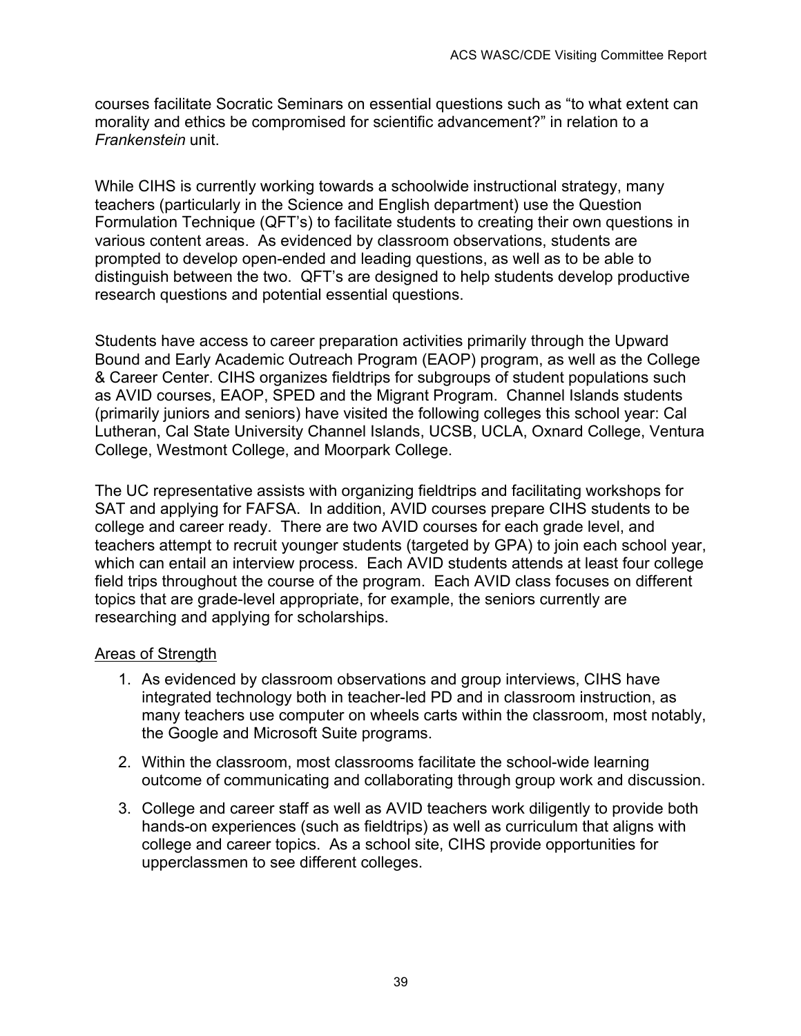courses facilitate Socratic Seminars on essential questions such as "to what extent can morality and ethics be compromised for scientific advancement?" in relation to a *Frankenstein* unit.

While CIHS is currently working towards a schoolwide instructional strategy, many teachers (particularly in the Science and English department) use the Question Formulation Technique (QFT's) to facilitate students to creating their own questions in various content areas. As evidenced by classroom observations, students are prompted to develop open-ended and leading questions, as well as to be able to distinguish between the two. QFT's are designed to help students develop productive research questions and potential essential questions.

Students have access to career preparation activities primarily through the Upward Bound and Early Academic Outreach Program (EAOP) program, as well as the College & Career Center. CIHS organizes fieldtrips for subgroups of student populations such as AVID courses, EAOP, SPED and the Migrant Program. Channel Islands students (primarily juniors and seniors) have visited the following colleges this school year: Cal Lutheran, Cal State University Channel Islands, UCSB, UCLA, Oxnard College, Ventura College, Westmont College, and Moorpark College.

The UC representative assists with organizing fieldtrips and facilitating workshops for SAT and applying for FAFSA. In addition, AVID courses prepare CIHS students to be college and career ready. There are two AVID courses for each grade level, and teachers attempt to recruit younger students (targeted by GPA) to join each school year, which can entail an interview process. Each AVID students attends at least four college field trips throughout the course of the program. Each AVID class focuses on different topics that are grade-level appropriate, for example, the seniors currently are researching and applying for scholarships.

Areas of Strength

1. As evidenced by classroom observations and group interviews, CIHS have integrated technology both in teacher-led PD and in classroom instruction, as many teachers use computer on wheels carts within the classroom, most notably, the Google and Microsoft Suite programs.
2. Within the classroom, most classrooms facilitate the school-wide learning outcome of communicating and collaborating through group work and discussion.
3. College and career staff as well as AVID teachers work diligently to provide both hands-on experiences (such as fieldtrips) as well as curriculum that aligns with college and career topics. As a school site, CIHS provide opportunities for upperclassmen to see different colleges.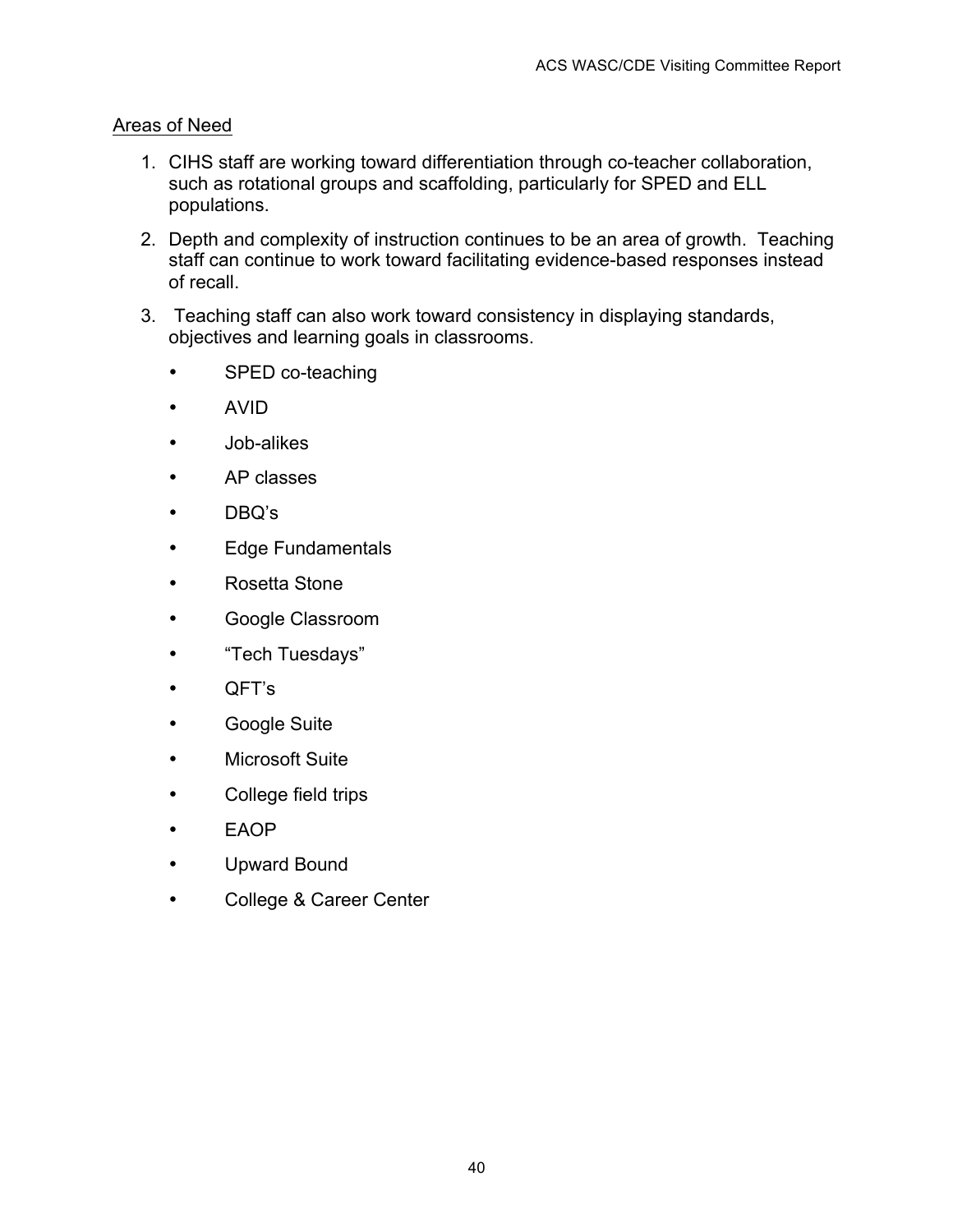Areas of Need

1. CIHS staff are working toward differentiation through co-teacher collaboration, such as rotational groups and scaffolding, particularly for SPED and ELL populations.
2. Depth and complexity of instruction continues to be an area of growth. Teaching staff can continue to work toward facilitating evidence-based responses instead of recall.
3. Teaching staff can also work toward consistency in displaying standards, objectives and learning goals in classrooms.

- SPED co-teaching
- AVID
- Job-alikes
- AP classes
- DBQ's
- Edge Fundamentals
- Rosetta Stone
- Google Classroom
- "Tech Tuesdays"
- QFT's
- Google Suite
- Microsoft Suite
- College field trips
- EAOP
- Upward Bound
- College & Career Center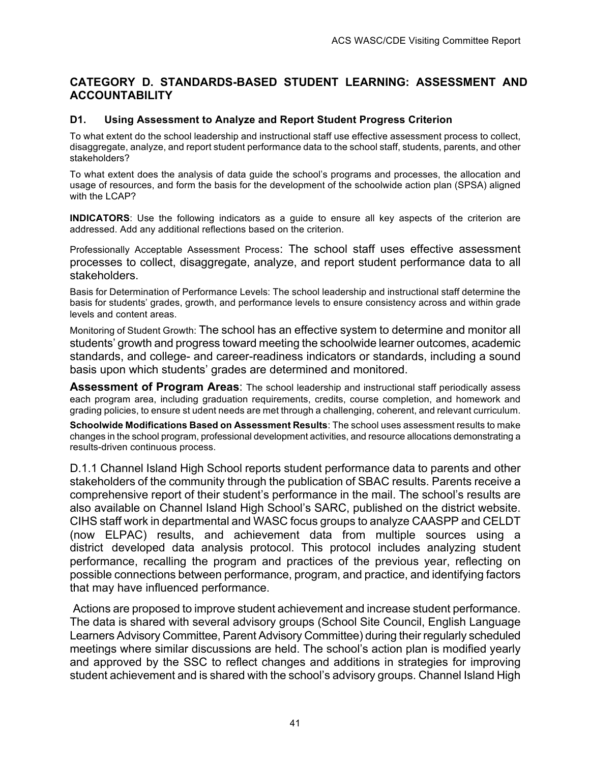## CATEGORY D. STANDARDS-BASED STUDENT LEARNING: ASSESSMENT AND ACCOUNTABILITY

### D1. Using Assessment to Analyze and Report Student Progress Criterion

To what extent do the school leadership and instructional staff use effective assessment process to collect, disaggregate, analyze, and report student performance data to the school staff, students, parents, and other stakeholders?

To what extent does the analysis of data guide the school's programs and processes, the allocation and usage of resources, and form the basis for the development of the schoolwide action plan (SPSA) aligned with the LCAP?

**INDICATORS**: Use the following indicators as a guide to ensure all key aspects of the criterion are addressed. Add any additional reflections based on the criterion.

Professionally Acceptable Assessment Process: The school staff uses effective assessment processes to collect, disaggregate, analyze, and report student performance data to all stakeholders.

Basis for Determination of Performance Levels: The school leadership and instructional staff determine the basis for students' grades, growth, and performance levels to ensure consistency across and within grade levels and content areas.

Monitoring of Student Growth: The school has an effective system to determine and monitor all students' growth and progress toward meeting the schoolwide learner outcomes, academic standards, and college- and career-readiness indicators or standards, including a sound basis upon which students' grades are determined and monitored.

**Assessment of Program Areas**: The school leadership and instructional staff periodically assess each program area, including graduation requirements, credits, course completion, and homework and grading policies, to ensure st udent needs are met through a challenging, coherent, and relevant curriculum.

**Schoolwide Modifications Based on Assessment Results**: The school uses assessment results to make changes in the school program, professional development activities, and resource allocations demonstrating a results-driven continuous process.

D.1.1 Channel Island High School reports student performance data to parents and other stakeholders of the community through the publication of SBAC results. Parents receive a comprehensive report of their student's performance in the mail. The school's results are also available on Channel Island High School's SARC, published on the district website. CIHS staff work in departmental and WASC focus groups to analyze CAASPP and CELDT (now ELPAC) results, and achievement data from multiple sources using a district developed data analysis protocol. This protocol includes analyzing student performance, recalling the program and practices of the previous year, reflecting on possible connections between performance, program, and practice, and identifying factors that may have influenced performance.

Actions are proposed to improve student achievement and increase student performance. The data is shared with several advisory groups (School Site Council, English Language Learners Advisory Committee, Parent Advisory Committee) during their regularly scheduled meetings where similar discussions are held. The school's action plan is modified yearly and approved by the SSC to reflect changes and additions in strategies for improving student achievement and is shared with the school's advisory groups. Channel Island High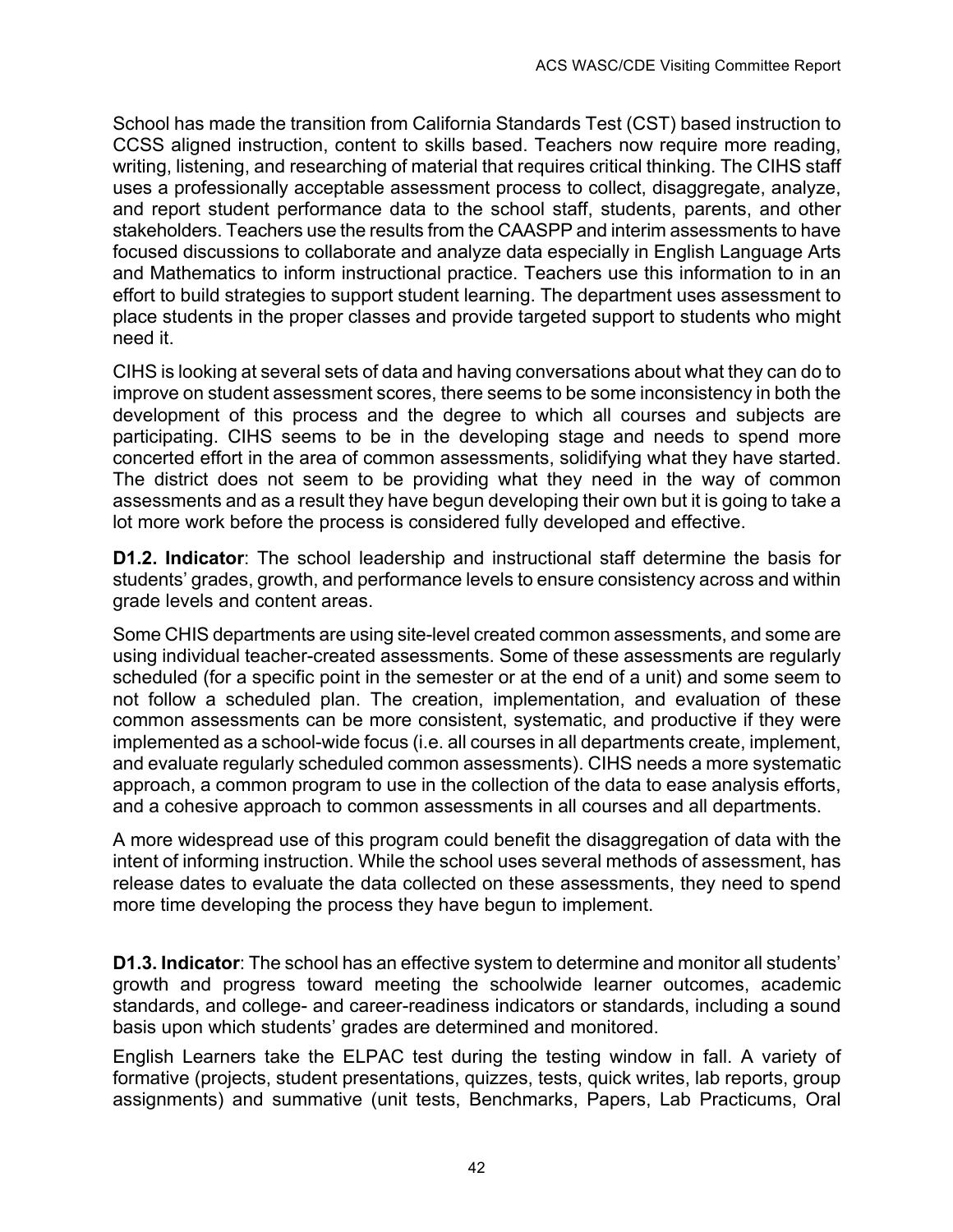School has made the transition from California Standards Test (CST) based instruction to CCSS aligned instruction, content to skills based. Teachers now require more reading, writing, listening, and researching of material that requires critical thinking. The CIHS staff uses a professionally acceptable assessment process to collect, disaggregate, analyze, and report student performance data to the school staff, students, parents, and other stakeholders. Teachers use the results from the CAASPP and interim assessments to have focused discussions to collaborate and analyze data especially in English Language Arts and Mathematics to inform instructional practice. Teachers use this information to in an effort to build strategies to support student learning. The department uses assessment to place students in the proper classes and provide targeted support to students who might need it.

CIHS is looking at several sets of data and having conversations about what they can do to improve on student assessment scores, there seems to be some inconsistency in both the development of this process and the degree to which all courses and subjects are participating. CIHS seems to be in the developing stage and needs to spend more concerted effort in the area of common assessments, solidifying what they have started. The district does not seem to be providing what they need in the way of common assessments and as a result they have begun developing their own but it is going to take a lot more work before the process is considered fully developed and effective.

**D1.2. Indicator**: The school leadership and instructional staff determine the basis for students' grades, growth, and performance levels to ensure consistency across and within grade levels and content areas.

Some CHIS departments are using site-level created common assessments, and some are using individual teacher-created assessments. Some of these assessments are regularly scheduled (for a specific point in the semester or at the end of a unit) and some seem to not follow a scheduled plan. The creation, implementation, and evaluation of these common assessments can be more consistent, systematic, and productive if they were implemented as a school-wide focus (i.e. all courses in all departments create, implement, and evaluate regularly scheduled common assessments). CIHS needs a more systematic approach, a common program to use in the collection of the data to ease analysis efforts, and a cohesive approach to common assessments in all courses and all departments.

A more widespread use of this program could benefit the disaggregation of data with the intent of informing instruction. While the school uses several methods of assessment, has release dates to evaluate the data collected on these assessments, they need to spend more time developing the process they have begun to implement.

**D1.3. Indicator**: The school has an effective system to determine and monitor all students' growth and progress toward meeting the schoolwide learner outcomes, academic standards, and college- and career-readiness indicators or standards, including a sound basis upon which students' grades are determined and monitored.

English Learners take the ELPAC test during the testing window in fall. A variety of formative (projects, student presentations, quizzes, tests, quick writes, lab reports, group assignments) and summative (unit tests, Benchmarks, Papers, Lab Practicums, Oral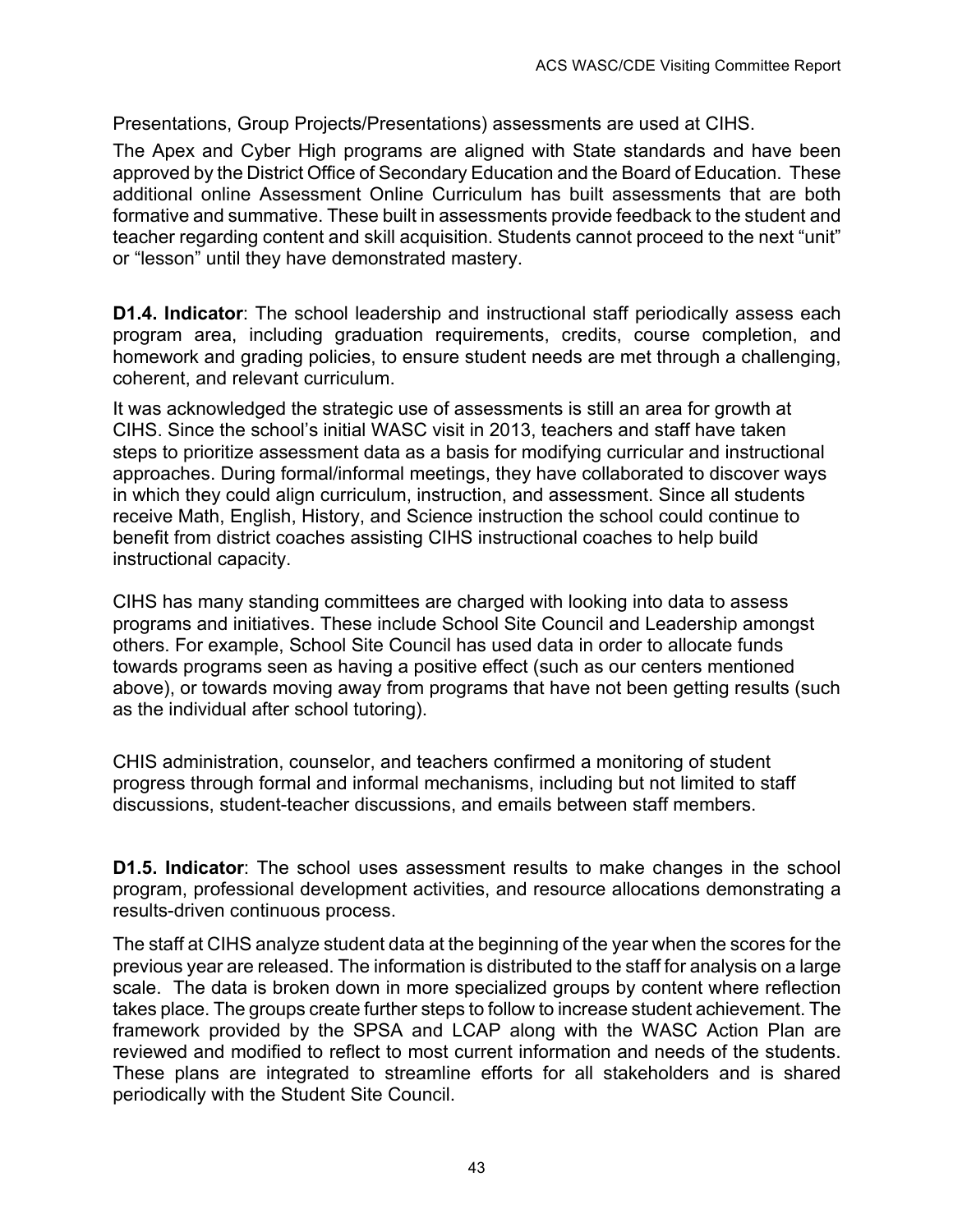Presentations, Group Projects/Presentations) assessments are used at CIHS.

The Apex and Cyber High programs are aligned with State standards and have been approved by the District Office of Secondary Education and the Board of Education. These additional online Assessment Online Curriculum has built assessments that are both formative and summative. These built in assessments provide feedback to the student and teacher regarding content and skill acquisition. Students cannot proceed to the next "unit" or "lesson" until they have demonstrated mastery.

**D1.4. Indicator**: The school leadership and instructional staff periodically assess each program area, including graduation requirements, credits, course completion, and homework and grading policies, to ensure student needs are met through a challenging, coherent, and relevant curriculum.

It was acknowledged the strategic use of assessments is still an area for growth at CIHS. Since the school's initial WASC visit in 2013, teachers and staff have taken steps to prioritize assessment data as a basis for modifying curricular and instructional approaches. During formal/informal meetings, they have collaborated to discover ways in which they could align curriculum, instruction, and assessment. Since all students receive Math, English, History, and Science instruction the school could continue to benefit from district coaches assisting CIHS instructional coaches to help build instructional capacity.

CIHS has many standing committees are charged with looking into data to assess programs and initiatives. These include School Site Council and Leadership amongst others. For example, School Site Council has used data in order to allocate funds towards programs seen as having a positive effect (such as our centers mentioned above), or towards moving away from programs that have not been getting results (such as the individual after school tutoring).

CHIS administration, counselor, and teachers confirmed a monitoring of student progress through formal and informal mechanisms, including but not limited to staff discussions, student-teacher discussions, and emails between staff members.

**D1.5. Indicator**: The school uses assessment results to make changes in the school program, professional development activities, and resource allocations demonstrating a results-driven continuous process.

The staff at CIHS analyze student data at the beginning of the year when the scores for the previous year are released. The information is distributed to the staff for analysis on a large scale. The data is broken down in more specialized groups by content where reflection takes place. The groups create further steps to follow to increase student achievement. The framework provided by the SPSA and LCAP along with the WASC Action Plan are reviewed and modified to reflect to most current information and needs of the students. These plans are integrated to streamline efforts for all stakeholders and is shared periodically with the Student Site Council.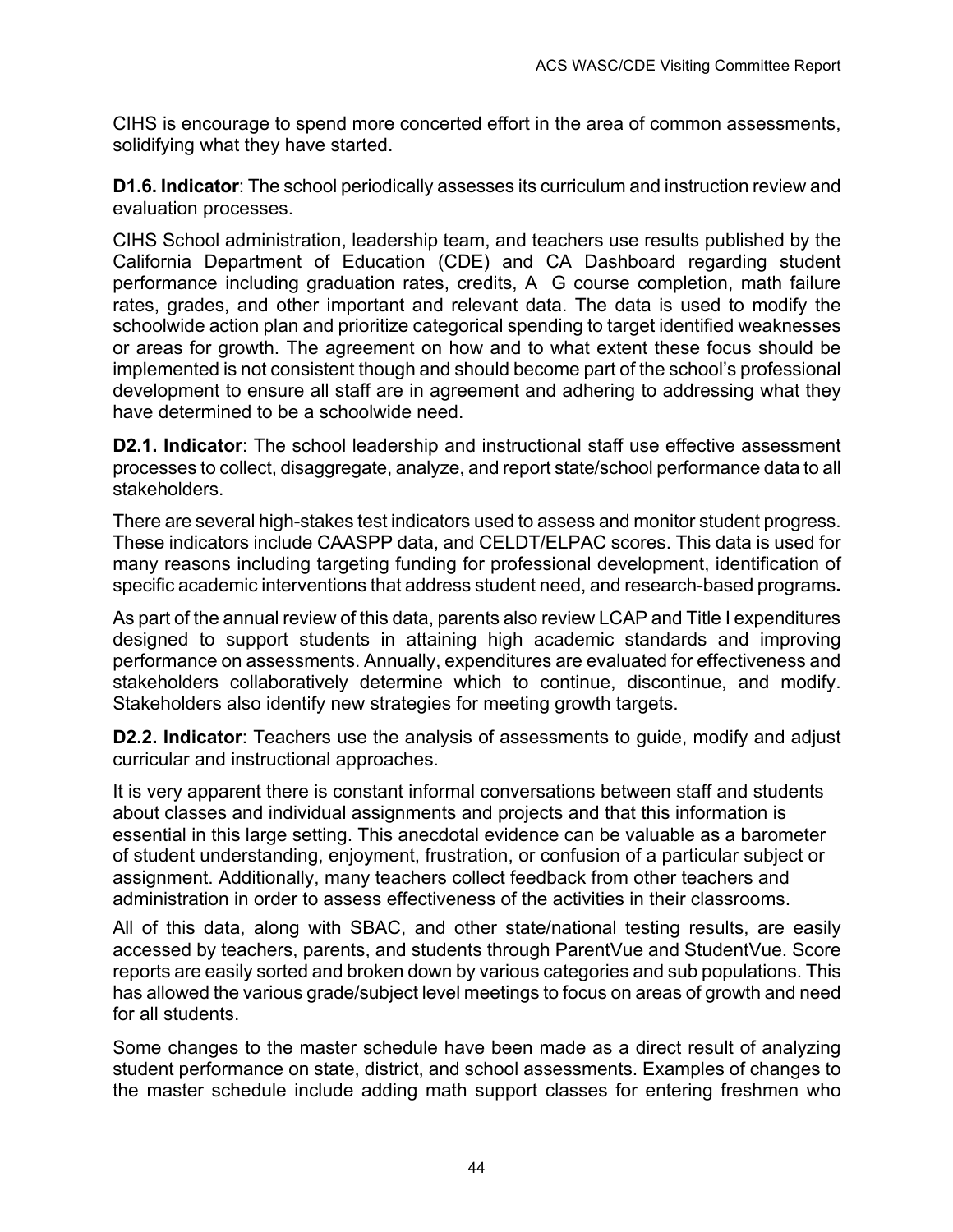CIHS is encourage to spend more concerted effort in the area of common assessments, solidifying what they have started.

**D1.6. Indicator**: The school periodically assesses its curriculum and instruction review and evaluation processes.

CIHS School administration, leadership team, and teachers use results published by the California Department of Education (CDE) and CA Dashboard regarding student performance including graduation rates, credits, A G course completion, math failure rates, grades, and other important and relevant data. The data is used to modify the schoolwide action plan and prioritize categorical spending to target identified weaknesses or areas for growth. The agreement on how and to what extent these focus should be implemented is not consistent though and should become part of the school's professional development to ensure all staff are in agreement and adhering to addressing what they have determined to be a schoolwide need.

**D2.1. Indicator**: The school leadership and instructional staff use effective assessment processes to collect, disaggregate, analyze, and report state/school performance data to all stakeholders.

There are several high-stakes test indicators used to assess and monitor student progress. These indicators include CAASPP data, and CELDT/ELPAC scores. This data is used for many reasons including targeting funding for professional development, identification of specific academic interventions that address student need, and research-based programs**.**

As part of the annual review of this data, parents also review LCAP and Title I expenditures designed to support students in attaining high academic standards and improving performance on assessments. Annually, expenditures are evaluated for effectiveness and stakeholders collaboratively determine which to continue, discontinue, and modify. Stakeholders also identify new strategies for meeting growth targets.

**D2.2. Indicator**: Teachers use the analysis of assessments to guide, modify and adjust curricular and instructional approaches.

It is very apparent there is constant informal conversations between staff and students about classes and individual assignments and projects and that this information is essential in this large setting. This anecdotal evidence can be valuable as a barometer of student understanding, enjoyment, frustration, or confusion of a particular subject or assignment. Additionally, many teachers collect feedback from other teachers and administration in order to assess effectiveness of the activities in their classrooms.

All of this data, along with SBAC, and other state/national testing results, are easily accessed by teachers, parents, and students through ParentVue and StudentVue. Score reports are easily sorted and broken down by various categories and sub populations. This has allowed the various grade/subject level meetings to focus on areas of growth and need for all students.

Some changes to the master schedule have been made as a direct result of analyzing student performance on state, district, and school assessments. Examples of changes to the master schedule include adding math support classes for entering freshmen who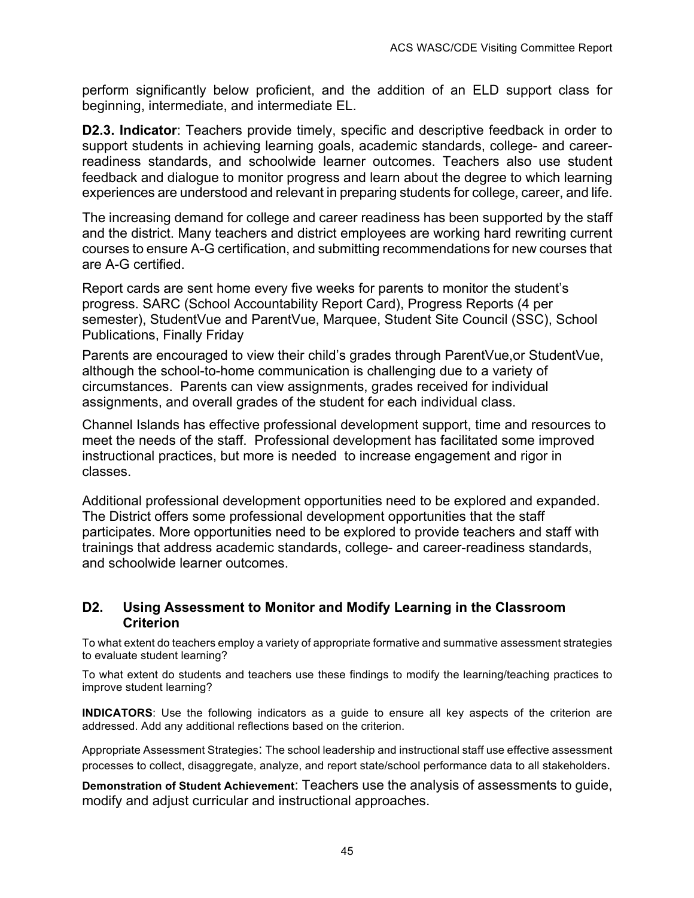perform significantly below proficient, and the addition of an ELD support class for beginning, intermediate, and intermediate EL.

**D2.3. Indicator**: Teachers provide timely, specific and descriptive feedback in order to support students in achieving learning goals, academic standards, college- and career-readiness standards, and schoolwide learner outcomes. Teachers also use student feedback and dialogue to monitor progress and learn about the degree to which learning experiences are understood and relevant in preparing students for college, career, and life.

The increasing demand for college and career readiness has been supported by the staff and the district. Many teachers and district employees are working hard rewriting current courses to ensure A-G certification, and submitting recommendations for new courses that are A-G certified.

Report cards are sent home every five weeks for parents to monitor the student's progress. SARC (School Accountability Report Card), Progress Reports (4 per semester), StudentVue and ParentVue, Marquee, Student Site Council (SSC), School Publications, Finally Friday

Parents are encouraged to view their child's grades through ParentVue,or StudentVue, although the school-to-home communication is challenging due to a variety of circumstances. Parents can view assignments, grades received for individual assignments, and overall grades of the student for each individual class.

Channel Islands has effective professional development support, time and resources to meet the needs of the staff. Professional development has facilitated some improved instructional practices, but more is needed to increase engagement and rigor in classes.

Additional professional development opportunities need to be explored and expanded. The District offers some professional development opportunities that the staff participates. More opportunities need to be explored to provide teachers and staff with trainings that address academic standards, college- and career-readiness standards, and schoolwide learner outcomes.

### D2. Using Assessment to Monitor and Modify Learning in the Classroom Criterion

To what extent do teachers employ a variety of appropriate formative and summative assessment strategies to evaluate student learning?

To what extent do students and teachers use these findings to modify the learning/teaching practices to improve student learning?

**INDICATORS**: Use the following indicators as a guide to ensure all key aspects of the criterion are addressed. Add any additional reflections based on the criterion.

Appropriate Assessment Strategies: The school leadership and instructional staff use effective assessment processes to collect, disaggregate, analyze, and report state/school performance data to all stakeholders.

**Demonstration of Student Achievement**: Teachers use the analysis of assessments to guide, modify and adjust curricular and instructional approaches.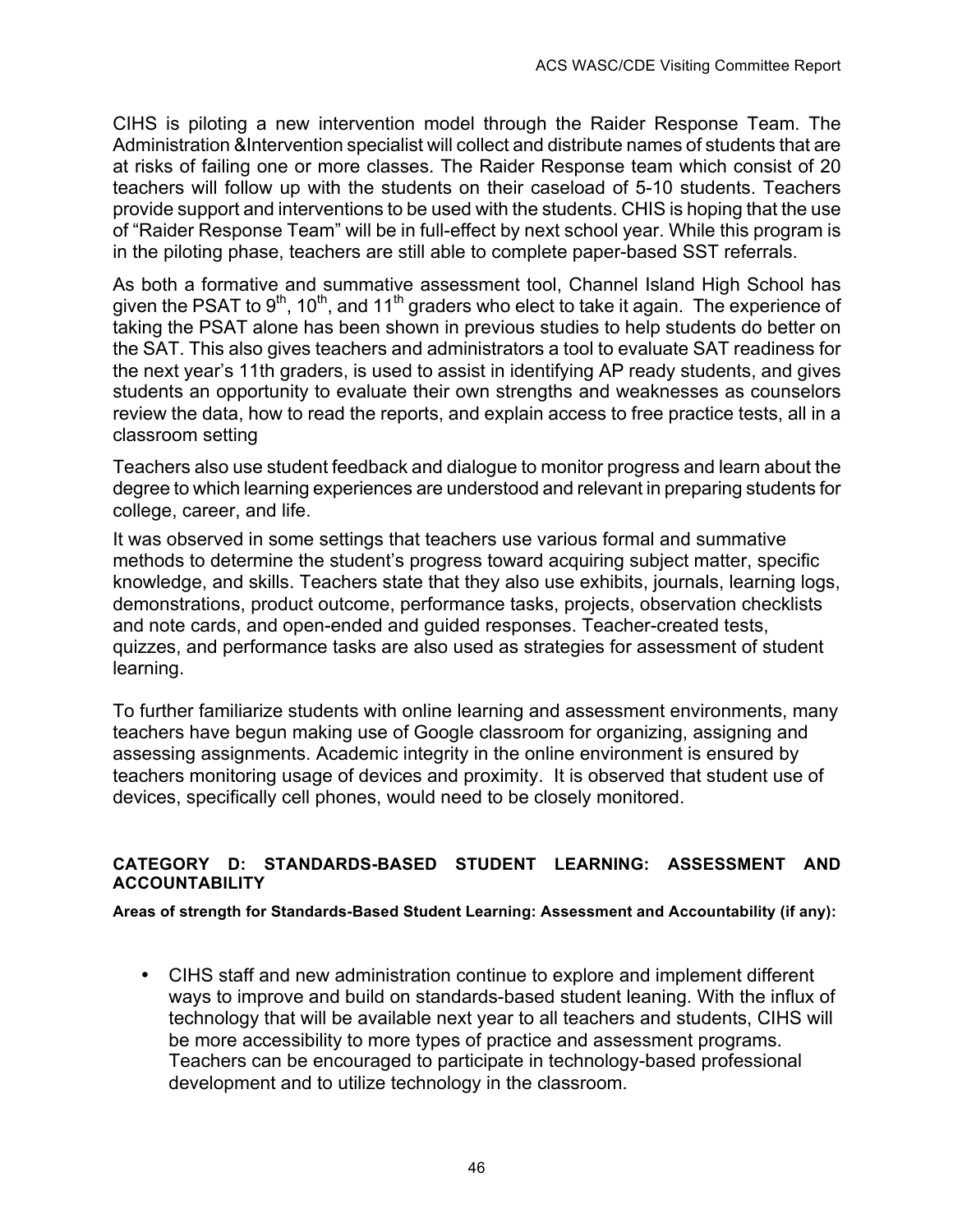CIHS is piloting a new intervention model through the Raider Response Team. The Administration &Intervention specialist will collect and distribute names of students that are at risks of failing one or more classes. The Raider Response team which consist of 20 teachers will follow up with the students on their caseload of 5-10 students. Teachers provide support and interventions to be used with the students. CHIS is hoping that the use of "Raider Response Team" will be in full-effect by next school year. While this program is in the piloting phase, teachers are still able to complete paper-based SST referrals.

As both a formative and summative assessment tool, Channel Island High School has given the PSAT to 9th, 10th, and 11th graders who elect to take it again. The experience of taking the PSAT alone has been shown in previous studies to help students do better on the SAT. This also gives teachers and administrators a tool to evaluate SAT readiness for the next year's 11th graders, is used to assist in identifying AP ready students, and gives students an opportunity to evaluate their own strengths and weaknesses as counselors review the data, how to read the reports, and explain access to free practice tests, all in a classroom setting

Teachers also use student feedback and dialogue to monitor progress and learn about the degree to which learning experiences are understood and relevant in preparing students for college, career, and life.

It was observed in some settings that teachers use various formal and summative methods to determine the student's progress toward acquiring subject matter, specific knowledge, and skills. Teachers state that they also use exhibits, journals, learning logs, demonstrations, product outcome, performance tasks, projects, observation checklists and note cards, and open-ended and guided responses. Teacher-created tests, quizzes, and performance tasks are also used as strategies for assessment of student learning.

To further familiarize students with online learning and assessment environments, many teachers have begun making use of Google classroom for organizing, assigning and assessing assignments. Academic integrity in the online environment is ensured by teachers monitoring usage of devices and proximity. It is observed that student use of devices, specifically cell phones, would need to be closely monitored.

**CATEGORY D: STANDARDS-BASED STUDENT LEARNING: ASSESSMENT AND ACCOUNTABILITY**

**Areas of strength for Standards-Based Student Learning: Assessment and Accountability (if any):**

- CIHS staff and new administration continue to explore and implement different ways to improve and build on standards-based student leaning. With the influx of technology that will be available next year to all teachers and students, CIHS will be more accessibility to more types of practice and assessment programs. Teachers can be encouraged to participate in technology-based professional development and to utilize technology in the classroom.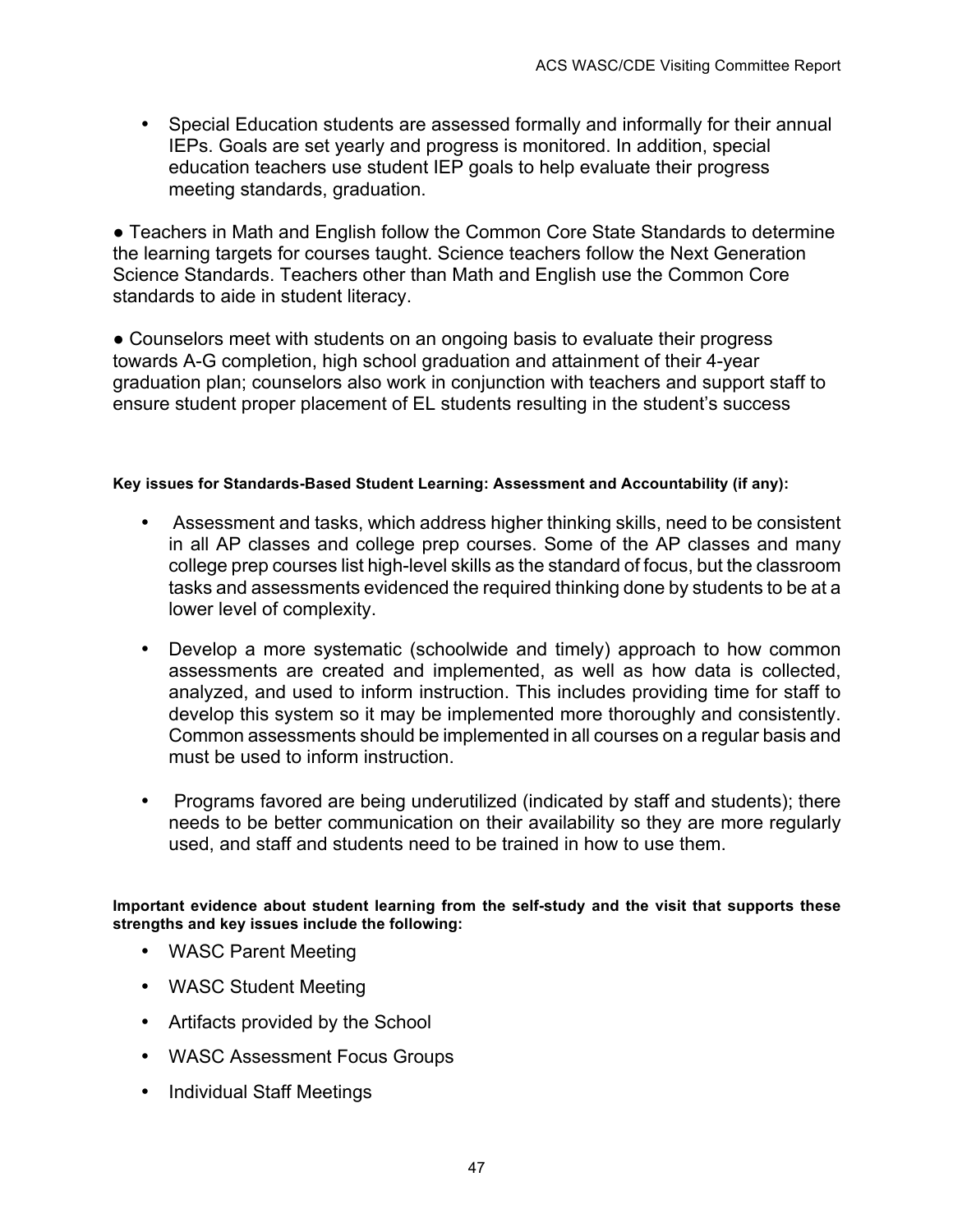- Special Education students are assessed formally and informally for their annual IEPs. Goals are set yearly and progress is monitored. In addition, special education teachers use student IEP goals to help evaluate their progress meeting standards, graduation.

● Teachers in Math and English follow the Common Core State Standards to determine the learning targets for courses taught. Science teachers follow the Next Generation Science Standards. Teachers other than Math and English use the Common Core standards to aide in student literacy.

● Counselors meet with students on an ongoing basis to evaluate their progress towards A-G completion, high school graduation and attainment of their 4-year graduation plan; counselors also work in conjunction with teachers and support staff to ensure student proper placement of EL students resulting in the student's success

**Key issues for Standards-Based Student Learning: Assessment and Accountability (if any):**

- Assessment and tasks, which address higher thinking skills, need to be consistent in all AP classes and college prep courses. Some of the AP classes and many college prep courses list high-level skills as the standard of focus, but the classroom tasks and assessments evidenced the required thinking done by students to be at a lower level of complexity.
- Develop a more systematic (schoolwide and timely) approach to how common assessments are created and implemented, as well as how data is collected, analyzed, and used to inform instruction. This includes providing time for staff to develop this system so it may be implemented more thoroughly and consistently. Common assessments should be implemented in all courses on a regular basis and must be used to inform instruction.
- Programs favored are being underutilized (indicated by staff and students); there needs to be better communication on their availability so they are more regularly used, and staff and students need to be trained in how to use them.

**Important evidence about student learning from the self-study and the visit that supports these strengths and key issues include the following:**

- WASC Parent Meeting
- WASC Student Meeting
- Artifacts provided by the School
- WASC Assessment Focus Groups
- Individual Staff Meetings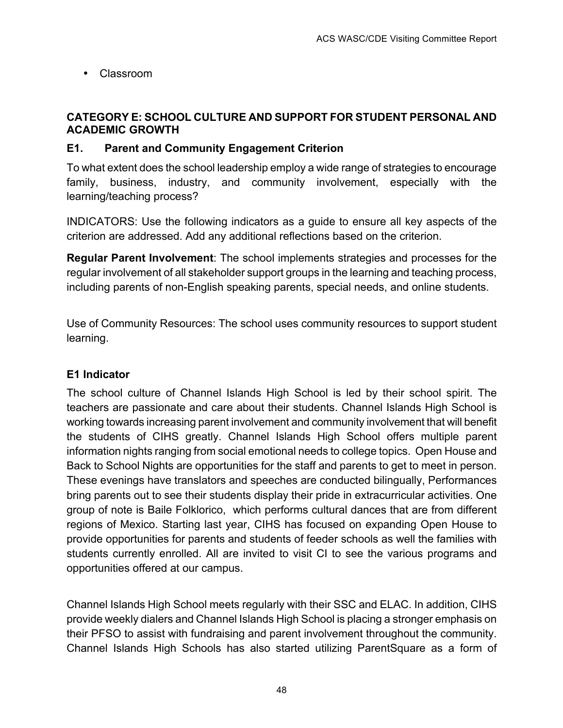- Classroom

**CATEGORY E: SCHOOL CULTURE AND SUPPORT FOR STUDENT PERSONAL AND ACADEMIC GROWTH**

**E1. Parent and Community Engagement Criterion**

To what extent does the school leadership employ a wide range of strategies to encourage family, business, industry, and community involvement, especially with the learning/teaching process?

INDICATORS: Use the following indicators as a guide to ensure all key aspects of the criterion are addressed. Add any additional reflections based on the criterion.

**Regular Parent Involvement**: The school implements strategies and processes for the regular involvement of all stakeholder support groups in the learning and teaching process, including parents of non-English speaking parents, special needs, and online students.

Use of Community Resources: The school uses community resources to support student learning.

**E1 Indicator**

The school culture of Channel Islands High School is led by their school spirit. The teachers are passionate and care about their students. Channel Islands High School is working towards increasing parent involvement and community involvement that will benefit the students of CIHS greatly. Channel Islands High School offers multiple parent information nights ranging from social emotional needs to college topics. Open House and Back to School Nights are opportunities for the staff and parents to get to meet in person. These evenings have translators and speeches are conducted bilingually, Performances bring parents out to see their students display their pride in extracurricular activities. One group of note is Baile Folklorico, which performs cultural dances that are from different regions of Mexico. Starting last year, CIHS has focused on expanding Open House to provide opportunities for parents and students of feeder schools as well the families with students currently enrolled. All are invited to visit CI to see the various programs and opportunities offered at our campus.

Channel Islands High School meets regularly with their SSC and ELAC. In addition, CIHS provide weekly dialers and Channel Islands High School is placing a stronger emphasis on their PFSO to assist with fundraising and parent involvement throughout the community. Channel Islands High Schools has also started utilizing ParentSquare as a form of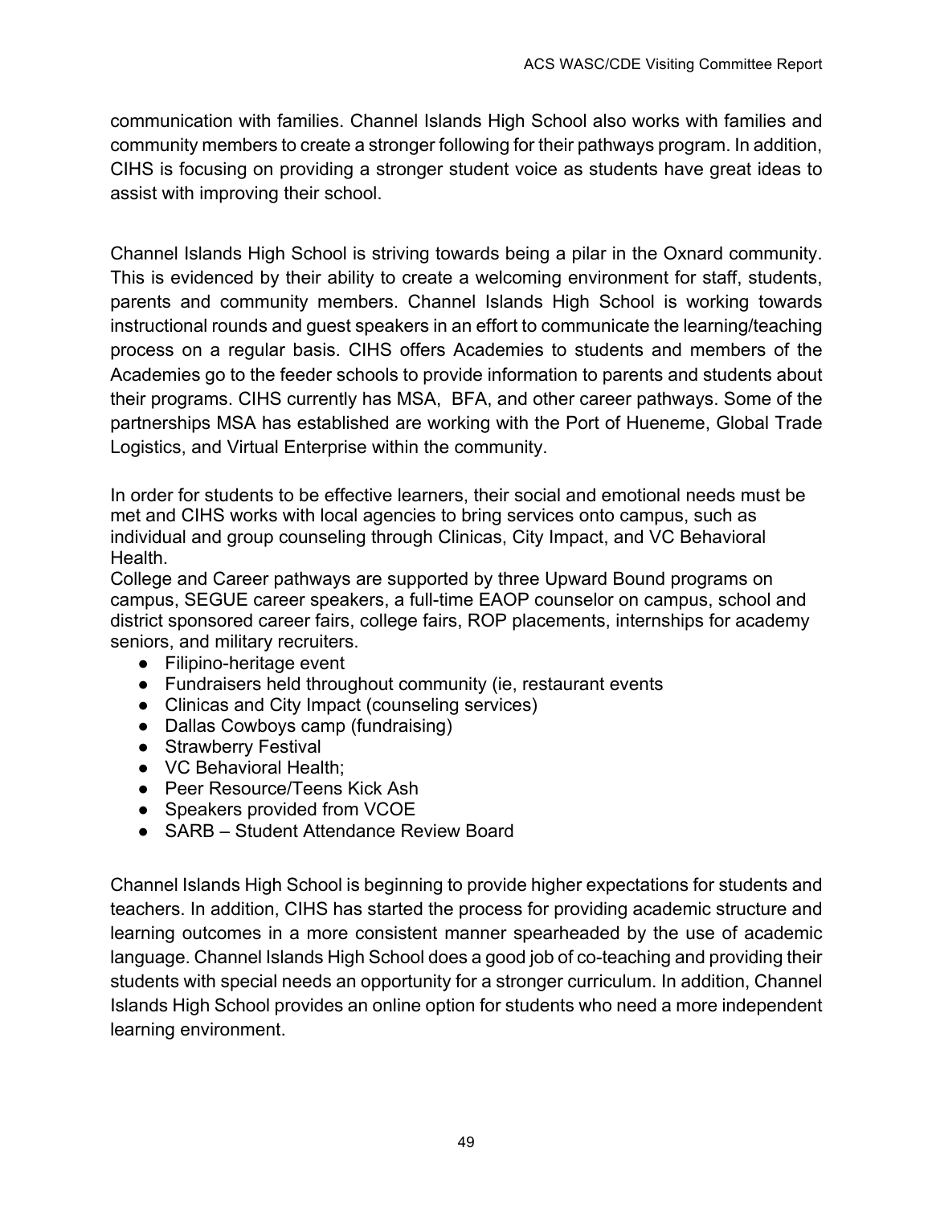communication with families. Channel Islands High School also works with families and community members to create a stronger following for their pathways program. In addition, CIHS is focusing on providing a stronger student voice as students have great ideas to assist with improving their school.

Channel Islands High School is striving towards being a pilar in the Oxnard community. This is evidenced by their ability to create a welcoming environment for staff, students, parents and community members. Channel Islands High School is working towards instructional rounds and guest speakers in an effort to communicate the learning/teaching process on a regular basis. CIHS offers Academies to students and members of the Academies go to the feeder schools to provide information to parents and students about their programs. CIHS currently has MSA, BFA, and other career pathways. Some of the partnerships MSA has established are working with the Port of Hueneme, Global Trade Logistics, and Virtual Enterprise within the community.

In order for students to be effective learners, their social and emotional needs must be met and CIHS works with local agencies to bring services onto campus, such as individual and group counseling through Clinicas, City Impact, and VC Behavioral Health.

College and Career pathways are supported by three Upward Bound programs on campus, SEGUE career speakers, a full-time EAOP counselor on campus, school and district sponsored career fairs, college fairs, ROP placements, internships for academy seniors, and military recruiters.

- Filipino-heritage event
- Fundraisers held throughout community (ie, restaurant events
- Clinicas and City Impact (counseling services)
- Dallas Cowboys camp (fundraising)
- Strawberry Festival
- VC Behavioral Health;
- Peer Resource/Teens Kick Ash
- Speakers provided from VCOE
- SARB – Student Attendance Review Board

Channel Islands High School is beginning to provide higher expectations for students and teachers. In addition, CIHS has started the process for providing academic structure and learning outcomes in a more consistent manner spearheaded by the use of academic language. Channel Islands High School does a good job of co-teaching and providing their students with special needs an opportunity for a stronger curriculum. In addition, Channel Islands High School provides an online option for students who need a more independent learning environment.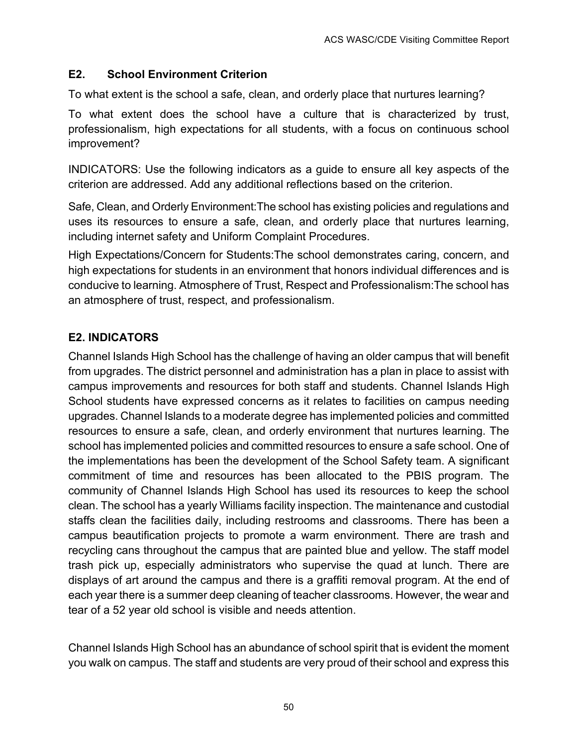### E2. School Environment Criterion

To what extent is the school a safe, clean, and orderly place that nurtures learning?

To what extent does the school have a culture that is characterized by trust, professionalism, high expectations for all students, with a focus on continuous school improvement?

INDICATORS: Use the following indicators as a guide to ensure all key aspects of the criterion are addressed. Add any additional reflections based on the criterion.

Safe, Clean, and Orderly Environment:The school has existing policies and regulations and uses its resources to ensure a safe, clean, and orderly place that nurtures learning, including internet safety and Uniform Complaint Procedures.

High Expectations/Concern for Students:The school demonstrates caring, concern, and high expectations for students in an environment that honors individual differences and is conducive to learning. Atmosphere of Trust, Respect and Professionalism:The school has an atmosphere of trust, respect, and professionalism.

### E2. INDICATORS

Channel Islands High School has the challenge of having an older campus that will benefit from upgrades. The district personnel and administration has a plan in place to assist with campus improvements and resources for both staff and students. Channel Islands High School students have expressed concerns as it relates to facilities on campus needing upgrades. Channel Islands to a moderate degree has implemented policies and committed resources to ensure a safe, clean, and orderly environment that nurtures learning. The school has implemented policies and committed resources to ensure a safe school. One of the implementations has been the development of the School Safety team. A significant commitment of time and resources has been allocated to the PBIS program. The community of Channel Islands High School has used its resources to keep the school clean. The school has a yearly Williams facility inspection. The maintenance and custodial staffs clean the facilities daily, including restrooms and classrooms. There has been a campus beautification projects to promote a warm environment. There are trash and recycling cans throughout the campus that are painted blue and yellow. The staff model trash pick up, especially administrators who supervise the quad at lunch. There are displays of art around the campus and there is a graffiti removal program. At the end of each year there is a summer deep cleaning of teacher classrooms. However, the wear and tear of a 52 year old school is visible and needs attention.

Channel Islands High School has an abundance of school spirit that is evident the moment you walk on campus. The staff and students are very proud of their school and express this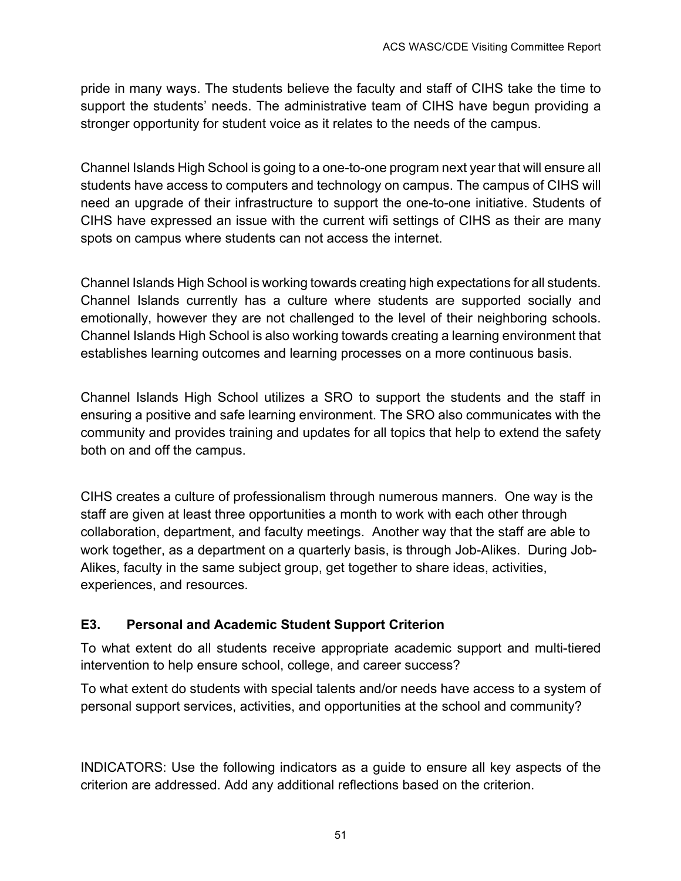pride in many ways. The students believe the faculty and staff of CIHS take the time to support the students' needs. The administrative team of CIHS have begun providing a stronger opportunity for student voice as it relates to the needs of the campus.

Channel Islands High School is going to a one-to-one program next year that will ensure all students have access to computers and technology on campus. The campus of CIHS will need an upgrade of their infrastructure to support the one-to-one initiative. Students of CIHS have expressed an issue with the current wifi settings of CIHS as their are many spots on campus where students can not access the internet.

Channel Islands High School is working towards creating high expectations for all students. Channel Islands currently has a culture where students are supported socially and emotionally, however they are not challenged to the level of their neighboring schools. Channel Islands High School is also working towards creating a learning environment that establishes learning outcomes and learning processes on a more continuous basis.

Channel Islands High School utilizes a SRO to support the students and the staff in ensuring a positive and safe learning environment. The SRO also communicates with the community and provides training and updates for all topics that help to extend the safety both on and off the campus.

CIHS creates a culture of professionalism through numerous manners. One way is the staff are given at least three opportunities a month to work with each other through collaboration, department, and faculty meetings. Another way that the staff are able to work together, as a department on a quarterly basis, is through Job-Alikes. During Job-Alikes, faculty in the same subject group, get together to share ideas, activities, experiences, and resources.

### E3. Personal and Academic Student Support Criterion

To what extent do all students receive appropriate academic support and multi-tiered intervention to help ensure school, college, and career success?

To what extent do students with special talents and/or needs have access to a system of personal support services, activities, and opportunities at the school and community?

INDICATORS: Use the following indicators as a guide to ensure all key aspects of the criterion are addressed. Add any additional reflections based on the criterion.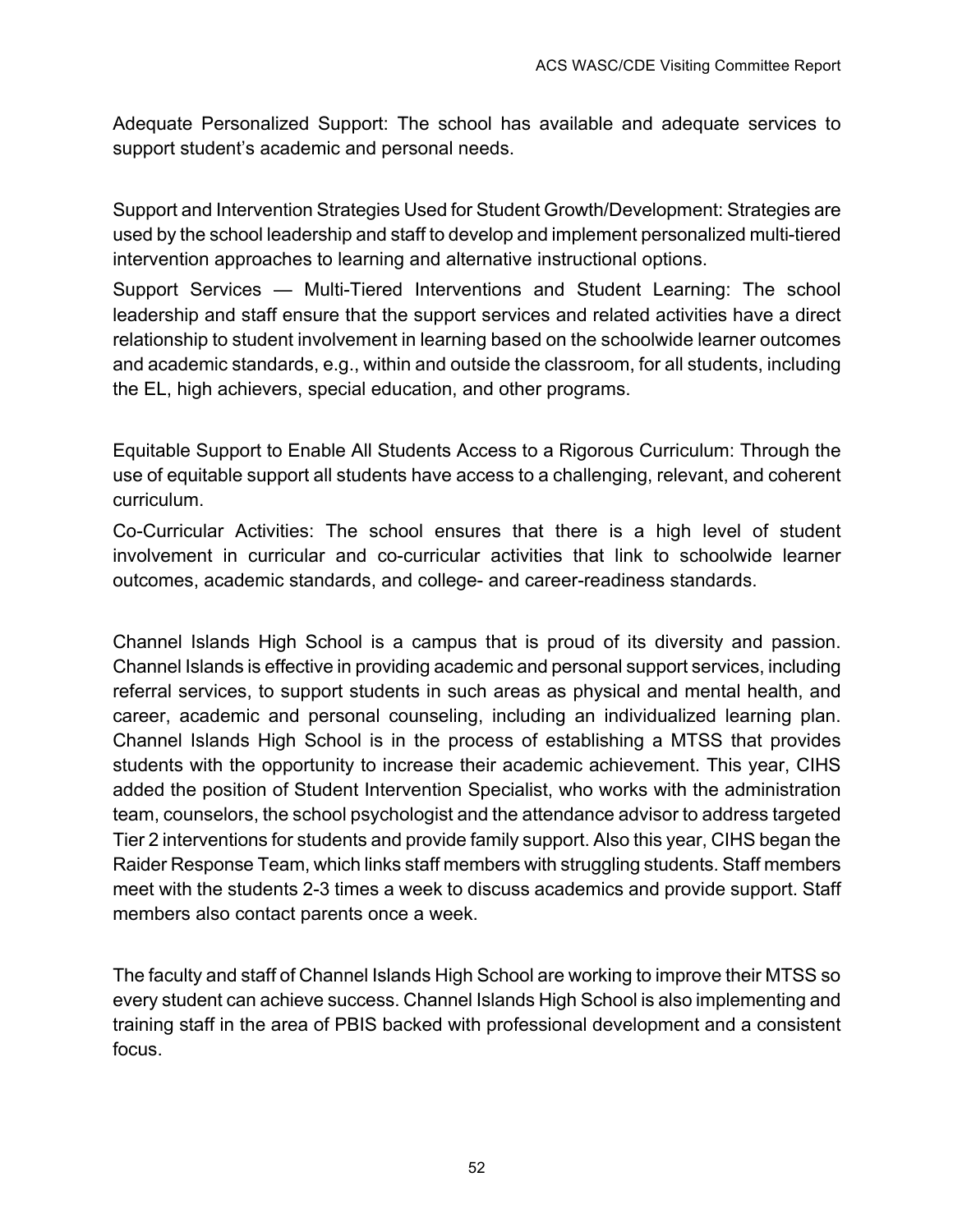Adequate Personalized Support: The school has available and adequate services to support student's academic and personal needs.

Support and Intervention Strategies Used for Student Growth/Development: Strategies are used by the school leadership and staff to develop and implement personalized multi-tiered intervention approaches to learning and alternative instructional options.

Support Services — Multi-Tiered Interventions and Student Learning: The school leadership and staff ensure that the support services and related activities have a direct relationship to student involvement in learning based on the schoolwide learner outcomes and academic standards, e.g., within and outside the classroom, for all students, including the EL, high achievers, special education, and other programs.

Equitable Support to Enable All Students Access to a Rigorous Curriculum: Through the use of equitable support all students have access to a challenging, relevant, and coherent curriculum.

Co-Curricular Activities: The school ensures that there is a high level of student involvement in curricular and co-curricular activities that link to schoolwide learner outcomes, academic standards, and college- and career-readiness standards.

Channel Islands High School is a campus that is proud of its diversity and passion. Channel Islands is effective in providing academic and personal support services, including referral services, to support students in such areas as physical and mental health, and career, academic and personal counseling, including an individualized learning plan. Channel Islands High School is in the process of establishing a MTSS that provides students with the opportunity to increase their academic achievement. This year, CIHS added the position of Student Intervention Specialist, who works with the administration team, counselors, the school psychologist and the attendance advisor to address targeted Tier 2 interventions for students and provide family support. Also this year, CIHS began the Raider Response Team, which links staff members with struggling students. Staff members meet with the students 2-3 times a week to discuss academics and provide support. Staff members also contact parents once a week.

The faculty and staff of Channel Islands High School are working to improve their MTSS so every student can achieve success. Channel Islands High School is also implementing and training staff in the area of PBIS backed with professional development and a consistent focus.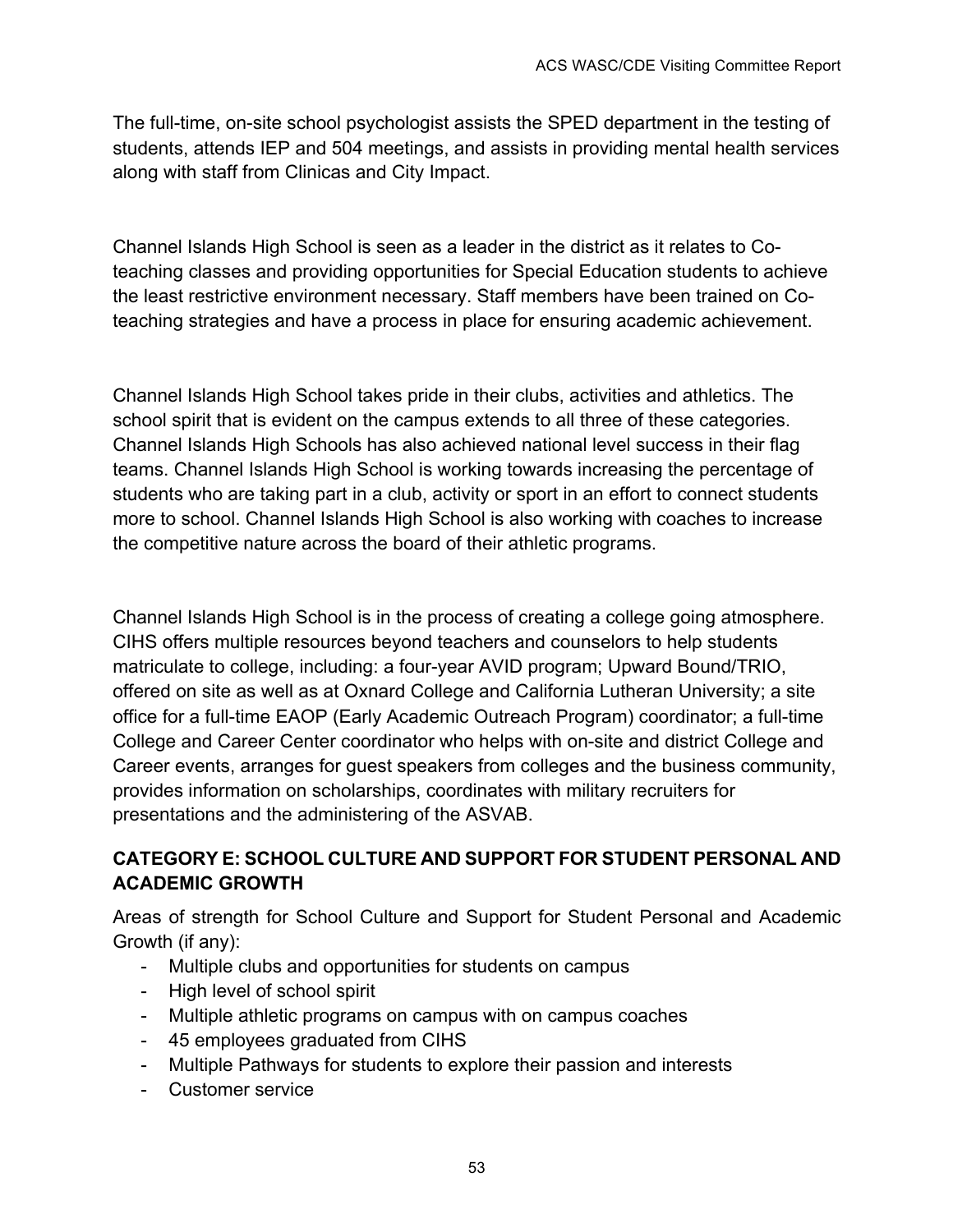The full-time, on-site school psychologist assists the SPED department in the testing of students, attends IEP and 504 meetings, and assists in providing mental health services along with staff from Clinicas and City Impact.

Channel Islands High School is seen as a leader in the district as it relates to Co-teaching classes and providing opportunities for Special Education students to achieve the least restrictive environment necessary. Staff members have been trained on Co-teaching strategies and have a process in place for ensuring academic achievement.

Channel Islands High School takes pride in their clubs, activities and athletics. The school spirit that is evident on the campus extends to all three of these categories. Channel Islands High Schools has also achieved national level success in their flag teams. Channel Islands High School is working towards increasing the percentage of students who are taking part in a club, activity or sport in an effort to connect students more to school. Channel Islands High School is also working with coaches to increase the competitive nature across the board of their athletic programs.

Channel Islands High School is in the process of creating a college going atmosphere. CIHS offers multiple resources beyond teachers and counselors to help students matriculate to college, including: a four-year AVID program; Upward Bound/TRIO, offered on site as well as at Oxnard College and California Lutheran University; a site office for a full-time EAOP (Early Academic Outreach Program) coordinator; a full-time College and Career Center coordinator who helps with on-site and district College and Career events, arranges for guest speakers from colleges and the business community, provides information on scholarships, coordinates with military recruiters for presentations and the administering of the ASVAB.

**CATEGORY E: SCHOOL CULTURE AND SUPPORT FOR STUDENT PERSONAL AND ACADEMIC GROWTH**

Areas of strength for School Culture and Support for Student Personal and Academic Growth (if any):

- Multiple clubs and opportunities for students on campus
- High level of school spirit
- Multiple athletic programs on campus with on campus coaches
- 45 employees graduated from CIHS
- Multiple Pathways for students to explore their passion and interests
- Customer service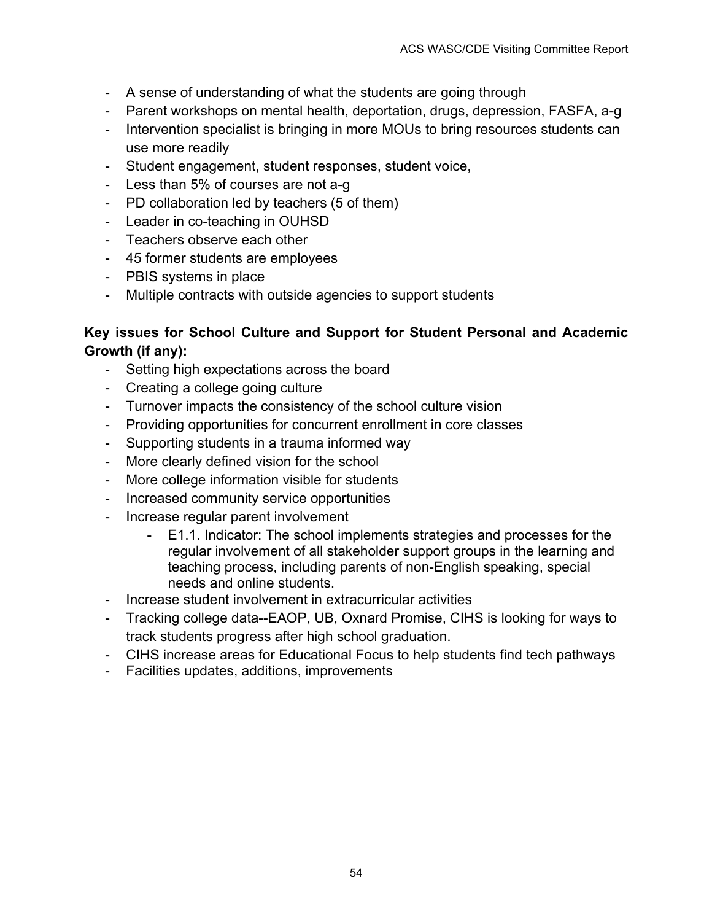- A sense of understanding of what the students are going through
- Parent workshops on mental health, deportation, drugs, depression, FASFA, a-g
- Intervention specialist is bringing in more MOUs to bring resources students can use more readily
- Student engagement, student responses, student voice,
- Less than 5% of courses are not a-g
- PD collaboration led by teachers (5 of them)
- Leader in co-teaching in OUHSD
- Teachers observe each other
- 45 former students are employees
- PBIS systems in place
- Multiple contracts with outside agencies to support students

**Key issues for School Culture and Support for Student Personal and Academic Growth (if any):**

- Setting high expectations across the board
- Creating a college going culture
- Turnover impacts the consistency of the school culture vision
- Providing opportunities for concurrent enrollment in core classes
- Supporting students in a trauma informed way
- More clearly defined vision for the school
- More college information visible for students
- Increased community service opportunities
- Increase regular parent involvement
    - E1.1. Indicator: The school implements strategies and processes for the regular involvement of all stakeholder support groups in the learning and teaching process, including parents of non-English speaking, special needs and online students.
- Increase student involvement in extracurricular activities
- Tracking college data--EAOP, UB, Oxnard Promise, CIHS is looking for ways to track students progress after high school graduation.
- CIHS increase areas for Educational Focus to help students find tech pathways
- Facilities updates, additions, improvements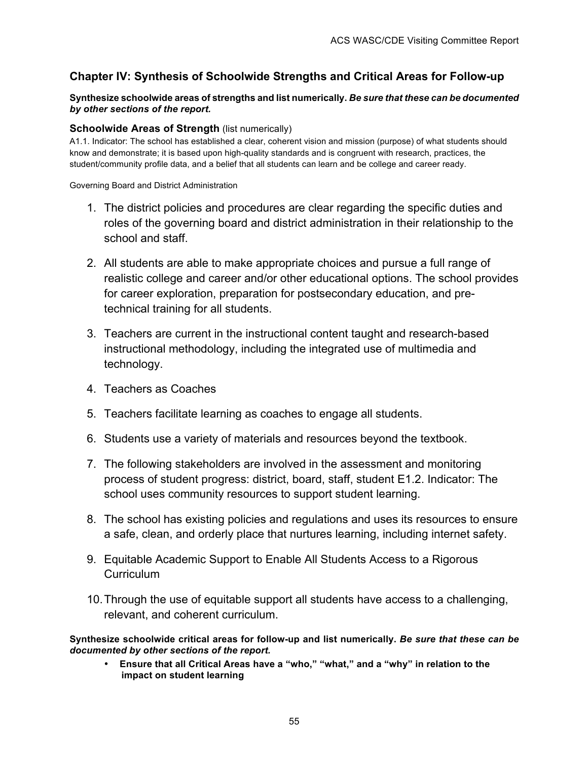## Chapter IV: Synthesis of Schoolwide Strengths and Critical Areas for Follow-up

**Synthesize schoolwide areas of strengths and list numerically.** ***Be sure that these can be documented by other sections of the report.***

### Schoolwide Areas of Strength (list numerically)

A1.1. Indicator: The school has established a clear, coherent vision and mission (purpose) of what students should know and demonstrate; it is based upon high-quality standards and is congruent with research, practices, the student/community profile data, and a belief that all students can learn and be college and career ready.

Governing Board and District Administration

1. The district policies and procedures are clear regarding the specific duties and roles of the governing board and district administration in their relationship to the school and staff.
2. All students are able to make appropriate choices and pursue a full range of realistic college and career and/or other educational options. The school provides for career exploration, preparation for postsecondary education, and pre-technical training for all students.
3. Teachers are current in the instructional content taught and research-based instructional methodology, including the integrated use of multimedia and technology.
4. Teachers as Coaches
5. Teachers facilitate learning as coaches to engage all students.
6. Students use a variety of materials and resources beyond the textbook.
7. The following stakeholders are involved in the assessment and monitoring process of student progress: district, board, staff, student E1.2. Indicator: The school uses community resources to support student learning.
8. The school has existing policies and regulations and uses its resources to ensure a safe, clean, and orderly place that nurtures learning, including internet safety.
9. Equitable Academic Support to Enable All Students Access to a Rigorous Curriculum
10. Through the use of equitable support all students have access to a challenging, relevant, and coherent curriculum.

**Synthesize schoolwide critical areas for follow-up and list numerically.** ***Be sure that these can be documented by other sections of the report.***

- **Ensure that all Critical Areas have a "who," "what," and a "why" in relation to the impact on student learning**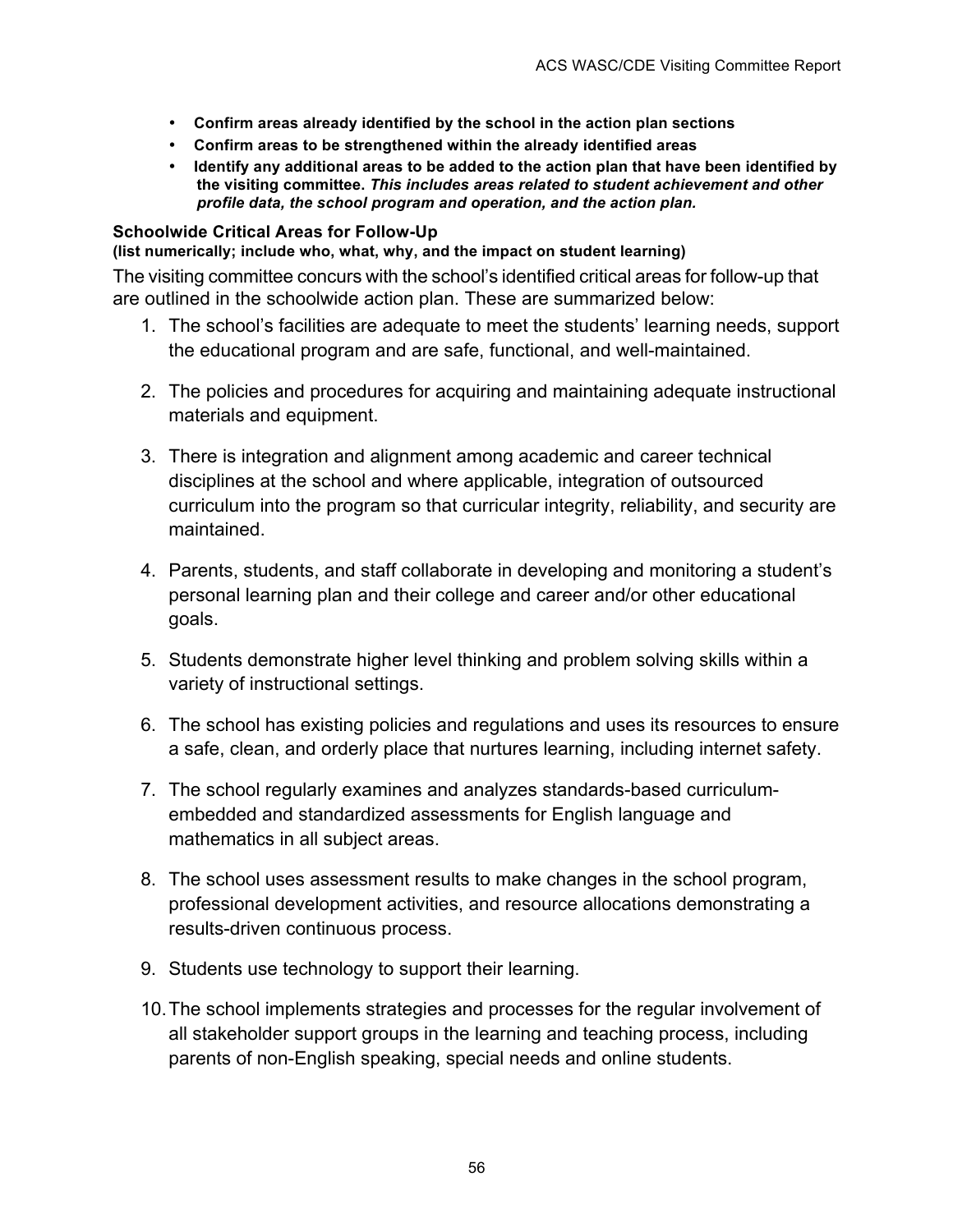- **Confirm areas already identified by the school in the action plan sections**
- **Confirm areas to be strengthened within the already identified areas**
- **Identify any additional areas to be added to the action plan that have been identified by the visiting committee.** ***This includes areas related to student achievement and other profile data, the school program and operation, and the action plan.***

**Schoolwide Critical Areas for Follow-Up**
**(list numerically; include who, what, why, and the impact on student learning)**

The visiting committee concurs with the school's identified critical areas for follow-up that are outlined in the schoolwide action plan. These are summarized below:

1. The school's facilities are adequate to meet the students' learning needs, support the educational program and are safe, functional, and well-maintained.

2. The policies and procedures for acquiring and maintaining adequate instructional materials and equipment.

3. There is integration and alignment among academic and career technical disciplines at the school and where applicable, integration of outsourced curriculum into the program so that curricular integrity, reliability, and security are maintained.

4. Parents, students, and staff collaborate in developing and monitoring a student's personal learning plan and their college and career and/or other educational goals.

5. Students demonstrate higher level thinking and problem solving skills within a variety of instructional settings.

6. The school has existing policies and regulations and uses its resources to ensure a safe, clean, and orderly place that nurtures learning, including internet safety.

7. The school regularly examines and analyzes standards-based curriculum-embedded and standardized assessments for English language and mathematics in all subject areas.

8. The school uses assessment results to make changes in the school program, professional development activities, and resource allocations demonstrating a results-driven continuous process.

9. Students use technology to support their learning.

10. The school implements strategies and processes for the regular involvement of all stakeholder support groups in the learning and teaching process, including parents of non-English speaking, special needs and online students.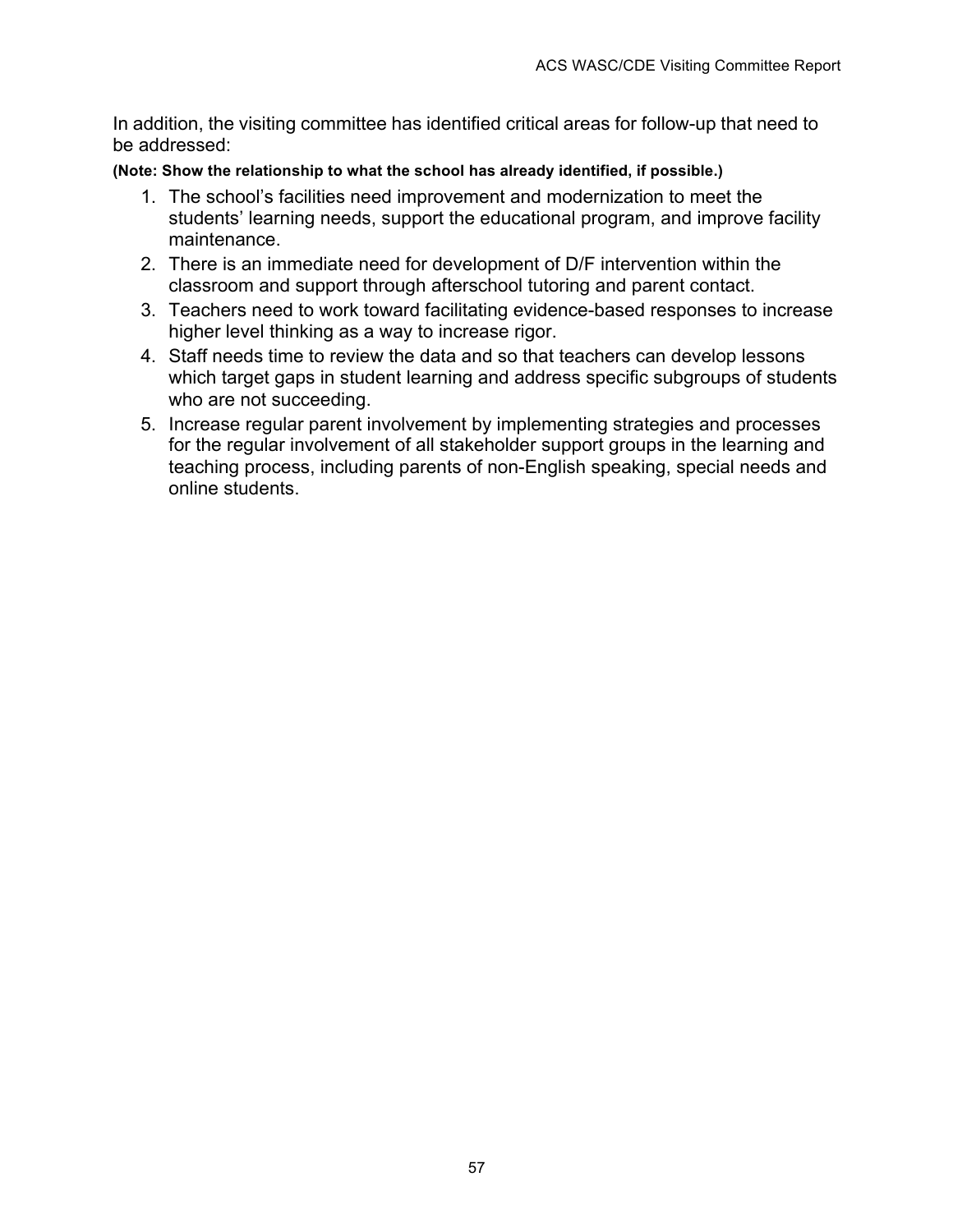In addition, the visiting committee has identified critical areas for follow-up that need to be addressed:

**(Note: Show the relationship to what the school has already identified, if possible.)**

1. The school's facilities need improvement and modernization to meet the students' learning needs, support the educational program, and improve facility maintenance.
2. There is an immediate need for development of D/F intervention within the classroom and support through afterschool tutoring and parent contact.
3. Teachers need to work toward facilitating evidence-based responses to increase higher level thinking as a way to increase rigor.
4. Staff needs time to review the data and so that teachers can develop lessons which target gaps in student learning and address specific subgroups of students who are not succeeding.
5. Increase regular parent involvement by implementing strategies and processes for the regular involvement of all stakeholder support groups in the learning and teaching process, including parents of non-English speaking, special needs and online students.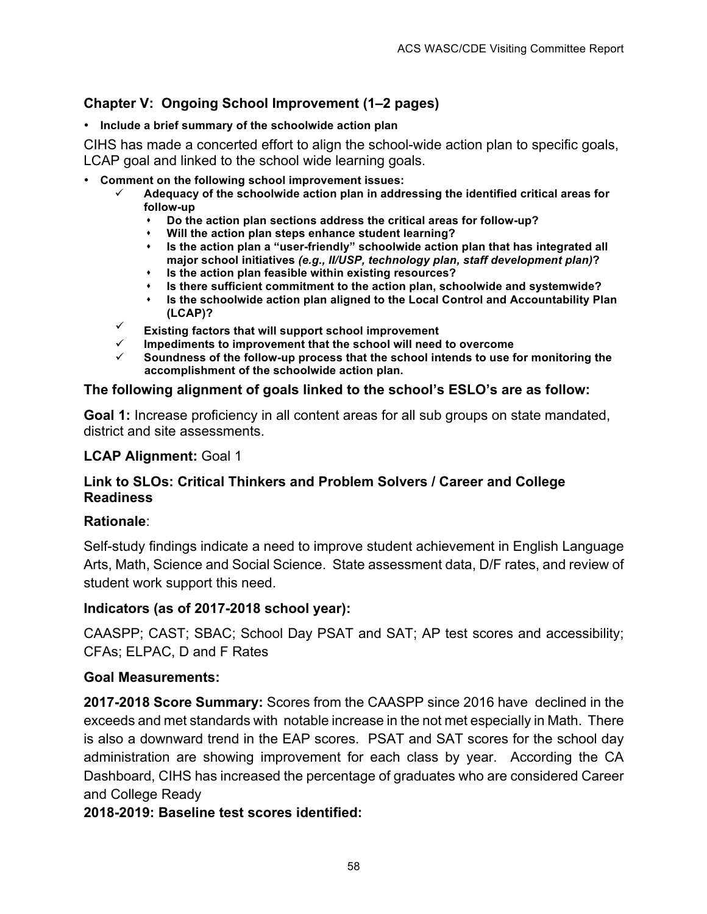## Chapter V: Ongoing School Improvement (1–2 pages)

- **Include a brief summary of the schoolwide action plan**

CIHS has made a concerted effort to align the school-wide action plan to specific goals, LCAP goal and linked to the school wide learning goals.

- **Comment on the following school improvement issues:**
  - ✓ **Adequacy of the schoolwide action plan in addressing the identified critical areas for follow-up**
    - **Do the action plan sections address the critical areas for follow-up?**
    - **Will the action plan steps enhance student learning?**
    - **Is the action plan a "user-friendly" schoolwide action plan that has integrated all major school initiatives *(e.g., II/USP, technology plan, staff development plan)*?**
    - **Is the action plan feasible within existing resources?**
    - **Is there sufficient commitment to the action plan, schoolwide and systemwide?**
    - **Is the schoolwide action plan aligned to the Local Control and Accountability Plan (LCAP)?**
  - ✓ **Existing factors that will support school improvement**
  - ✓ **Impediments to improvement that the school will need to overcome**
  - ✓ **Soundness of the follow-up process that the school intends to use for monitoring the accomplishment of the schoolwide action plan.**

### The following alignment of goals linked to the school's ESLO's are as follow:

**Goal 1:** Increase proficiency in all content areas for all sub groups on state mandated, district and site assessments.

**LCAP Alignment:** Goal 1

**Link to SLOs: Critical Thinkers and Problem Solvers / Career and College Readiness**

**Rationale**:

Self-study findings indicate a need to improve student achievement in English Language Arts, Math, Science and Social Science. State assessment data, D/F rates, and review of student work support this need.

**Indicators (as of 2017-2018 school year):**

CAASPP; CAST; SBAC; School Day PSAT and SAT; AP test scores and accessibility; CFAs; ELPAC, D and F Rates

**Goal Measurements:**

**2017-2018 Score Summary:** Scores from the CAASPP since 2016 have declined in the exceeds and met standards with notable increase in the not met especially in Math. There is also a downward trend in the EAP scores. PSAT and SAT scores for the school day administration are showing improvement for each class by year. According the CA Dashboard, CIHS has increased the percentage of graduates who are considered Career and College Ready

**2018-2019: Baseline test scores identified:**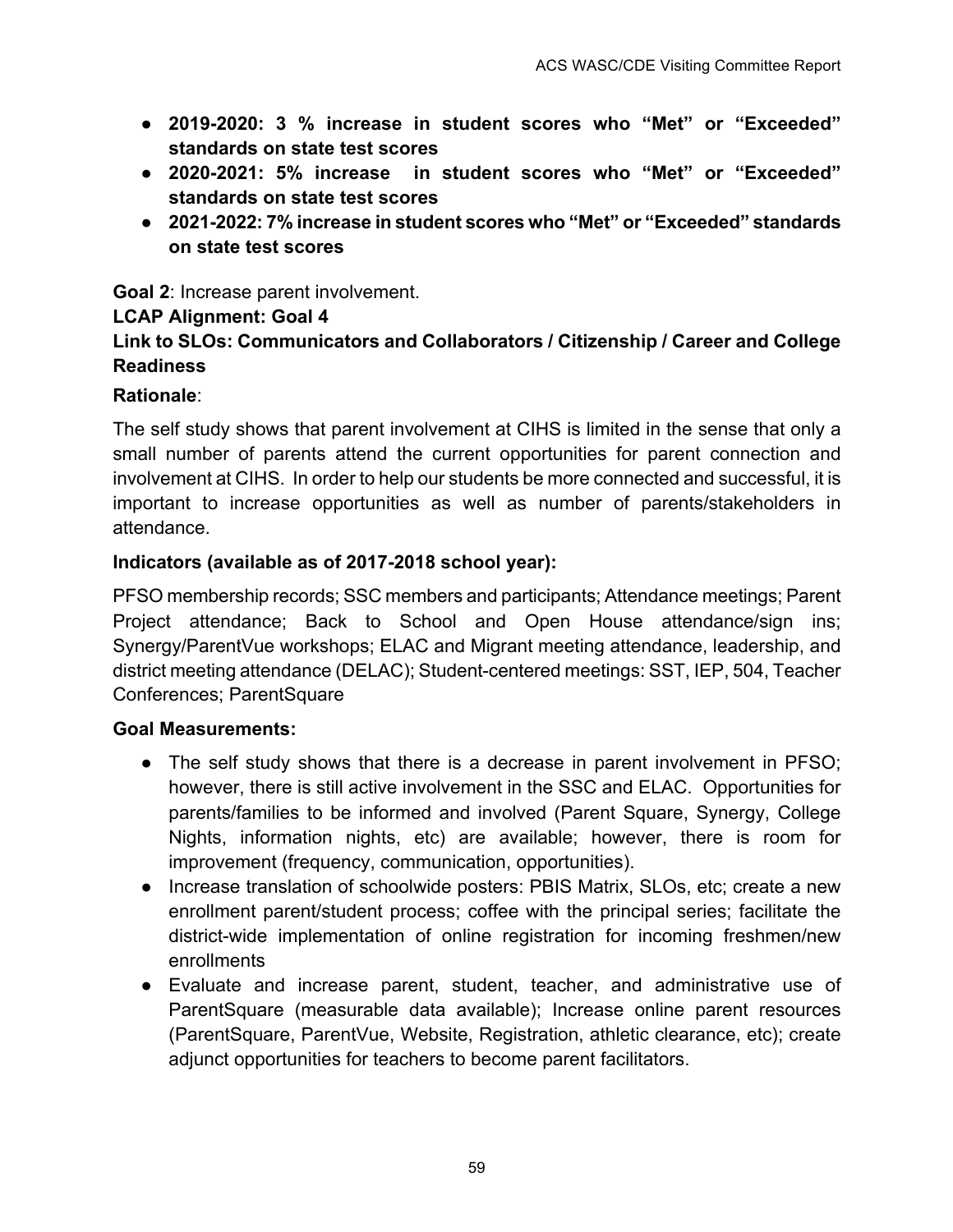- **2019-2020: 3 % increase in student scores who "Met" or "Exceeded" standards on state test scores**
- **2020-2021: 5% increase in student scores who "Met" or "Exceeded" standards on state test scores**
- **2021-2022: 7% increase in student scores who "Met" or "Exceeded" standards on state test scores**

**Goal 2**: Increase parent involvement.

**LCAP Alignment: Goal 4**

**Link to SLOs: Communicators and Collaborators / Citizenship / Career and College Readiness**

**Rationale**:

The self study shows that parent involvement at CIHS is limited in the sense that only a small number of parents attend the current opportunities for parent connection and involvement at CIHS. In order to help our students be more connected and successful, it is important to increase opportunities as well as number of parents/stakeholders in attendance.

**Indicators (available as of 2017-2018 school year):**

PFSO membership records; SSC members and participants; Attendance meetings; Parent Project attendance; Back to School and Open House attendance/sign ins; Synergy/ParentVue workshops; ELAC and Migrant meeting attendance, leadership, and district meeting attendance (DELAC); Student-centered meetings: SST, IEP, 504, Teacher Conferences; ParentSquare

**Goal Measurements:**

- The self study shows that there is a decrease in parent involvement in PFSO; however, there is still active involvement in the SSC and ELAC. Opportunities for parents/families to be informed and involved (Parent Square, Synergy, College Nights, information nights, etc) are available; however, there is room for improvement (frequency, communication, opportunities).
- Increase translation of schoolwide posters: PBIS Matrix, SLOs, etc; create a new enrollment parent/student process; coffee with the principal series; facilitate the district-wide implementation of online registration for incoming freshmen/new enrollments
- Evaluate and increase parent, student, teacher, and administrative use of ParentSquare (measurable data available); Increase online parent resources (ParentSquare, ParentVue, Website, Registration, athletic clearance, etc); create adjunct opportunities for teachers to become parent facilitators.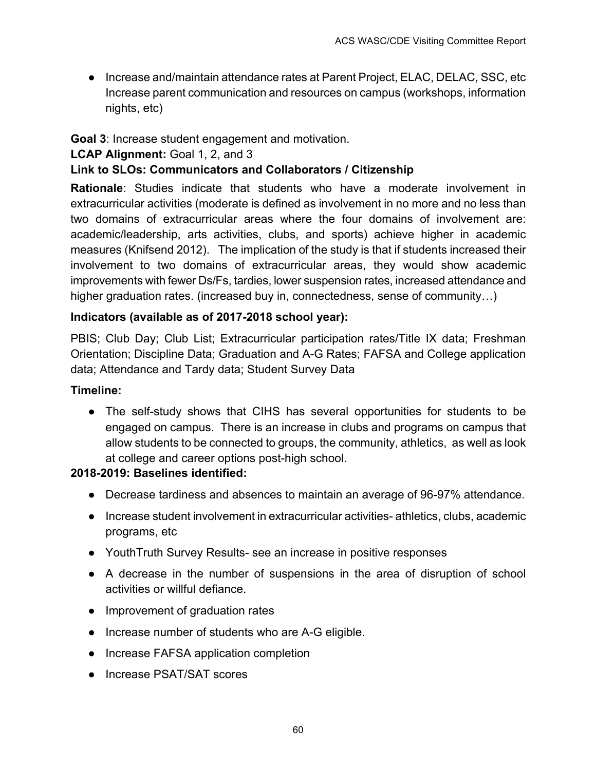- Increase and/maintain attendance rates at Parent Project, ELAC, DELAC, SSC, etc Increase parent communication and resources on campus (workshops, information nights, etc)

**Goal 3**: Increase student engagement and motivation.

**LCAP Alignment:** Goal 1, 2, and 3

**Link to SLOs: Communicators and Collaborators / Citizenship**

**Rationale**: Studies indicate that students who have a moderate involvement in extracurricular activities (moderate is defined as involvement in no more and no less than two domains of extracurricular areas where the four domains of involvement are: academic/leadership, arts activities, clubs, and sports) achieve higher in academic measures (Knifsend 2012). The implication of the study is that if students increased their involvement to two domains of extracurricular areas, they would show academic improvements with fewer Ds/Fs, tardies, lower suspension rates, increased attendance and higher graduation rates. (increased buy in, connectedness, sense of community…)

**Indicators (available as of 2017-2018 school year):**

PBIS; Club Day; Club List; Extracurricular participation rates/Title IX data; Freshman Orientation; Discipline Data; Graduation and A-G Rates; FAFSA and College application data; Attendance and Tardy data; Student Survey Data

**Timeline:**

- The self-study shows that CIHS has several opportunities for students to be engaged on campus. There is an increase in clubs and programs on campus that allow students to be connected to groups, the community, athletics, as well as look at college and career options post-high school.

**2018-2019: Baselines identified:**

- Decrease tardiness and absences to maintain an average of 96-97% attendance.
- Increase student involvement in extracurricular activities- athletics, clubs, academic programs, etc
- YouthTruth Survey Results- see an increase in positive responses
- A decrease in the number of suspensions in the area of disruption of school activities or willful defiance.
- Improvement of graduation rates
- Increase number of students who are A-G eligible.
- Increase FAFSA application completion
- Increase PSAT/SAT scores